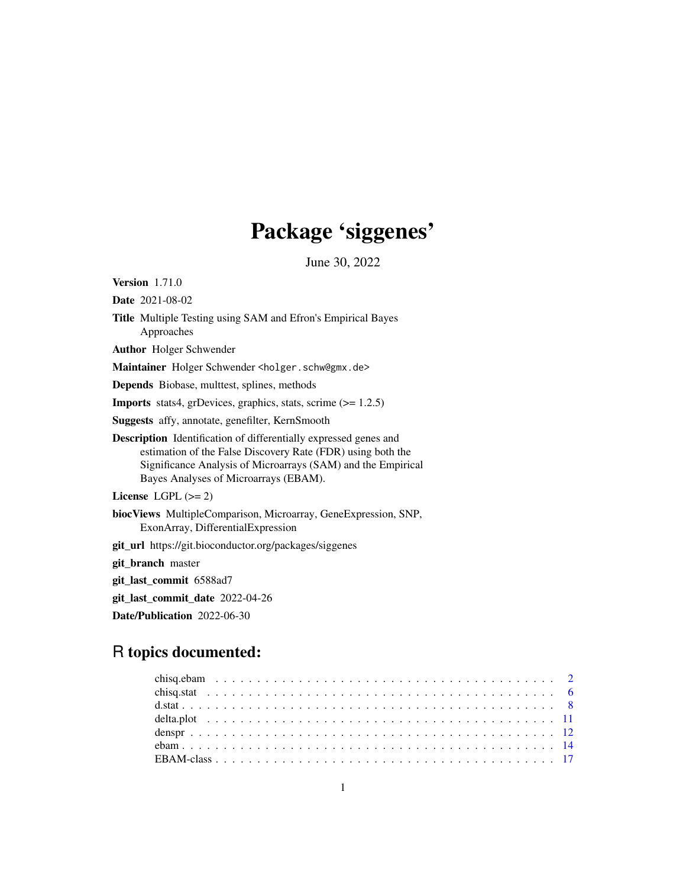# Package 'siggenes'

June 30, 2022

**Version** 1.71.0

**Date** 2021-08-02

**Title** Multiple Testing using SAM and Efron's Empirical Bayes Approaches

**Author** Holger Schwender

**Maintainer** Holger Schwender <holger.schw@gmx.de>

**Depends** Biobase, multtest, splines, methods

**Imports** stats4, grDevices, graphics, stats, scrime (>= 1.2.5)

**Suggests** affy, annotate, genefilter, KernSmooth

**Description** Identification of differentially expressed genes and estimation of the False Discovery Rate (FDR) using both the Significance Analysis of Microarrays (SAM) and the Empirical Bayes Analyses of Microarrays (EBAM).

**License** LGPL (>= 2)

**biocViews** MultipleComparison, Microarray, GeneExpression, SNP, ExonArray, DifferentialExpression

**git_url** https://git.bioconductor.org/packages/siggenes

**git_branch** master

**git_last_commit** 6588ad7

**git_last_commit_date** 2022-04-26

**Date/Publication** 2022-06-30

## R topics documented:

chisq.ebam . . . . . . . . . . . . . . . . . . . . . . . . . . . . . . . . . . . . . . . . 2
chisq.stat . . . . . . . . . . . . . . . . . . . . . . . . . . . . . . . . . . . . . . . . 6
d.stat . . . . . . . . . . . . . . . . . . . . . . . . . . . . . . . . . . . . . . . . 8
delta.plot . . . . . . . . . . . . . . . . . . . . . . . . . . . . . . . . . . . . . . . . 11
denspr . . . . . . . . . . . . . . . . . . . . . . . . . . . . . . . . . . . . . . . . 12
ebam . . . . . . . . . . . . . . . . . . . . . . . . . . . . . . . . . . . . . . . . 14
EBAM-class . . . . . . . . . . . . . . . . . . . . . . . . . . . . . . . . . . . . . . . . 17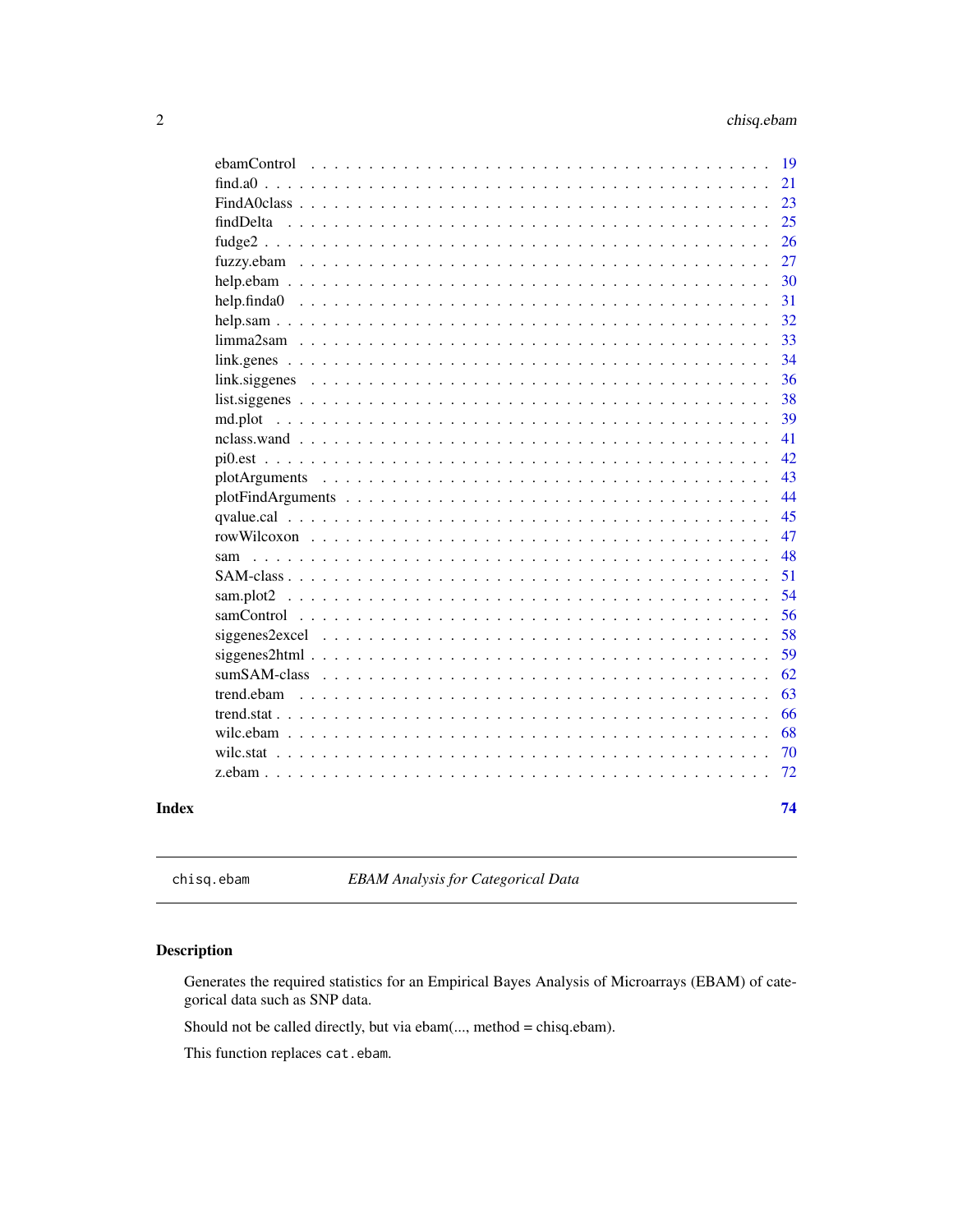| | |
|---|---|
| ebamControl | 19 |
| find.a0 | 21 |
| FindA0class | 23 |
| findDelta | 25 |
| fudge2 | 26 |
| fuzzy.ebam | 27 |
| help.ebam | 30 |
| help.finda0 | 31 |
| help.sam | 32 |
| limma2sam | 33 |
| link.genes | 34 |
| link.siggenes | 36 |
| list.siggenes | 38 |
| md.plot | 39 |
| nclass.wand | 41 |
| pi0.est | 42 |
| plotArguments | 43 |
| plotFindArguments | 44 |
| qvalue.cal | 45 |
| rowWilcoxon | 47 |
| sam | 48 |
| SAM-class | 51 |
| sam.plot2 | 54 |
| samControl | 56 |
| siggenes2excel | 58 |
| siggenes2html | 59 |
| sumSAM-class | 62 |
| trend.ebam | 63 |
| trend.stat | 66 |
| wilc.ebam | 68 |
| wilc.stat | 70 |
| z.ebam | 72 |

**Index** 74

---

`chisq.ebam` *EBAM Analysis for Categorical Data*

---

### Description

Generates the required statistics for an Empirical Bayes Analysis of Microarrays (EBAM) of categorical data such as SNP data.

Should not be called directly, but via ebam(..., method = chisq.ebam).

This function replaces `cat.ebam`.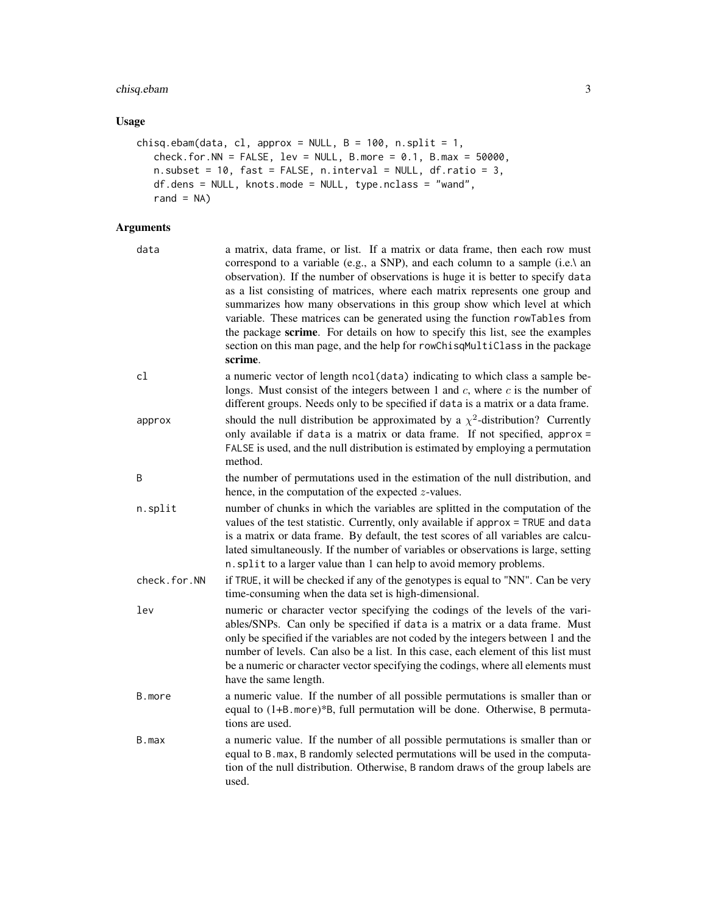## Usage

```
chisq.ebam(data, cl, approx = NULL, B = 100, n.split = 1,
   check.for.NN = FALSE, lev = NULL, B.more = 0.1, B.max = 50000,
   n.subset = 10, fast = FALSE, n.interval = NULL, df.ratio = 3,
   df.dens = NULL, knots.mode = NULL, type.nclass = "wand",
   rand = NA)
```

## Arguments

| | |
|---|---|
| data | a matrix, data frame, or list. If a matrix or data frame, then each row must correspond to a variable (e.g., a SNP), and each column to a sample (i.e.\ an observation). If the number of observations is huge it is better to specify data as a list consisting of matrices, where each matrix represents one group and summarizes how many observations in this group show which level at which variable. These matrices can be generated using the function rowTables from the package **scrime**. For details on how to specify this list, see the examples section on this man page, and the help for rowChisqMultiClass in the package **scrime**. |
| cl | a numeric vector of length ncol(data) indicating to which class a sample belongs. Must consist of the integers between 1 and $c$, where $c$ is the number of different groups. Needs only to be specified if data is a matrix or a data frame. |
| approx | should the null distribution be approximated by a $\chi^2$-distribution? Currently only available if data is a matrix or data frame. If not specified, approx = FALSE is used, and the null distribution is estimated by employing a permutation method. |
| B | the number of permutations used in the estimation of the null distribution, and hence, in the computation of the expected $z$-values. |
| n.split | number of chunks in which the variables are splitted in the computation of the values of the test statistic. Currently, only available if approx = TRUE and data is a matrix or data frame. By default, the test scores of all variables are calculated simultaneously. If the number of variables or observations is large, setting n.split to a larger value than 1 can help to avoid memory problems. |
| check.for.NN | if TRUE, it will be checked if any of the genotypes is equal to "NN". Can be very time-consuming when the data set is high-dimensional. |
| lev | numeric or character vector specifying the codings of the levels of the variables/SNPs. Can only be specified if data is a matrix or a data frame. Must only be specified if the variables are not coded by the integers between 1 and the number of levels. Can also be a list. In this case, each element of this list must be a numeric or character vector specifying the codings, where all elements must have the same length. |
| B.more | a numeric value. If the number of all possible permutations is smaller than or equal to (1+B.more)*B, full permutation will be done. Otherwise, B permutations are used. |
| B.max | a numeric value. If the number of all possible permutations is smaller than or equal to B.max, B randomly selected permutations will be used in the computation of the null distribution. Otherwise, B random draws of the group labels are used. |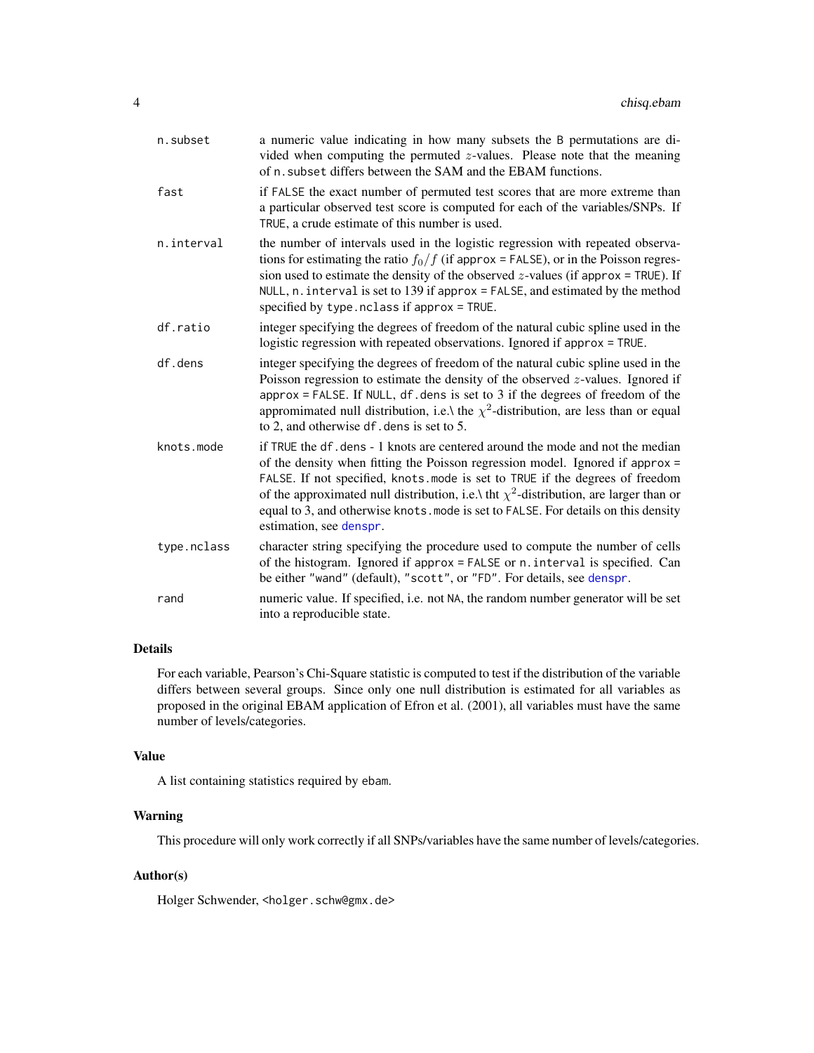| | |
|---|---|
| `n.subset` | a numeric value indicating in how many subsets the `B` permutations are divided when computing the permuted $z$-values. Please note that the meaning of `n.subset` differs between the SAM and the EBAM functions. |
| `fast` | if `FALSE` the exact number of permuted test scores that are more extreme than a particular observed test score is computed for each of the variables/SNPs. If `TRUE`, a crude estimate of this number is used. |
| `n.interval` | the number of intervals used in the logistic regression with repeated observations for estimating the ratio $f_0/f$ (if `approx = FALSE`), or in the Poisson regression used to estimate the density of the observed $z$-values (if `approx = TRUE`). If `NULL`, `n.interval` is set to 139 if `approx = FALSE`, and estimated by the method specified by `type.nclass` if `approx = TRUE`. |
| `df.ratio` | integer specifying the degrees of freedom of the natural cubic spline used in the logistic regression with repeated observations. Ignored if `approx = TRUE`. |
| `df.dens` | integer specifying the degrees of freedom of the natural cubic spline used in the Poisson regression to estimate the density of the observed $z$-values. Ignored if `approx = FALSE`. If `NULL`, `df.dens` is set to 3 if the degrees of freedom of the appromimated null distribution, i.e.\ the $\chi^2$-distribution, are less than or equal to 2, and otherwise `df.dens` is set to 5. |
| `knots.mode` | if `TRUE` the `df.dens` - 1 knots are centered around the mode and not the median of the density when fitting the Poisson regression model. Ignored if `approx = FALSE`. If not specified, `knots.mode` is set to `TRUE` if the degrees of freedom of the approximated null distribution, i.e.\ tht $\chi^2$-distribution, are larger than or equal to 3, and otherwise `knots.mode` is set to `FALSE`. For details on this density estimation, see `denspr`. |
| `type.nclass` | character string specifying the procedure used to compute the number of cells of the histogram. Ignored if `approx = FALSE` or `n.interval` is specified. Can be either `"wand"` (default), `"scott"`, or `"FD"`. For details, see `denspr`. |
| `rand` | numeric value. If specified, i.e. not `NA`, the random number generator will be set into a reproducible state. |

## Details

For each variable, Pearson's Chi-Square statistic is computed to test if the distribution of the variable differs between several groups. Since only one null distribution is estimated for all variables as proposed in the original EBAM application of Efron et al. (2001), all variables must have the same number of levels/categories.

## Value

A list containing statistics required by `ebam`.

## Warning

This procedure will only work correctly if all SNPs/variables have the same number of levels/categories.

## Author(s)

Holger Schwender, <holger.schw@gmx.de>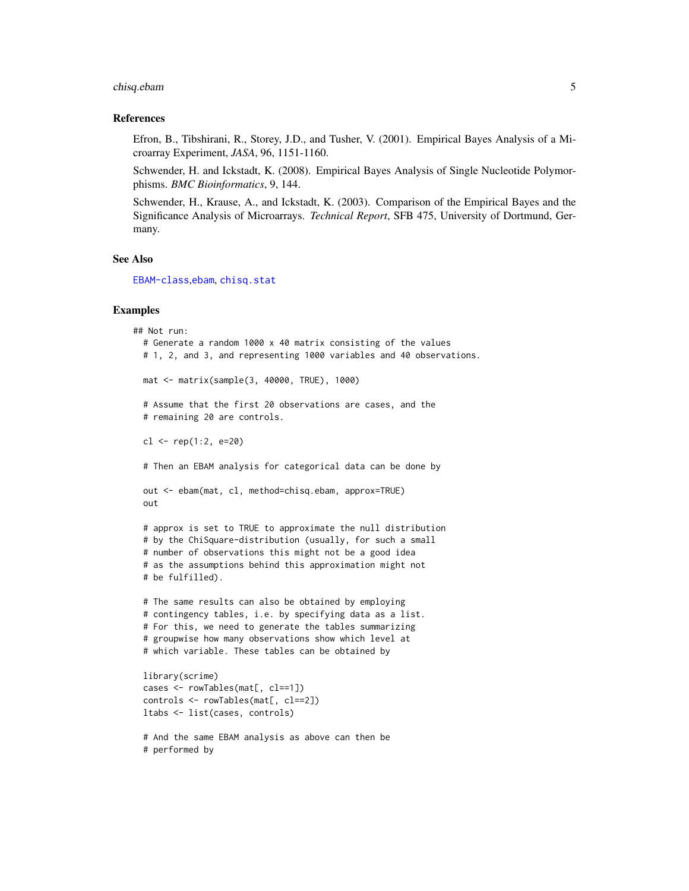### References

Efron, B., Tibshirani, R., Storey, J.D., and Tusher, V. (2001). Empirical Bayes Analysis of a Microarray Experiment, *JASA*, 96, 1151-1160.

Schwender, H. and Ickstadt, K. (2008). Empirical Bayes Analysis of Single Nucleotide Polymorphisms. *BMC Bioinformatics*, 9, 144.

Schwender, H., Krause, A., and Ickstadt, K. (2003). Comparison of the Empirical Bayes and the Significance Analysis of Microarrays. *Technical Report*, SFB 475, University of Dortmund, Germany.

### See Also

EBAM-class,ebam, chisq.stat

### Examples

```
## Not run:
  # Generate a random 1000 x 40 matrix consisting of the values
  # 1, 2, and 3, and representing 1000 variables and 40 observations.

  mat <- matrix(sample(3, 40000, TRUE), 1000)

  # Assume that the first 20 observations are cases, and the
  # remaining 20 are controls.

  cl <- rep(1:2, e=20)

  # Then an EBAM analysis for categorical data can be done by

  out <- ebam(mat, cl, method=chisq.ebam, approx=TRUE)
  out

  # approx is set to TRUE to approximate the null distribution
  # by the ChiSquare-distribution (usually, for such a small
  # number of observations this might not be a good idea
  # as the assumptions behind this approximation might not
  # be fulfilled).

  # The same results can also be obtained by employing
  # contingency tables, i.e. by specifying data as a list.
  # For this, we need to generate the tables summarizing
  # groupwise how many observations show which level at
  # which variable. These tables can be obtained by

  library(scrime)
  cases <- rowTables(mat[, cl==1])
  controls <- rowTables(mat[, cl==2])
  ltabs <- list(cases, controls)

  # And the same EBAM analysis as above can then be
  # performed by
```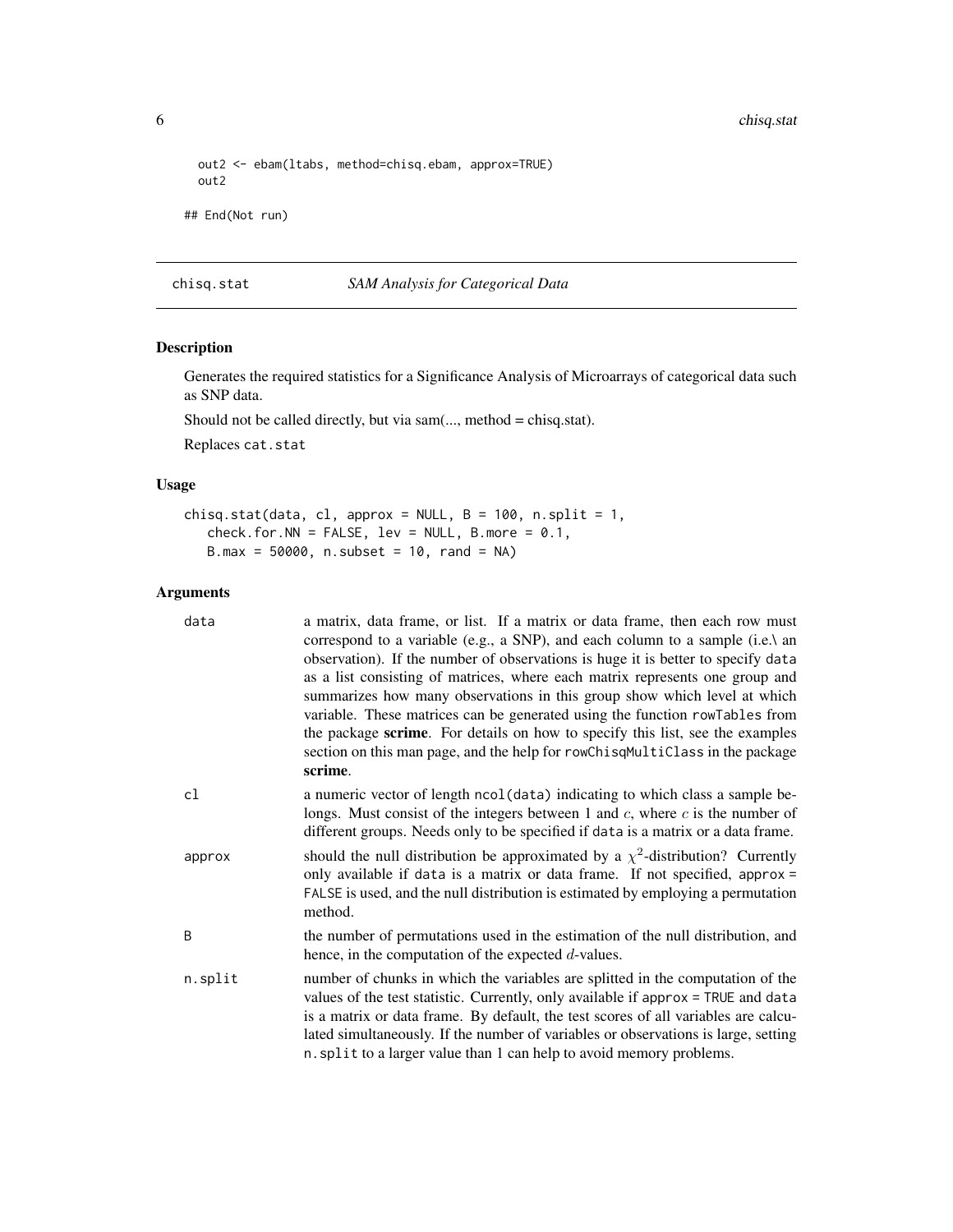```
  out2 <- ebam(ltabs, method=chisq.ebam, approx=TRUE)
  out2

## End(Not run)
```

## chisq.stat — *SAM Analysis for Categorical Data*

### Description

Generates the required statistics for a Significance Analysis of Microarrays of categorical data such as SNP data.

Should not be called directly, but via sam(..., method = chisq.stat).

Replaces `cat.stat`

### Usage

```
chisq.stat(data, cl, approx = NULL, B = 100, n.split = 1,
   check.for.NN = FALSE, lev = NULL, B.more = 0.1,
   B.max = 50000, n.subset = 10, rand = NA)
```

### Arguments

| | |
|---|---|
| `data` | a matrix, data frame, or list. If a matrix or data frame, then each row must correspond to a variable (e.g., a SNP), and each column to a sample (i.e.\ an observation). If the number of observations is huge it is better to specify `data` as a list consisting of matrices, where each matrix represents one group and summarizes how many observations in this group show which level at which variable. These matrices can be generated using the function `rowTables` from the package **scrime**. For details on how to specify this list, see the examples section on this man page, and the help for `rowChisqMultiClass` in the package **scrime**. |
| `cl` | a numeric vector of length `ncol(data)` indicating to which class a sample belongs. Must consist of the integers between 1 and $c$, where $c$ is the number of different groups. Needs only to be specified if `data` is a matrix or a data frame. |
| `approx` | should the null distribution be approximated by a $\chi^2$-distribution? Currently only available if `data` is a matrix or data frame. If not specified, `approx = FALSE` is used, and the null distribution is estimated by employing a permutation method. |
| `B` | the number of permutations used in the estimation of the null distribution, and hence, in the computation of the expected $d$-values. |
| `n.split` | number of chunks in which the variables are splitted in the computation of the values of the test statistic. Currently, only available if `approx = TRUE` and `data` is a matrix or data frame. By default, the test scores of all variables are calculated simultaneously. If the number of variables or observations is large, setting `n.split` to a larger value than 1 can help to avoid memory problems. |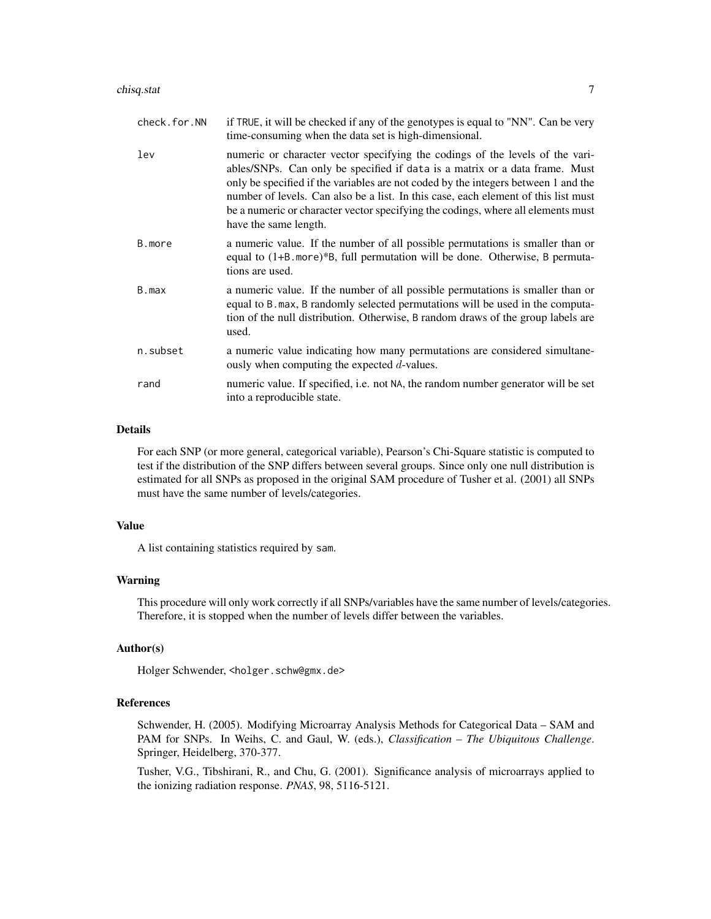| | |
|---|---|
| `check.for.NN` | if `TRUE`, it will be checked if any of the genotypes is equal to "NN". Can be very time-consuming when the data set is high-dimensional. |
| `lev` | numeric or character vector specifying the codings of the levels of the variables/SNPs. Can only be specified if `data` is a matrix or a data frame. Must only be specified if the variables are not coded by the integers between 1 and the number of levels. Can also be a list. In this case, each element of this list must be a numeric or character vector specifying the codings, where all elements must have the same length. |
| `B.more` | a numeric value. If the number of all possible permutations is smaller than or equal to (1+`B.more`)*`B`, full permutation will be done. Otherwise, `B` permutations are used. |
| `B.max` | a numeric value. If the number of all possible permutations is smaller than or equal to `B.max`, `B` randomly selected permutations will be used in the computation of the null distribution. Otherwise, `B` random draws of the group labels are used. |
| `n.subset` | a numeric value indicating how many permutations are considered simultaneously when computing the expected $d$-values. |
| `rand` | numeric value. If specified, i.e. not `NA`, the random number generator will be set into a reproducible state. |

## Details

For each SNP (or more general, categorical variable), Pearson's Chi-Square statistic is computed to test if the distribution of the SNP differs between several groups. Since only one null distribution is estimated for all SNPs as proposed in the original SAM procedure of Tusher et al. (2001) all SNPs must have the same number of levels/categories.

## Value

A list containing statistics required by `sam`.

## Warning

This procedure will only work correctly if all SNPs/variables have the same number of levels/categories. Therefore, it is stopped when the number of levels differ between the variables.

## Author(s)

Holger Schwender, <holger.schw@gmx.de>

## References

Schwender, H. (2005). Modifying Microarray Analysis Methods for Categorical Data – SAM and PAM for SNPs. In Weihs, C. and Gaul, W. (eds.), *Classification – The Ubiquitous Challenge*. Springer, Heidelberg, 370-377.

Tusher, V.G., Tibshirani, R., and Chu, G. (2001). Significance analysis of microarrays applied to the ionizing radiation response. *PNAS*, 98, 5116-5121.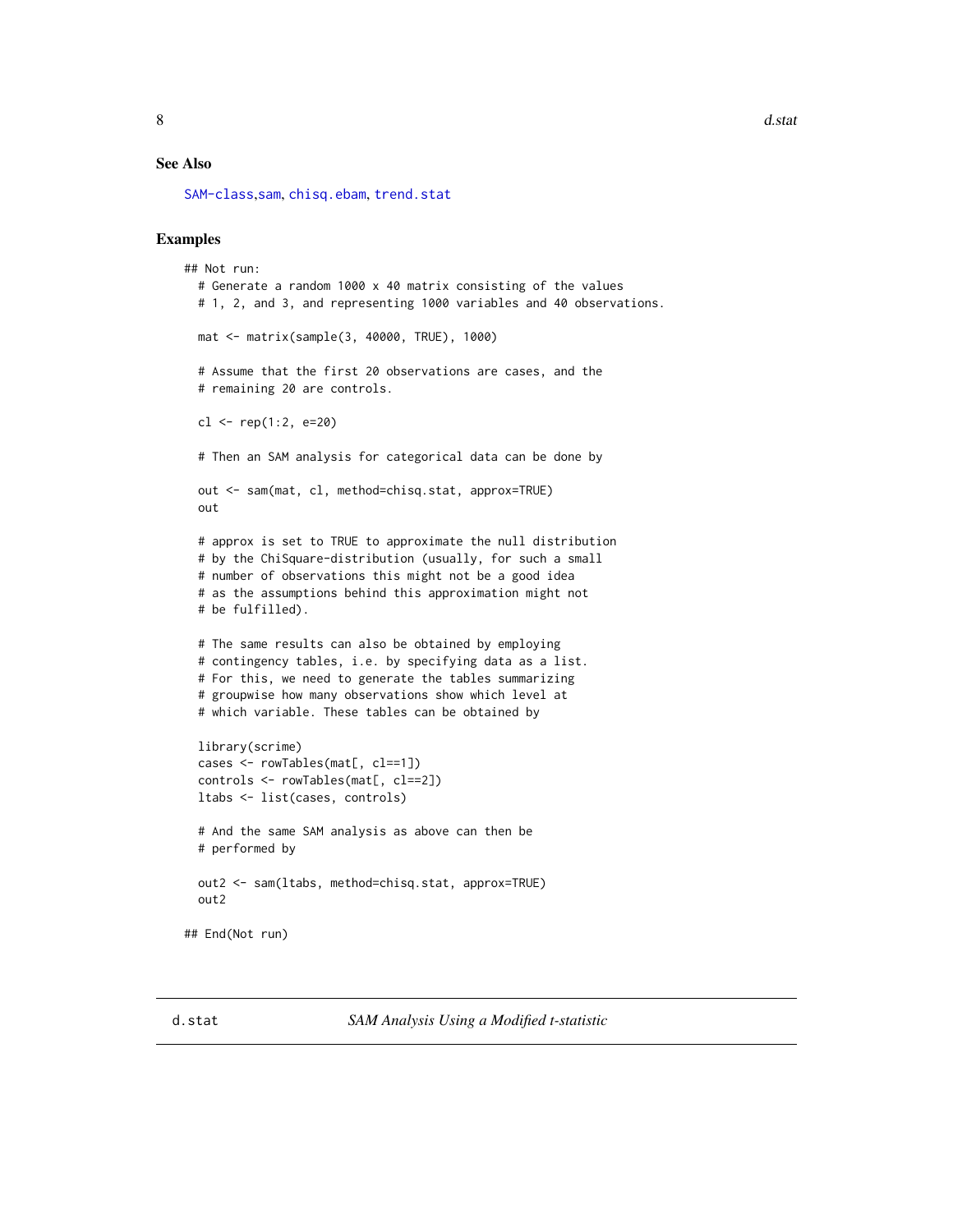## See Also

SAM-class,sam, chisq.ebam, trend.stat

## Examples

```
## Not run:
  # Generate a random 1000 x 40 matrix consisting of the values
  # 1, 2, and 3, and representing 1000 variables and 40 observations.

  mat <- matrix(sample(3, 40000, TRUE), 1000)

  # Assume that the first 20 observations are cases, and the
  # remaining 20 are controls.

  cl <- rep(1:2, e=20)

  # Then an SAM analysis for categorical data can be done by

  out <- sam(mat, cl, method=chisq.stat, approx=TRUE)
  out

  # approx is set to TRUE to approximate the null distribution
  # by the ChiSquare-distribution (usually, for such a small
  # number of observations this might not be a good idea
  # as the assumptions behind this approximation might not
  # be fulfilled).

  # The same results can also be obtained by employing
  # contingency tables, i.e. by specifying data as a list.
  # For this, we need to generate the tables summarizing
  # groupwise how many observations show which level at
  # which variable. These tables can be obtained by

  library(scrime)
  cases <- rowTables(mat[, cl==1])
  controls <- rowTables(mat[, cl==2])
  ltabs <- list(cases, controls)

  # And the same SAM analysis as above can then be
  # performed by

  out2 <- sam(ltabs, method=chisq.stat, approx=TRUE)
  out2

## End(Not run)
```

---

d.stat — *SAM Analysis Using a Modified t-statistic*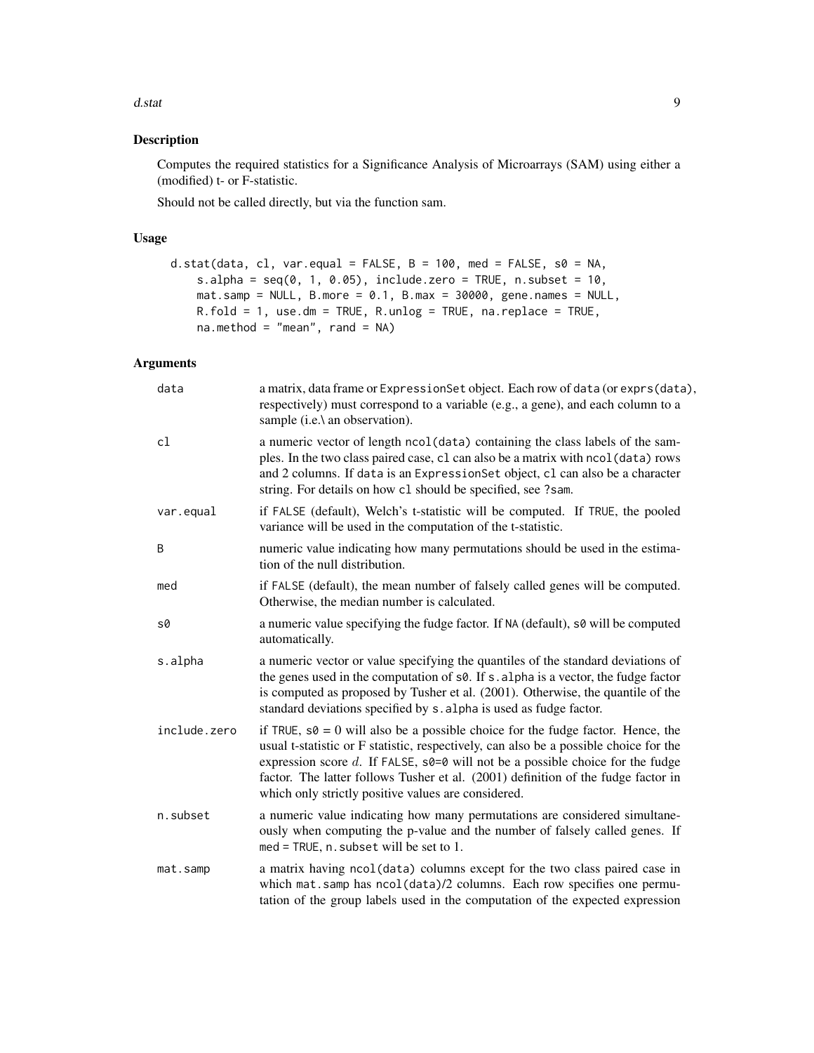## Description

Computes the required statistics for a Significance Analysis of Microarrays (SAM) using either a (modified) t- or F-statistic.

Should not be called directly, but via the function sam.

## Usage

```
d.stat(data, cl, var.equal = FALSE, B = 100, med = FALSE, s0 = NA,
    s.alpha = seq(0, 1, 0.05), include.zero = TRUE, n.subset = 10,
    mat.samp = NULL, B.more = 0.1, B.max = 30000, gene.names = NULL,
    R.fold = 1, use.dm = TRUE, R.unlog = TRUE, na.replace = TRUE,
    na.method = "mean", rand = NA)
```

## Arguments

| | |
|---|---|
| `data` | a matrix, data frame or `ExpressionSet` object. Each row of `data` (or `exprs(data)`, respectively) must correspond to a variable (e.g., a gene), and each column to a sample (i.e.\ an observation). |
| `cl` | a numeric vector of length `ncol(data)` containing the class labels of the samples. In the two class paired case, `cl` can also be a matrix with `ncol(data)` rows and 2 columns. If `data` is an `ExpressionSet` object, `cl` can also be a character string. For details on how `cl` should be specified, see `?sam`. |
| `var.equal` | if `FALSE` (default), Welch's t-statistic will be computed. If `TRUE`, the pooled variance will be used in the computation of the t-statistic. |
| `B` | numeric value indicating how many permutations should be used in the estimation of the null distribution. |
| `med` | if `FALSE` (default), the mean number of falsely called genes will be computed. Otherwise, the median number is calculated. |
| `s0` | a numeric value specifying the fudge factor. If `NA` (default), `s0` will be computed automatically. |
| `s.alpha` | a numeric vector or value specifying the quantiles of the standard deviations of the genes used in the computation of `s0`. If `s.alpha` is a vector, the fudge factor is computed as proposed by Tusher et al. (2001). Otherwise, the quantile of the standard deviations specified by `s.alpha` is used as fudge factor. |
| `include.zero` | if `TRUE`, `s0 = 0` will also be a possible choice for the fudge factor. Hence, the usual t-statistic or F statistic, respectively, can also be a possible choice for the expression score $d$. If `FALSE`, `s0=0` will not be a possible choice for the fudge factor. The latter follows Tusher et al. (2001) definition of the fudge factor in which only strictly positive values are considered. |
| `n.subset` | a numeric value indicating how many permutations are considered simultaneously when computing the p-value and the number of falsely called genes. If `med = TRUE`, `n.subset` will be set to 1. |
| `mat.samp` | a matrix having `ncol(data)` columns except for the two class paired case in which `mat.samp` has `ncol(data)/2` columns. Each row specifies one permutation of the group labels used in the computation of the expected expression |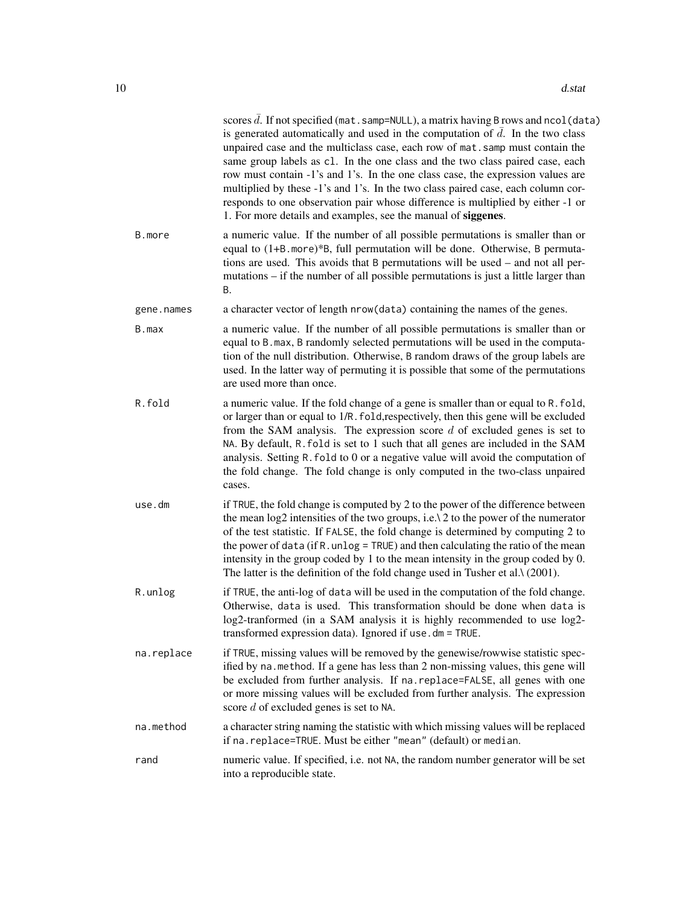scores $\bar{d}$. If not specified (`mat.samp=NULL`), a matrix having `B` rows and `ncol(data)` is generated automatically and used in the computation of $\bar{d}$. In the two class unpaired case and the multiclass case, each row of `mat.samp` must contain the same group labels as `cl`. In the one class and the two class paired case, each row must contain -1's and 1's. In the one class case, the expression values are multiplied by these -1's and 1's. In the two class paired case, each column corresponds to one observation pair whose difference is multiplied by either -1 or 1. For more details and examples, see the manual of **siggenes**.

`B.more`
: a numeric value. If the number of all possible permutations is smaller than or equal to (1+`B.more`)*`B`, full permutation will be done. Otherwise, `B` permutations are used. This avoids that `B` permutations will be used – and not all permutations – if the number of all possible permutations is just a little larger than `B`.

`gene.names`
: a character vector of length `nrow(data)` containing the names of the genes.

`B.max`
: a numeric value. If the number of all possible permutations is smaller than or equal to `B.max`, `B` randomly selected permutations will be used in the computation of the null distribution. Otherwise, `B` random draws of the group labels are used. In the latter way of permuting it is possible that some of the permutations are used more than once.

`R.fold`
: a numeric value. If the fold change of a gene is smaller than or equal to `R.fold`, or larger than or equal to 1/`R.fold`,respectively, then this gene will be excluded from the SAM analysis. The expression score $d$ of excluded genes is set to `NA`. By default, `R.fold` is set to 1 such that all genes are included in the SAM analysis. Setting `R.fold` to 0 or a negative value will avoid the computation of the fold change. The fold change is only computed in the two-class unpaired cases.

`use.dm`
: if `TRUE`, the fold change is computed by 2 to the power of the difference between the mean log2 intensities of the two groups, i.e.\ 2 to the power of the numerator of the test statistic. If `FALSE`, the fold change is determined by computing 2 to the power of `data` (if `R.unlog = TRUE`) and then calculating the ratio of the mean intensity in the group coded by 1 to the mean intensity in the group coded by 0. The latter is the definition of the fold change used in Tusher et al.\ (2001).

`R.unlog`
: if `TRUE`, the anti-log of `data` will be used in the computation of the fold change. Otherwise, `data` is used. This transformation should be done when `data` is log2-tranformed (in a SAM analysis it is highly recommended to use log2-transformed expression data). Ignored if `use.dm = TRUE`.

`na.replace`
: if `TRUE`, missing values will be removed by the genewise/rowwise statistic specified by `na.method`. If a gene has less than 2 non-missing values, this gene will be excluded from further analysis. If `na.replace=FALSE`, all genes with one or more missing values will be excluded from further analysis. The expression score $d$ of excluded genes is set to `NA`.

`na.method`
: a character string naming the statistic with which missing values will be replaced if `na.replace=TRUE`. Must be either `"mean"` (default) or `median`.

`rand`
: numeric value. If specified, i.e. not `NA`, the random number generator will be set into a reproducible state.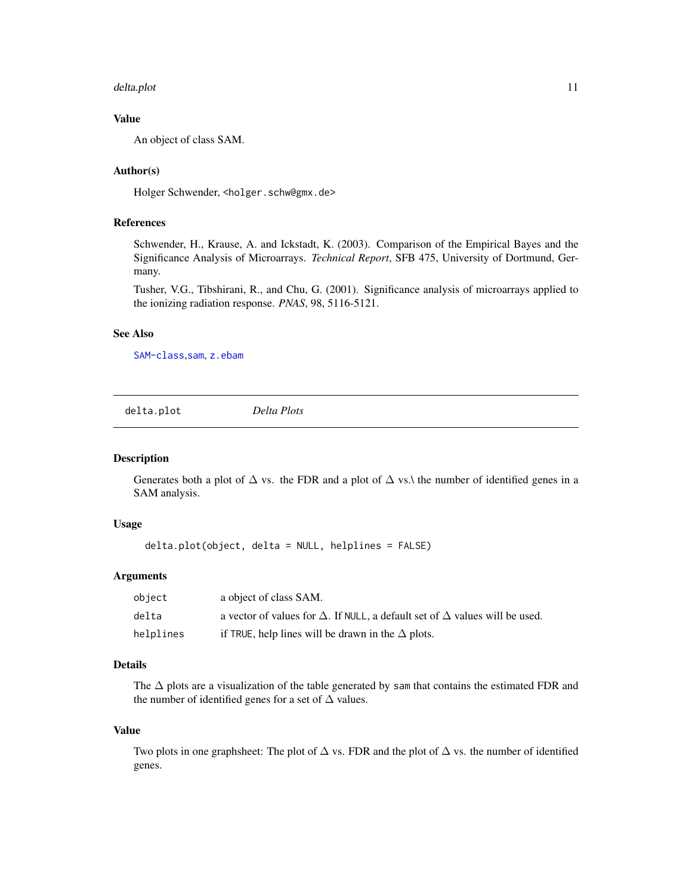## Value

An object of class SAM.

## Author(s)

Holger Schwender, <holger.schw@gmx.de>

## References

Schwender, H., Krause, A. and Ickstadt, K. (2003). Comparison of the Empirical Bayes and the Significance Analysis of Microarrays. *Technical Report*, SFB 475, University of Dortmund, Germany.

Tusher, V.G., Tibshirani, R., and Chu, G. (2001). Significance analysis of microarrays applied to the ionizing radiation response. *PNAS*, 98, 5116-5121.

## See Also

SAM-class, sam, z.ebam

---

# delta.plot — *Delta Plots*

## Description

Generates both a plot of $\Delta$ vs. the FDR and a plot of $\Delta$ vs.\ the number of identified genes in a SAM analysis.

## Usage

```
delta.plot(object, delta = NULL, helplines = FALSE)
```

## Arguments

| | |
|---|---|
| `object` | a object of class SAM. |
| `delta` | a vector of values for $\Delta$. If `NULL`, a default set of $\Delta$ values will be used. |
| `helplines` | if `TRUE`, help lines will be drawn in the $\Delta$ plots. |

## Details

The $\Delta$ plots are a visualization of the table generated by `sam` that contains the estimated FDR and the number of identified genes for a set of $\Delta$ values.

## Value

Two plots in one graphsheet: The plot of $\Delta$ vs. FDR and the plot of $\Delta$ vs. the number of identified genes.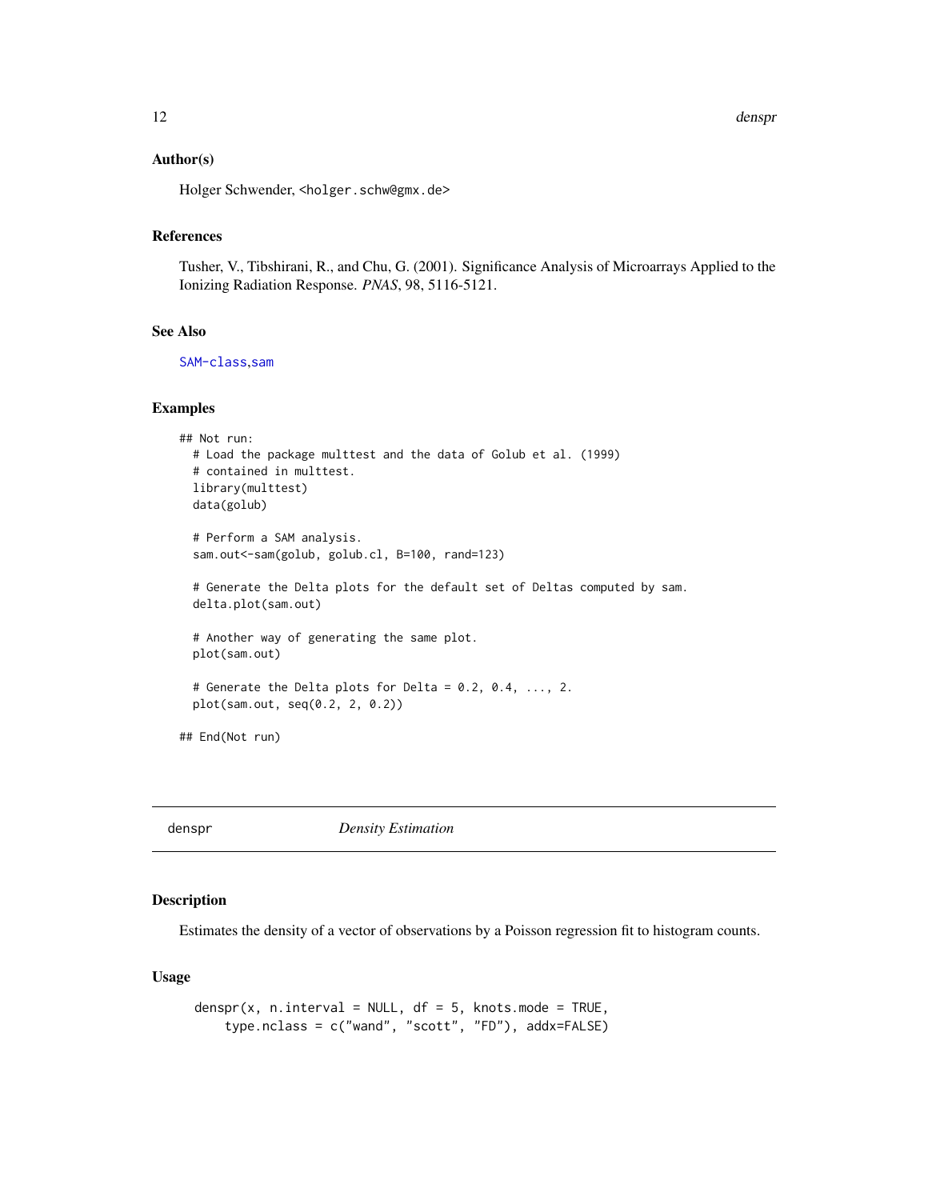### Author(s)

Holger Schwender, <holger.schw@gmx.de>

### References

Tusher, V., Tibshirani, R., and Chu, G. (2001). Significance Analysis of Microarrays Applied to the Ionizing Radiation Response. *PNAS*, 98, 5116-5121.

### See Also

SAM-class,sam

### Examples

```
## Not run:
  # Load the package multtest and the data of Golub et al. (1999)
  # contained in multtest.
  library(multtest)
  data(golub)

  # Perform a SAM analysis.
  sam.out<-sam(golub, golub.cl, B=100, rand=123)

  # Generate the Delta plots for the default set of Deltas computed by sam.
  delta.plot(sam.out)

  # Another way of generating the same plot.
  plot(sam.out)

  # Generate the Delta plots for Delta = 0.2, 0.4, ..., 2.
  plot(sam.out, seq(0.2, 2, 0.2))

## End(Not run)
```

---

## denspr *Density Estimation*

### Description

Estimates the density of a vector of observations by a Poisson regression fit to histogram counts.

### Usage

```
denspr(x, n.interval = NULL, df = 5, knots.mode = TRUE,
    type.nclass = c("wand", "scott", "FD"), addx=FALSE)
```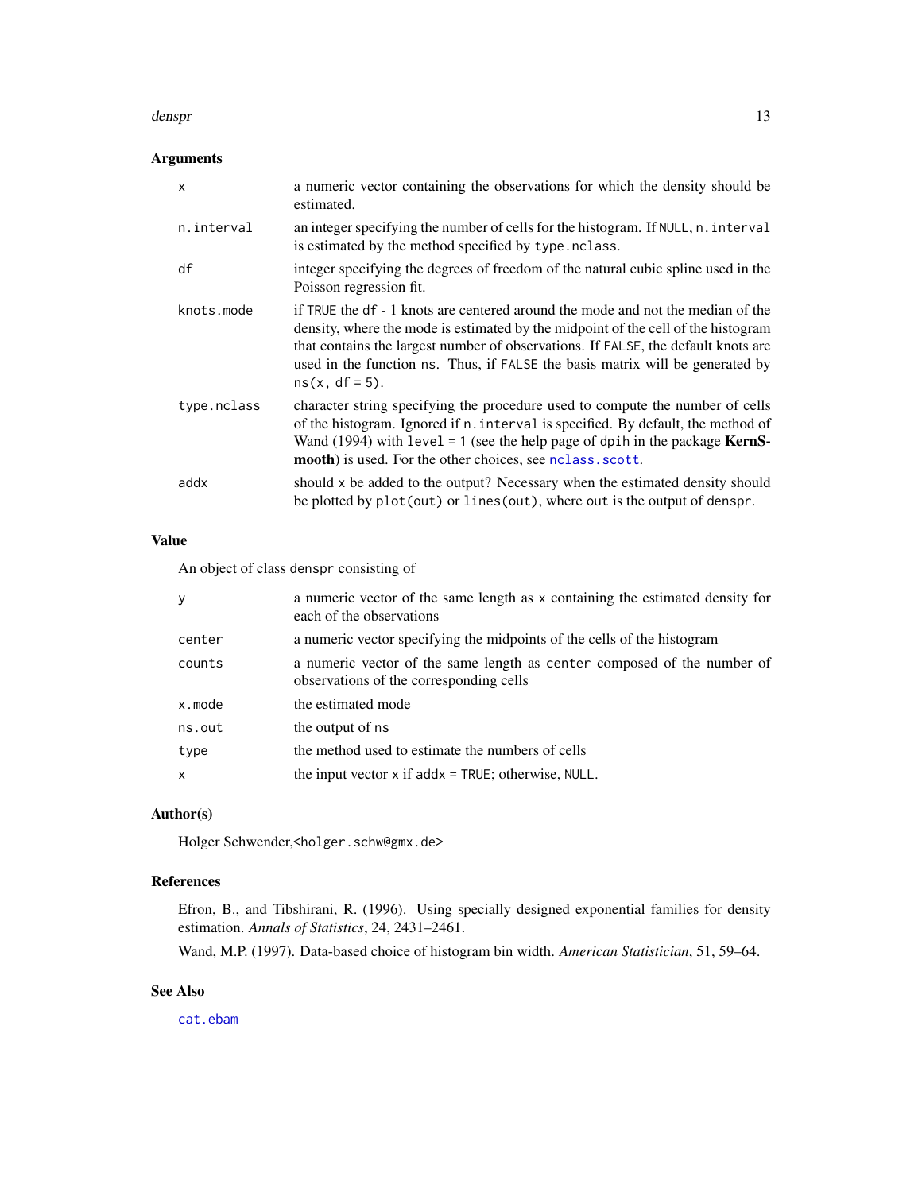## Arguments

| | |
|---|---|
| `x` | a numeric vector containing the observations for which the density should be estimated. |
| `n.interval` | an integer specifying the number of cells for the histogram. If `NULL`, `n.interval` is estimated by the method specified by `type.nclass`. |
| `df` | integer specifying the degrees of freedom of the natural cubic spline used in the Poisson regression fit. |
| `knots.mode` | if `TRUE` the `df - 1` knots are centered around the mode and not the median of the density, where the mode is estimated by the midpoint of the cell of the histogram that contains the largest number of observations. If `FALSE`, the default knots are used in the function `ns`. Thus, if `FALSE` the basis matrix will be generated by `ns(x, df = 5)`. |
| `type.nclass` | character string specifying the procedure used to compute the number of cells of the histogram. Ignored if `n.interval` is specified. By default, the method of Wand (1994) with `level = 1` (see the help page of `dpih` in the package **KernSmooth**) is used. For the other choices, see `nclass.scott`. |
| `addx` | should `x` be added to the output? Necessary when the estimated density should be plotted by `plot(out)` or `lines(out)`, where `out` is the output of `denspr`. |

## Value

An object of class `denspr` consisting of

| | |
|---|---|
| `y` | a numeric vector of the same length as `x` containing the estimated density for each of the observations |
| `center` | a numeric vector specifying the midpoints of the cells of the histogram |
| `counts` | a numeric vector of the same length as `center` composed of the number of observations of the corresponding cells |
| `x.mode` | the estimated mode |
| `ns.out` | the output of `ns` |
| `type` | the method used to estimate the numbers of cells |
| `x` | the input vector `x` if `addx = TRUE`; otherwise, `NULL`. |

## Author(s)

Holger Schwender,<holger.schw@gmx.de>

## References

Efron, B., and Tibshirani, R. (1996). Using specially designed exponential families for density estimation. *Annals of Statistics*, 24, 2431–2461.

Wand, M.P. (1997). Data-based choice of histogram bin width. *American Statistician*, 51, 59–64.

## See Also

`cat.ebam`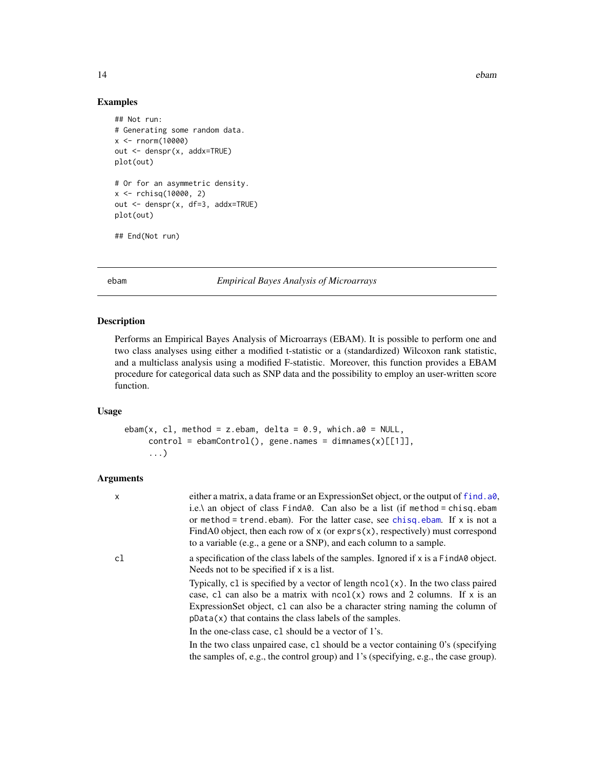## Examples

```
## Not run:
# Generating some random data.
x <- rnorm(10000)
out <- denspr(x, addx=TRUE)
plot(out)

# Or for an asymmetric density.
x <- rchisq(10000, 2)
out <- denspr(x, df=3, addx=TRUE)
plot(out)

## End(Not run)
```

---

## ebam — *Empirical Bayes Analysis of Microarrays*

---

### Description

Performs an Empirical Bayes Analysis of Microarrays (EBAM). It is possible to perform one and two class analyses using either a modified t-statistic or a (standardized) Wilcoxon rank statistic, and a multiclass analysis using a modified F-statistic. Moreover, this function provides a EBAM procedure for categorical data such as SNP data and the possibility to employ an user-written score function.

### Usage

```
ebam(x, cl, method = z.ebam, delta = 0.9, which.a0 = NULL,
     control = ebamControl(), gene.names = dimnames(x)[[1]],
     ...)
```

### Arguments

| | |
|---|---|
| `x` | either a matrix, a data frame or an ExpressionSet object, or the output of `find.a0`, i.e.\ an object of class `FindA0`. Can also be a list (if `method = chisq.ebam` or `method = trend.ebam`). For the latter case, see `chisq.ebam`. If `x` is not a FindA0 object, then each row of `x` (or `exprs(x)`, respectively) must correspond to a variable (e.g., a gene or a SNP), and each column to a sample. |
| `cl` | a specification of the class labels of the samples. Ignored if `x` is a `FindA0` object. Needs not to be specified if `x` is a list.<br><br>Typically, `cl` is specified by a vector of length `ncol(x)`. In the two class paired case, `cl` can also be a matrix with `ncol(x)` rows and 2 columns. If `x` is an ExpressionSet object, `cl` can also be a character string naming the column of `pData(x)` that contains the class labels of the samples.<br><br>In the one-class case, `cl` should be a vector of 1's.<br><br>In the two class unpaired case, `cl` should be a vector containing 0's (specifying the samples of, e.g., the control group) and 1's (specifying, e.g., the case group). |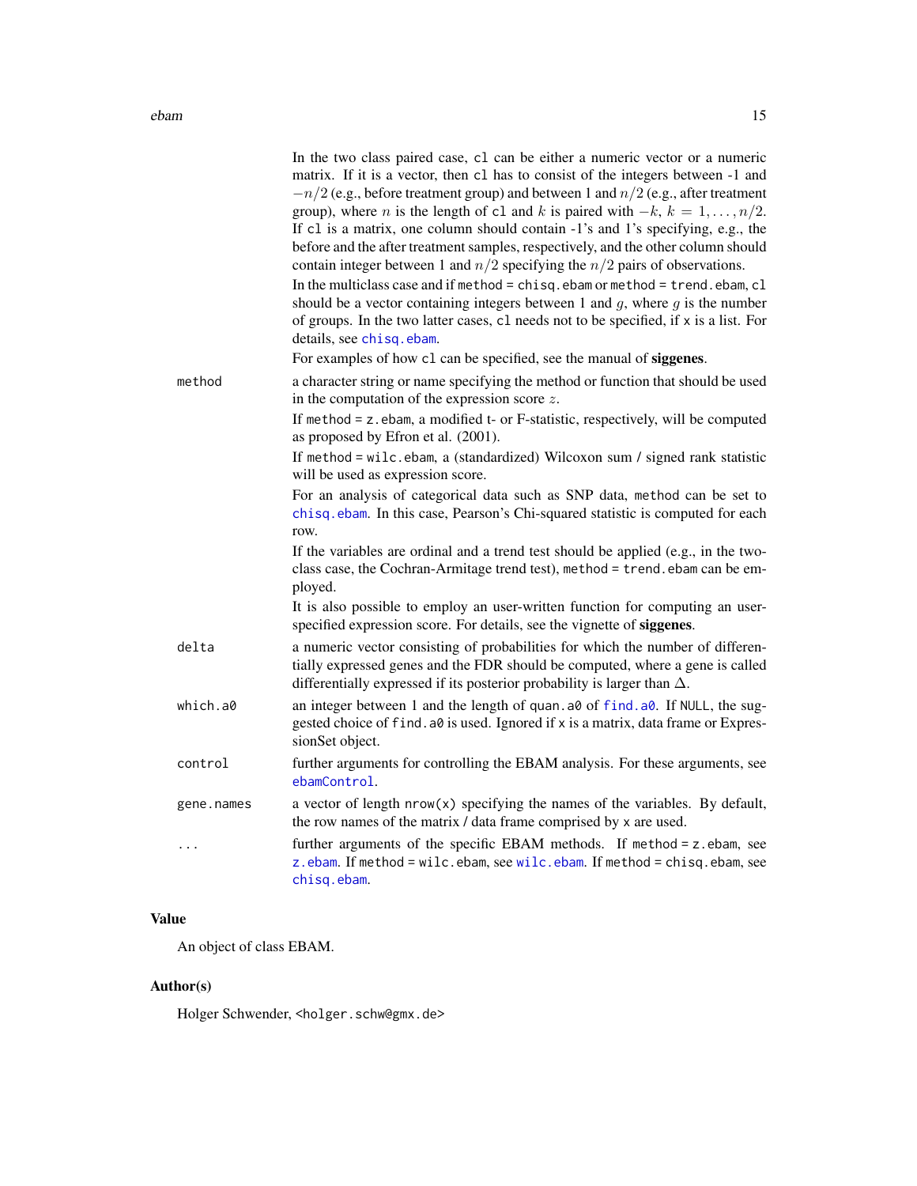In the two class paired case, `cl` can be either a numeric vector or a numeric matrix. If it is a vector, then `cl` has to consist of the integers between -1 and $-n/2$ (e.g., before treatment group) and between 1 and $n/2$ (e.g., after treatment group), where $n$ is the length of `cl` and $k$ is paired with $-k$, $k = 1, \ldots, n/2$. If `cl` is a matrix, one column should contain -1's and 1's specifying, e.g., the before and the after treatment samples, respectively, and the other column should contain integer between 1 and $n/2$ specifying the $n/2$ pairs of observations.

In the multiclass case and if `method = chisq.ebam` or `method = trend.ebam`, `cl` should be a vector containing integers between 1 and $g$, where $g$ is the number of groups. In the two latter cases, `cl` needs not to be specified, if `x` is a list. For details, see `chisq.ebam`.

For examples of how `cl` can be specified, see the manual of **siggenes**.

`method` a character string or name specifying the method or function that should be used in the computation of the expression score $z$.

If `method = z.ebam`, a modified t- or F-statistic, respectively, will be computed as proposed by Efron et al. (2001).

If `method = wilc.ebam`, a (standardized) Wilcoxon sum / signed rank statistic will be used as expression score.

For an analysis of categorical data such as SNP data, `method` can be set to `chisq.ebam`. In this case, Pearson's Chi-squared statistic is computed for each row.

If the variables are ordinal and a trend test should be applied (e.g., in the two-class case, the Cochran-Armitage trend test), `method = trend.ebam` can be employed.

It is also possible to employ an user-written function for computing an user-specified expression score. For details, see the vignette of **siggenes**.

`delta` a numeric vector consisting of probabilities for which the number of differentially expressed genes and the FDR should be computed, where a gene is called differentially expressed if its posterior probability is larger than $\Delta$.

`which.a0` an integer between 1 and the length of `quan.a0` of `find.a0`. If `NULL`, the suggested choice of `find.a0` is used. Ignored if `x` is a matrix, data frame or ExpressionSet object.

`control` further arguments for controlling the EBAM analysis. For these arguments, see `ebamControl`.

`gene.names` a vector of length `nrow(x)` specifying the names of the variables. By default, the row names of the matrix / data frame comprised by `x` are used.

`...` further arguments of the specific EBAM methods. If `method = z.ebam`, see `z.ebam`. If `method = wilc.ebam`, see `wilc.ebam`. If `method = chisq.ebam`, see `chisq.ebam`.

## Value

An object of class EBAM.

## Author(s)

Holger Schwender, <holger.schw@gmx.de>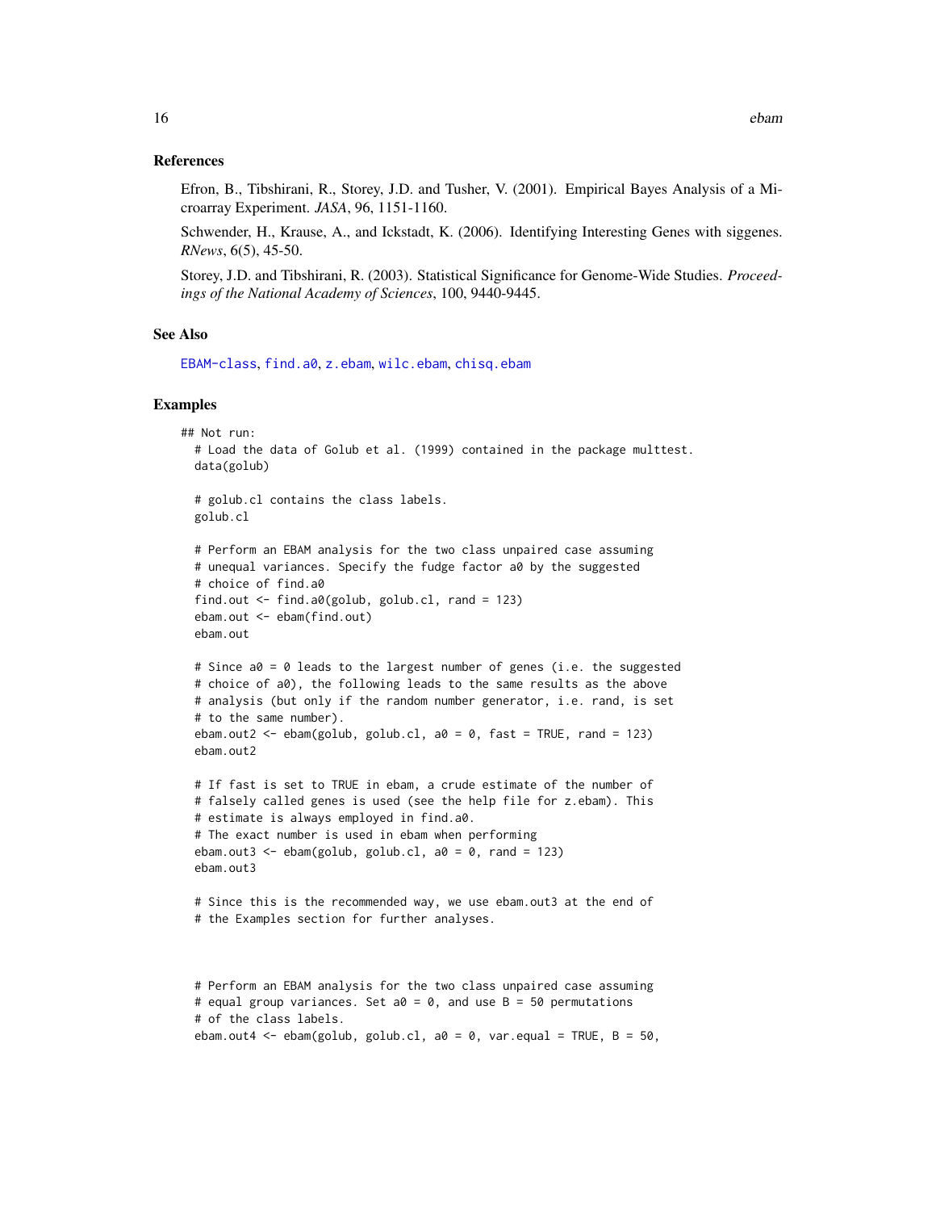## References

Efron, B., Tibshirani, R., Storey, J.D. and Tusher, V. (2001). Empirical Bayes Analysis of a Microarray Experiment. *JASA*, 96, 1151-1160.

Schwender, H., Krause, A., and Ickstadt, K. (2006). Identifying Interesting Genes with siggenes. *RNews*, 6(5), 45-50.

Storey, J.D. and Tibshirani, R. (2003). Statistical Significance for Genome-Wide Studies. *Proceedings of the National Academy of Sciences*, 100, 9440-9445.

## See Also

EBAM-class, find.a0, z.ebam, wilc.ebam, chisq.ebam

## Examples

```
## Not run: 
  # Load the data of Golub et al. (1999) contained in the package multtest.
  data(golub)

  # golub.cl contains the class labels.
  golub.cl

  # Perform an EBAM analysis for the two class unpaired case assuming
  # unequal variances. Specify the fudge factor a0 by the suggested
  # choice of find.a0
  find.out <- find.a0(golub, golub.cl, rand = 123)
  ebam.out <- ebam(find.out)
  ebam.out

  # Since a0 = 0 leads to the largest number of genes (i.e. the suggested
  # choice of a0), the following leads to the same results as the above
  # analysis (but only if the random number generator, i.e. rand, is set
  # to the same number).
  ebam.out2 <- ebam(golub, golub.cl, a0 = 0, fast = TRUE, rand = 123)
  ebam.out2

  # If fast is set to TRUE in ebam, a crude estimate of the number of
  # falsely called genes is used (see the help file for z.ebam). This
  # estimate is always employed in find.a0.
  # The exact number is used in ebam when performing
  ebam.out3 <- ebam(golub, golub.cl, a0 = 0, rand = 123)
  ebam.out3

  # Since this is the recommended way, we use ebam.out3 at the end of
  # the Examples section for further analyses.



  # Perform an EBAM analysis for the two class unpaired case assuming
  # equal group variances. Set a0 = 0, and use B = 50 permutations
  # of the class labels.
  ebam.out4 <- ebam(golub, golub.cl, a0 = 0, var.equal = TRUE, B = 50,
```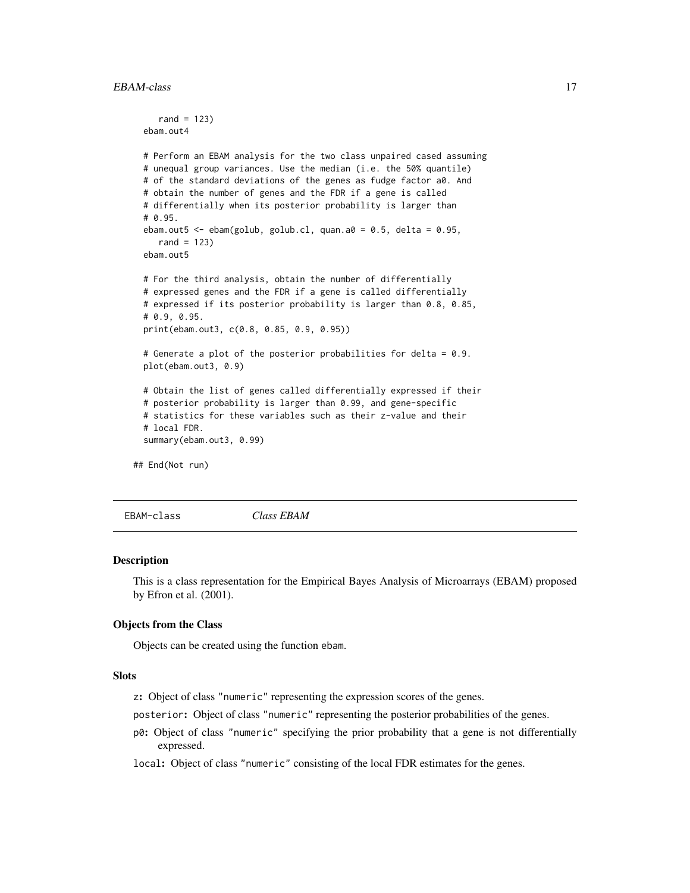```
    rand = 123)
  ebam.out4

  # Perform an EBAM analysis for the two class unpaired cased assuming
  # unequal group variances. Use the median (i.e. the 50% quantile)
  # of the standard deviations of the genes as fudge factor a0. And
  # obtain the number of genes and the FDR if a gene is called
  # differentially when its posterior probability is larger than
  # 0.95.
  ebam.out5 <- ebam(golub, golub.cl, quan.a0 = 0.5, delta = 0.95,
     rand = 123)
  ebam.out5

  # For the third analysis, obtain the number of differentially
  # expressed genes and the FDR if a gene is called differentially
  # expressed if its posterior probability is larger than 0.8, 0.85,
  # 0.9, 0.95.
  print(ebam.out3, c(0.8, 0.85, 0.9, 0.95))

  # Generate a plot of the posterior probabilities for delta = 0.9.
  plot(ebam.out3, 0.9)

  # Obtain the list of genes called differentially expressed if their
  # posterior probability is larger than 0.99, and gene-specific
  # statistics for these variables such as their z-value and their
  # local FDR.
  summary(ebam.out3, 0.99)

## End(Not run)
```

---

# EBAM-class    *Class EBAM*

## Description

This is a class representation for the Empirical Bayes Analysis of Microarrays (EBAM) proposed by Efron et al. (2001).

## Objects from the Class

Objects can be created using the function `ebam`.

## Slots

- `z`: Object of class `"numeric"` representing the expression scores of the genes.
- `posterior`: Object of class `"numeric"` representing the posterior probabilities of the genes.
- `p0`: Object of class `"numeric"` specifying the prior probability that a gene is not differentially expressed.
- `local`: Object of class `"numeric"` consisting of the local FDR estimates for the genes.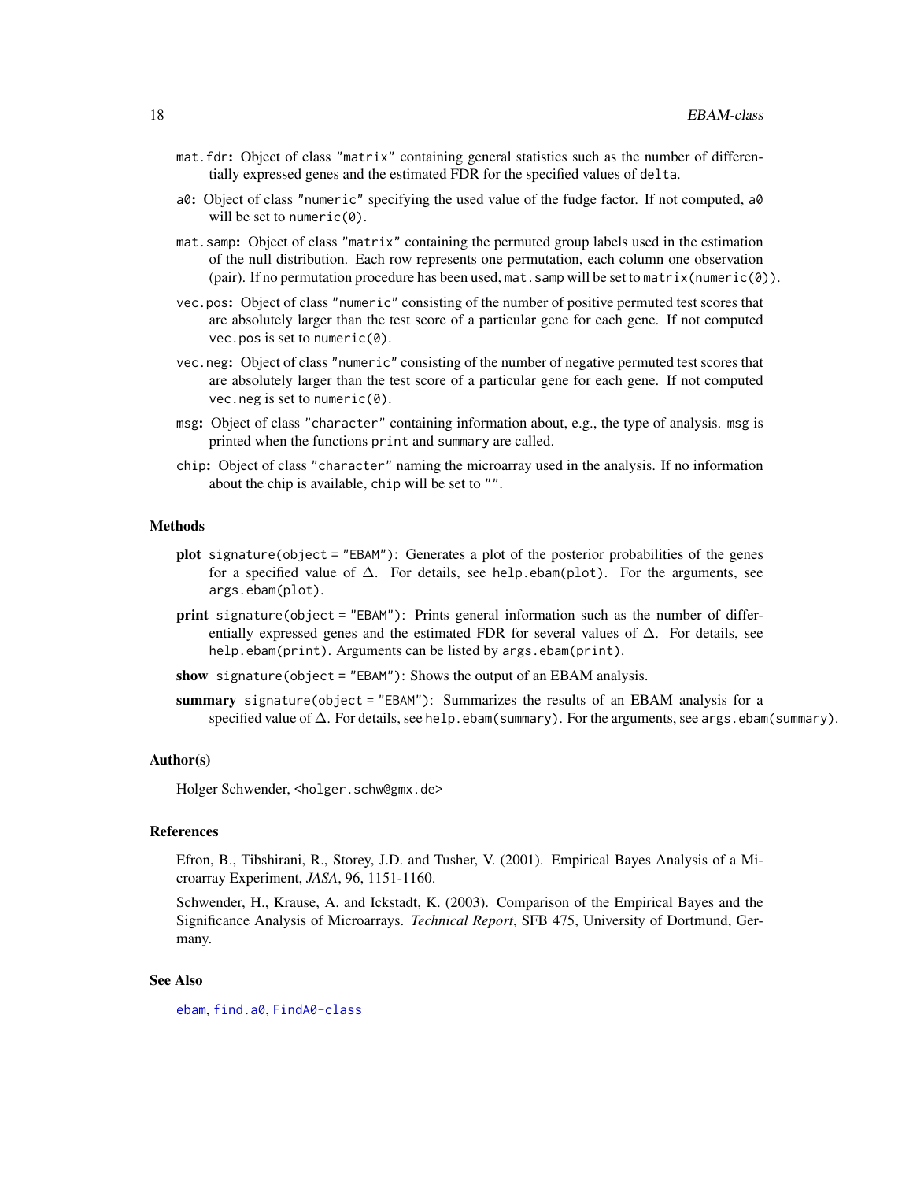- `mat.fdr`: Object of class `"matrix"` containing general statistics such as the number of differentially expressed genes and the estimated FDR for the specified values of `delta`.
- `a0`: Object of class `"numeric"` specifying the used value of the fudge factor. If not computed, `a0` will be set to `numeric(0)`.
- `mat.samp`: Object of class `"matrix"` containing the permuted group labels used in the estimation of the null distribution. Each row represents one permutation, each column one observation (pair). If no permutation procedure has been used, `mat.samp` will be set to `matrix(numeric(0))`.
- `vec.pos`: Object of class `"numeric"` consisting of the number of positive permuted test scores that are absolutely larger than the test score of a particular gene for each gene. If not computed `vec.pos` is set to `numeric(0)`.
- `vec.neg`: Object of class `"numeric"` consisting of the number of negative permuted test scores that are absolutely larger than the test score of a particular gene for each gene. If not computed `vec.neg` is set to `numeric(0)`.
- `msg`: Object of class `"character"` containing information about, e.g., the type of analysis. `msg` is printed when the functions `print` and `summary` are called.
- `chip`: Object of class `"character"` naming the microarray used in the analysis. If no information about the chip is available, `chip` will be set to `""`.

## Methods

- **plot** `signature(object = "EBAM")`: Generates a plot of the posterior probabilities of the genes for a specified value of $\Delta$. For details, see `help.ebam(plot)`. For the arguments, see `args.ebam(plot)`.
- **print** `signature(object = "EBAM")`: Prints general information such as the number of differentially expressed genes and the estimated FDR for several values of $\Delta$. For details, see `help.ebam(print)`. Arguments can be listed by `args.ebam(print)`.
- **show** `signature(object = "EBAM")`: Shows the output of an EBAM analysis.
- **summary** `signature(object = "EBAM")`: Summarizes the results of an EBAM analysis for a specified value of $\Delta$. For details, see `help.ebam(summary)`. For the arguments, see `args.ebam(summary)`.

## Author(s)

Holger Schwender, <holger.schw@gmx.de>

## References

Efron, B., Tibshirani, R., Storey, J.D. and Tusher, V. (2001). Empirical Bayes Analysis of a Microarray Experiment, *JASA*, 96, 1151-1160.

Schwender, H., Krause, A. and Ickstadt, K. (2003). Comparison of the Empirical Bayes and the Significance Analysis of Microarrays. *Technical Report*, SFB 475, University of Dortmund, Germany.

## See Also

`ebam`, `find.a0`, `FindA0-class`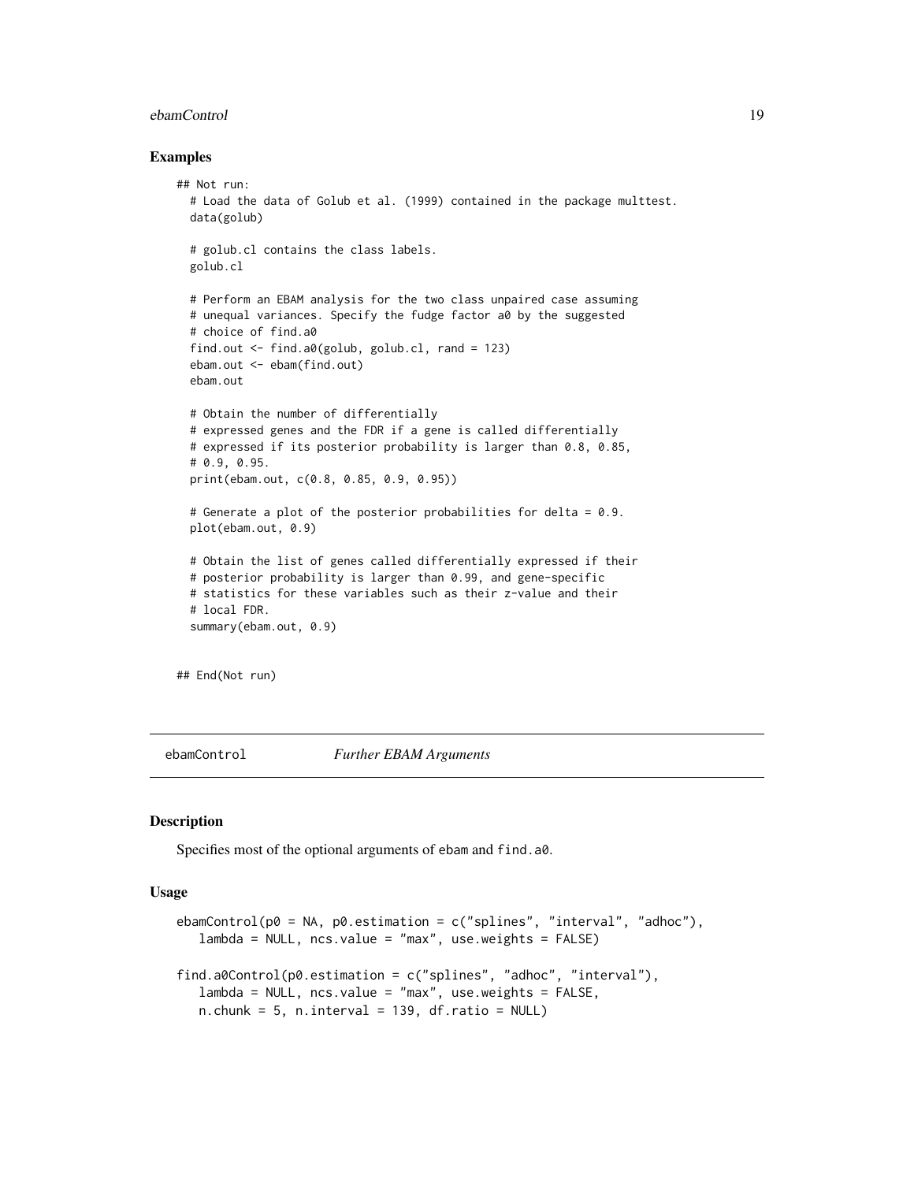## Examples

```
## Not run:
  # Load the data of Golub et al. (1999) contained in the package multtest.
  data(golub)

  # golub.cl contains the class labels.
  golub.cl

  # Perform an EBAM analysis for the two class unpaired case assuming
  # unequal variances. Specify the fudge factor a0 by the suggested
  # choice of find.a0
  find.out <- find.a0(golub, golub.cl, rand = 123)
  ebam.out <- ebam(find.out)
  ebam.out

  # Obtain the number of differentially
  # expressed genes and the FDR if a gene is called differentially
  # expressed if its posterior probability is larger than 0.8, 0.85,
  # 0.9, 0.95.
  print(ebam.out, c(0.8, 0.85, 0.9, 0.95))

  # Generate a plot of the posterior probabilities for delta = 0.9.
  plot(ebam.out, 0.9)

  # Obtain the list of genes called differentially expressed if their
  # posterior probability is larger than 0.99, and gene-specific
  # statistics for these variables such as their z-value and their
  # local FDR.
  summary(ebam.out, 0.9)


## End(Not run)
```

---

# ebamControl *Further EBAM Arguments*

---

## Description

Specifies most of the optional arguments of `ebam` and `find.a0`.

## Usage

```
ebamControl(p0 = NA, p0.estimation = c("splines", "interval", "adhoc"),
   lambda = NULL, ncs.value = "max", use.weights = FALSE)

find.a0Control(p0.estimation = c("splines", "adhoc", "interval"),
   lambda = NULL, ncs.value = "max", use.weights = FALSE,
   n.chunk = 5, n.interval = 139, df.ratio = NULL)
```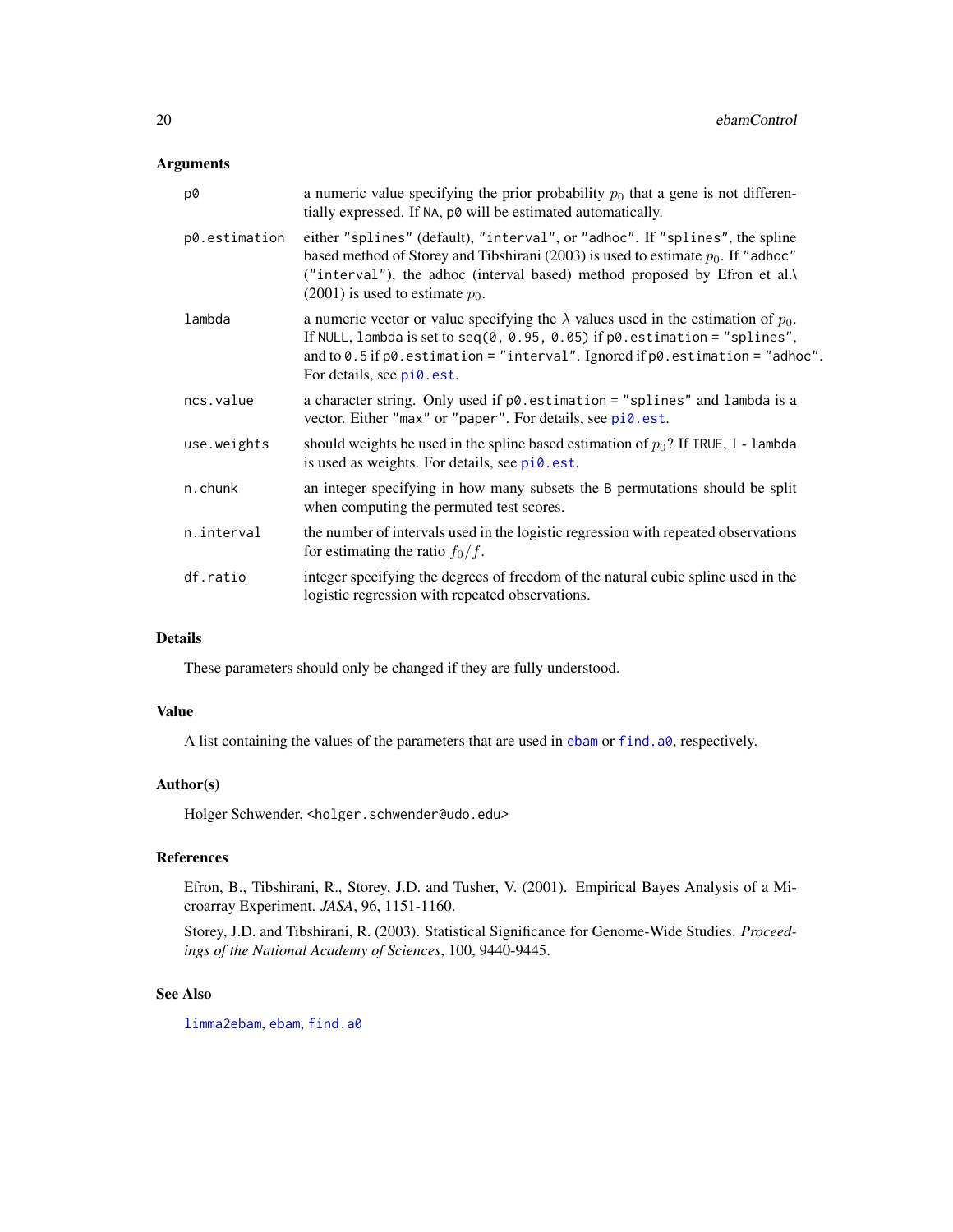## Arguments

| | |
|---|---|
| `p0` | a numeric value specifying the prior probability $p_0$ that a gene is not differentially expressed. If `NA`, `p0` will be estimated automatically. |
| `p0.estimation` | either `"splines"` (default), `"interval"`, or `"adhoc"`. If `"splines"`, the spline based method of Storey and Tibshirani (2003) is used to estimate $p_0$. If `"adhoc"` (`"interval"`), the adhoc (interval based) method proposed by Efron et al.\ (2001) is used to estimate $p_0$. |
| `lambda` | a numeric vector or value specifying the $\lambda$ values used in the estimation of $p_0$. If `NULL`, `lambda` is set to `seq(0, 0.95, 0.05)` if `p0.estimation = "splines"`, and to `0.5` if `p0.estimation = "interval"`. Ignored if `p0.estimation = "adhoc"`. For details, see `pi0.est`. |
| `ncs.value` | a character string. Only used if `p0.estimation = "splines"` and `lambda` is a vector. Either `"max"` or `"paper"`. For details, see `pi0.est`. |
| `use.weights` | should weights be used in the spline based estimation of $p_0$? If `TRUE`, 1 - `lambda` is used as weights. For details, see `pi0.est`. |
| `n.chunk` | an integer specifying in how many subsets the `B` permutations should be split when computing the permuted test scores. |
| `n.interval` | the number of intervals used in the logistic regression with repeated observations for estimating the ratio $f_0/f$. |
| `df.ratio` | integer specifying the degrees of freedom of the natural cubic spline used in the logistic regression with repeated observations. |

## Details

These parameters should only be changed if they are fully understood.

## Value

A list containing the values of the parameters that are used in `ebam` or `find.a0`, respectively.

## Author(s)

Holger Schwender, <holger.schwender@udo.edu>

## References

Efron, B., Tibshirani, R., Storey, J.D. and Tusher, V. (2001). Empirical Bayes Analysis of a Microarray Experiment. *JASA*, 96, 1151-1160.

Storey, J.D. and Tibshirani, R. (2003). Statistical Significance for Genome-Wide Studies. *Proceedings of the National Academy of Sciences*, 100, 9440-9445.

## See Also

`limma2ebam`, `ebam`, `find.a0`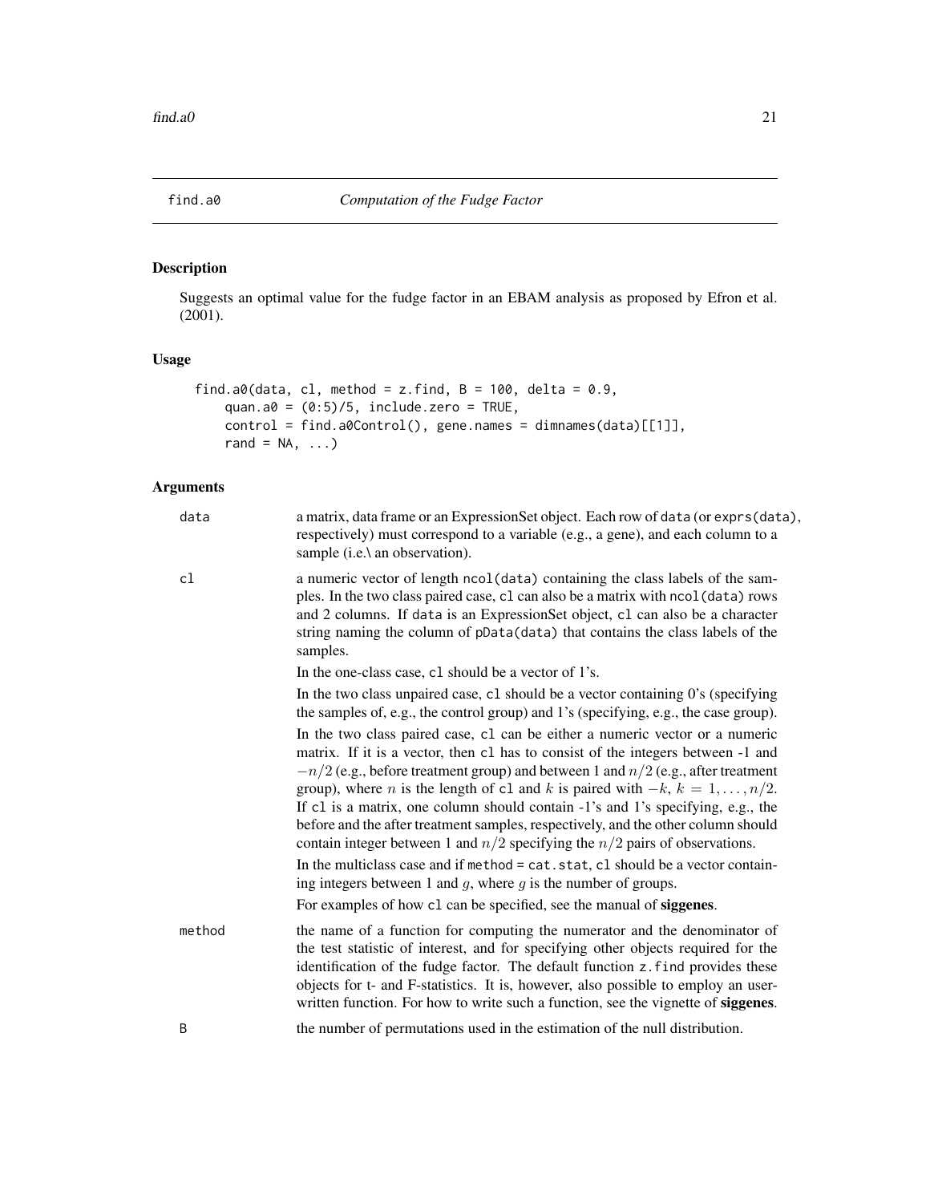# find.a0 — *Computation of the Fudge Factor*

## Description

Suggests an optimal value for the fudge factor in an EBAM analysis as proposed by Efron et al. (2001).

## Usage

```
find.a0(data, cl, method = z.find, B = 100, delta = 0.9,
    quan.a0 = (0:5)/5, include.zero = TRUE,
    control = find.a0Control(), gene.names = dimnames(data)[[1]],
    rand = NA, ...)
```

## Arguments

**data** — a matrix, data frame or an ExpressionSet object. Each row of data (or exprs(data), respectively) must correspond to a variable (e.g., a gene), and each column to a sample (i.e.\ an observation).

**cl** — a numeric vector of length ncol(data) containing the class labels of the samples. In the two class paired case, cl can also be a matrix with ncol(data) rows and 2 columns. If data is an ExpressionSet object, cl can also be a character string naming the column of pData(data) that contains the class labels of the samples.

In the one-class case, cl should be a vector of 1's.

In the two class unpaired case, cl should be a vector containing 0's (specifying the samples of, e.g., the control group) and 1's (specifying, e.g., the case group).

In the two class paired case, cl can be either a numeric vector or a numeric matrix. If it is a vector, then cl has to consist of the integers between -1 and $-n/2$ (e.g., before treatment group) and between 1 and $n/2$ (e.g., after treatment group), where $n$ is the length of cl and $k$ is paired with $-k$, $k = 1, \ldots, n/2$. If cl is a matrix, one column should contain -1's and 1's specifying, e.g., the before and the after treatment samples, respectively, and the other column should contain integer between 1 and $n/2$ specifying the $n/2$ pairs of observations.

In the multiclass case and if method = cat.stat, cl should be a vector containing integers between 1 and $g$, where $g$ is the number of groups.

For examples of how cl can be specified, see the manual of **siggenes**.

**method** — the name of a function for computing the numerator and the denominator of the test statistic of interest, and for specifying other objects required for the identification of the fudge factor. The default function z.find provides these objects for t- and F-statistics. It is, however, also possible to employ an user-written function. For how to write such a function, see the vignette of **siggenes**.

**B** — the number of permutations used in the estimation of the null distribution.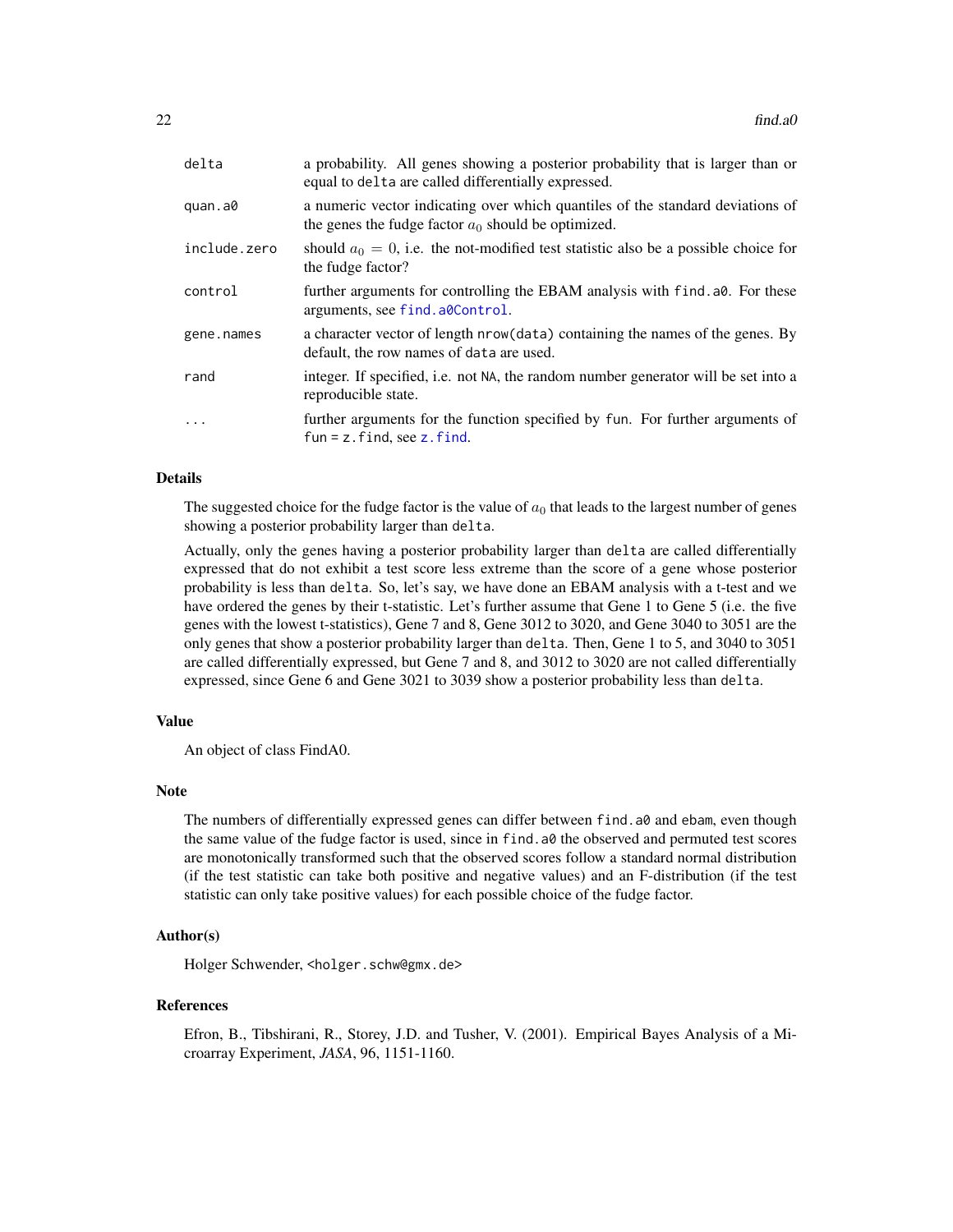| | |
|---|---|
| `delta` | a probability. All genes showing a posterior probability that is larger than or equal to `delta` are called differentially expressed. |
| `quan.a0` | a numeric vector indicating over which quantiles of the standard deviations of the genes the fudge factor $a_0$ should be optimized. |
| `include.zero` | should $a_0 = 0$, i.e. the not-modified test statistic also be a possible choice for the fudge factor? |
| `control` | further arguments for controlling the EBAM analysis with `find.a0`. For these arguments, see `find.a0Control`. |
| `gene.names` | a character vector of length `nrow(data)` containing the names of the genes. By default, the row names of `data` are used. |
| `rand` | integer. If specified, i.e. not `NA`, the random number generator will be set into a reproducible state. |
| `...` | further arguments for the function specified by `fun`. For further arguments of `fun = z.find`, see `z.find`. |

## Details

The suggested choice for the fudge factor is the value of $a_0$ that leads to the largest number of genes showing a posterior probability larger than `delta`.

Actually, only the genes having a posterior probability larger than `delta` are called differentially expressed that do not exhibit a test score less extreme than the score of a gene whose posterior probability is less than `delta`. So, let's say, we have done an EBAM analysis with a t-test and we have ordered the genes by their t-statistic. Let's further assume that Gene 1 to Gene 5 (i.e. the five genes with the lowest t-statistics), Gene 7 and 8, Gene 3012 to 3020, and Gene 3040 to 3051 are the only genes that show a posterior probability larger than `delta`. Then, Gene 1 to 5, and 3040 to 3051 are called differentially expressed, but Gene 7 and 8, and 3012 to 3020 are not called differentially expressed, since Gene 6 and Gene 3021 to 3039 show a posterior probability less than `delta`.

## Value

An object of class FindA0.

## Note

The numbers of differentially expressed genes can differ between `find.a0` and `ebam`, even though the same value of the fudge factor is used, since in `find.a0` the observed and permuted test scores are monotonically transformed such that the observed scores follow a standard normal distribution (if the test statistic can take both positive and negative values) and an F-distribution (if the test statistic can only take positive values) for each possible choice of the fudge factor.

## Author(s)

Holger Schwender, <holger.schw@gmx.de>

## References

Efron, B., Tibshirani, R., Storey, J.D. and Tusher, V. (2001). Empirical Bayes Analysis of a Microarray Experiment, *JASA*, 96, 1151-1160.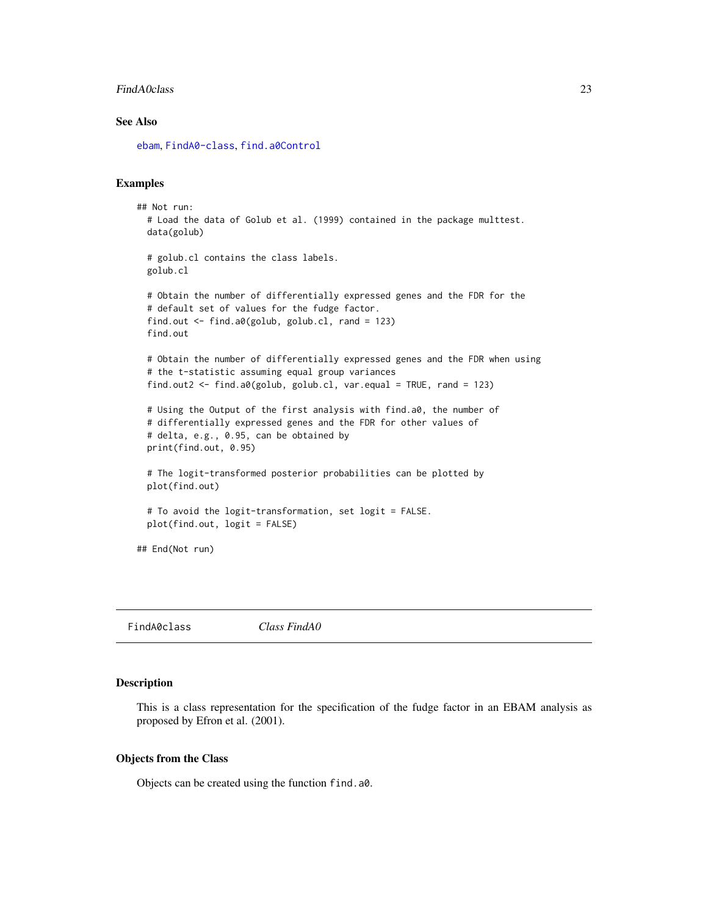### See Also

ebam, FindA0-class, find.a0Control

### Examples

```
## Not run:
  # Load the data of Golub et al. (1999) contained in the package multtest.
  data(golub)

  # golub.cl contains the class labels.
  golub.cl

  # Obtain the number of differentially expressed genes and the FDR for the
  # default set of values for the fudge factor.
  find.out <- find.a0(golub, golub.cl, rand = 123)
  find.out

  # Obtain the number of differentially expressed genes and the FDR when using
  # the t-statistic assuming equal group variances
  find.out2 <- find.a0(golub, golub.cl, var.equal = TRUE, rand = 123)

  # Using the Output of the first analysis with find.a0, the number of
  # differentially expressed genes and the FDR for other values of
  # delta, e.g., 0.95, can be obtained by
  print(find.out, 0.95)

  # The logit-transformed posterior probabilities can be plotted by
  plot(find.out)

  # To avoid the logit-transformation, set logit = FALSE.
  plot(find.out, logit = FALSE)

## End(Not run)
```

---

## FindA0class *Class FindA0*

### Description

This is a class representation for the specification of the fudge factor in an EBAM analysis as proposed by Efron et al. (2001).

### Objects from the Class

Objects can be created using the function `find.a0`.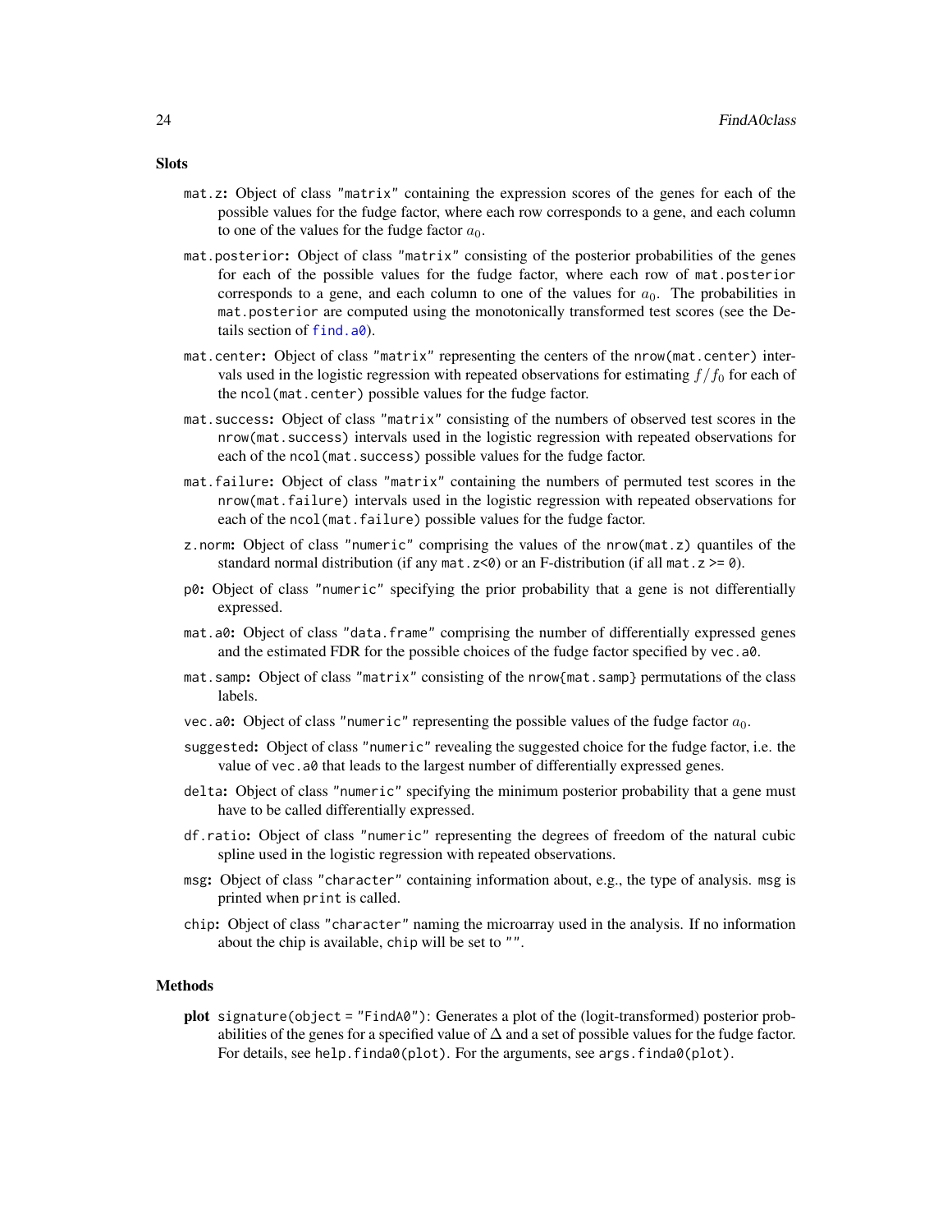## Slots

- `mat.z`: Object of class "matrix" containing the expression scores of the genes for each of the possible values for the fudge factor, where each row corresponds to a gene, and each column to one of the values for the fudge factor $a_0$.
- `mat.posterior`: Object of class "matrix" consisting of the posterior probabilities of the genes for each of the possible values for the fudge factor, where each row of `mat.posterior` corresponds to a gene, and each column to one of the values for $a_0$. The probabilities in `mat.posterior` are computed using the monotonically transformed test scores (see the Details section of `find.a0`).
- `mat.center`: Object of class "matrix" representing the centers of the `nrow(mat.center)` intervals used in the logistic regression with repeated observations for estimating $f/f_0$ for each of the `ncol(mat.center)` possible values for the fudge factor.
- `mat.success`: Object of class "matrix" consisting of the numbers of observed test scores in the `nrow(mat.success)` intervals used in the logistic regression with repeated observations for each of the `ncol(mat.success)` possible values for the fudge factor.
- `mat.failure`: Object of class "matrix" containing the numbers of permuted test scores in the `nrow(mat.failure)` intervals used in the logistic regression with repeated observations for each of the `ncol(mat.failure)` possible values for the fudge factor.
- `z.norm`: Object of class "numeric" comprising the values of the `nrow(mat.z)` quantiles of the standard normal distribution (if any `mat.z<0`) or an F-distribution (if all `mat.z >= 0`).
- `p0`: Object of class "numeric" specifying the prior probability that a gene is not differentially expressed.
- `mat.a0`: Object of class "data.frame" comprising the number of differentially expressed genes and the estimated FDR for the possible choices of the fudge factor specified by `vec.a0`.
- `mat.samp`: Object of class "matrix" consisting of the `nrow{mat.samp}` permutations of the class labels.
- `vec.a0`: Object of class "numeric" representing the possible values of the fudge factor $a_0$.
- `suggested`: Object of class "numeric" revealing the suggested choice for the fudge factor, i.e. the value of `vec.a0` that leads to the largest number of differentially expressed genes.
- `delta`: Object of class "numeric" specifying the minimum posterior probability that a gene must have to be called differentially expressed.
- `df.ratio`: Object of class "numeric" representing the degrees of freedom of the natural cubic spline used in the logistic regression with repeated observations.
- `msg`: Object of class "character" containing information about, e.g., the type of analysis. `msg` is printed when `print` is called.
- `chip`: Object of class "character" naming the microarray used in the analysis. If no information about the chip is available, `chip` will be set to "".

## Methods

**plot** `signature(object = "FindA0")`: Generates a plot of the (logit-transformed) posterior probabilities of the genes for a specified value of $\Delta$ and a set of possible values for the fudge factor. For details, see `help.finda0(plot)`. For the arguments, see `args.finda0(plot)`.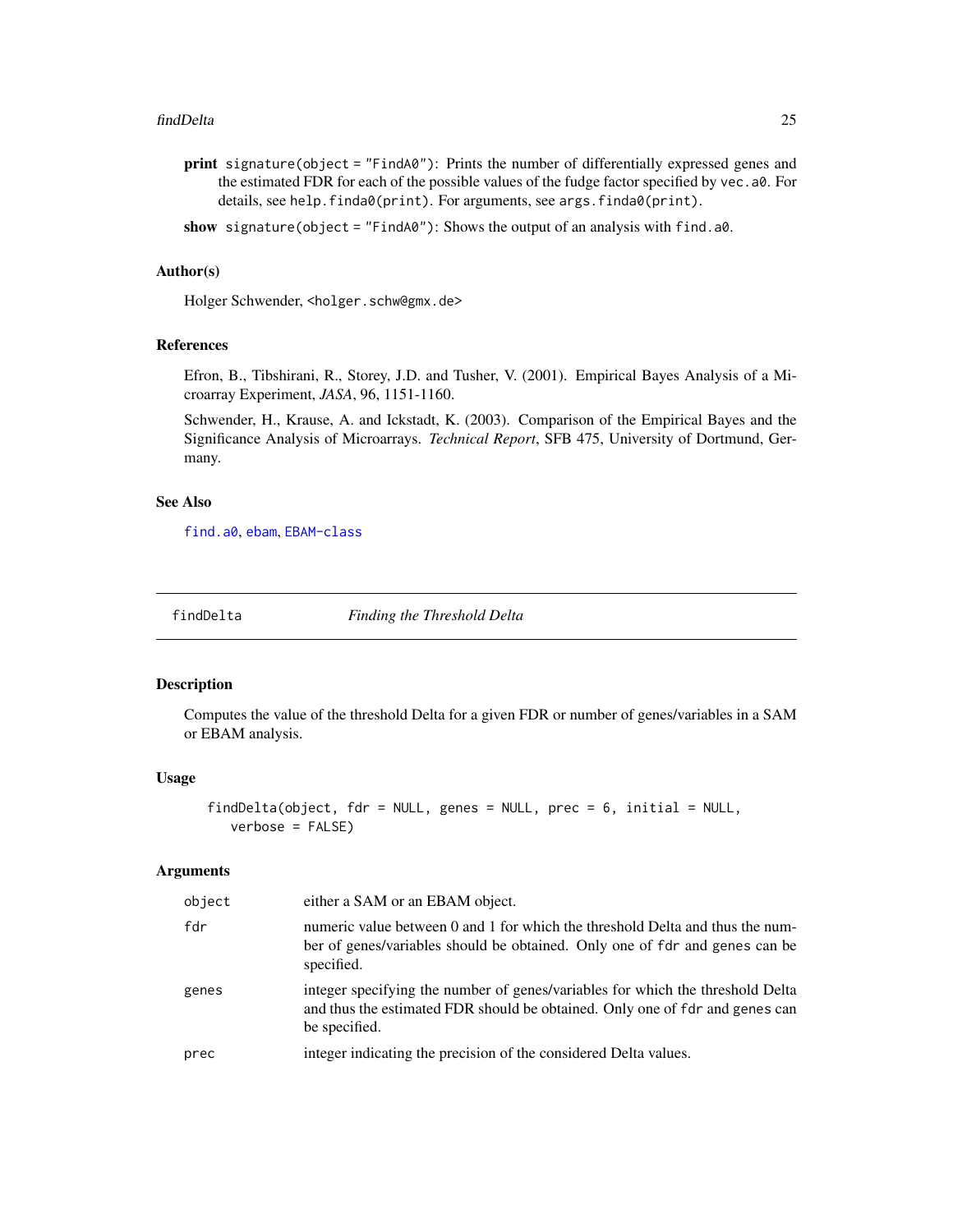**print** `signature(object = "FindA0")`: Prints the number of differentially expressed genes and the estimated FDR for each of the possible values of the fudge factor specified by `vec.a0`. For details, see `help.finda0(print)`. For arguments, see `args.finda0(print)`.

**show** `signature(object = "FindA0")`: Shows the output of an analysis with `find.a0`.

### Author(s)

Holger Schwender, <holger.schw@gmx.de>

### References

Efron, B., Tibshirani, R., Storey, J.D. and Tusher, V. (2001). Empirical Bayes Analysis of a Microarray Experiment, *JASA*, 96, 1151-1160.

Schwender, H., Krause, A. and Ickstadt, K. (2003). Comparison of the Empirical Bayes and the Significance Analysis of Microarrays. *Technical Report*, SFB 475, University of Dortmund, Germany.

### See Also

`find.a0`, `ebam`, `EBAM-class`

---

## findDelta — *Finding the Threshold Delta*

### Description

Computes the value of the threshold Delta for a given FDR or number of genes/variables in a SAM or EBAM analysis.

### Usage

```
findDelta(object, fdr = NULL, genes = NULL, prec = 6, initial = NULL,
   verbose = FALSE)
```

### Arguments

| | |
|---|---|
| `object` | either a SAM or an EBAM object. |
| `fdr` | numeric value between 0 and 1 for which the threshold Delta and thus the number of genes/variables should be obtained. Only one of `fdr` and `genes` can be specified. |
| `genes` | integer specifying the number of genes/variables for which the threshold Delta and thus the estimated FDR should be obtained. Only one of `fdr` and `genes` can be specified. |
| `prec` | integer indicating the precision of the considered Delta values. |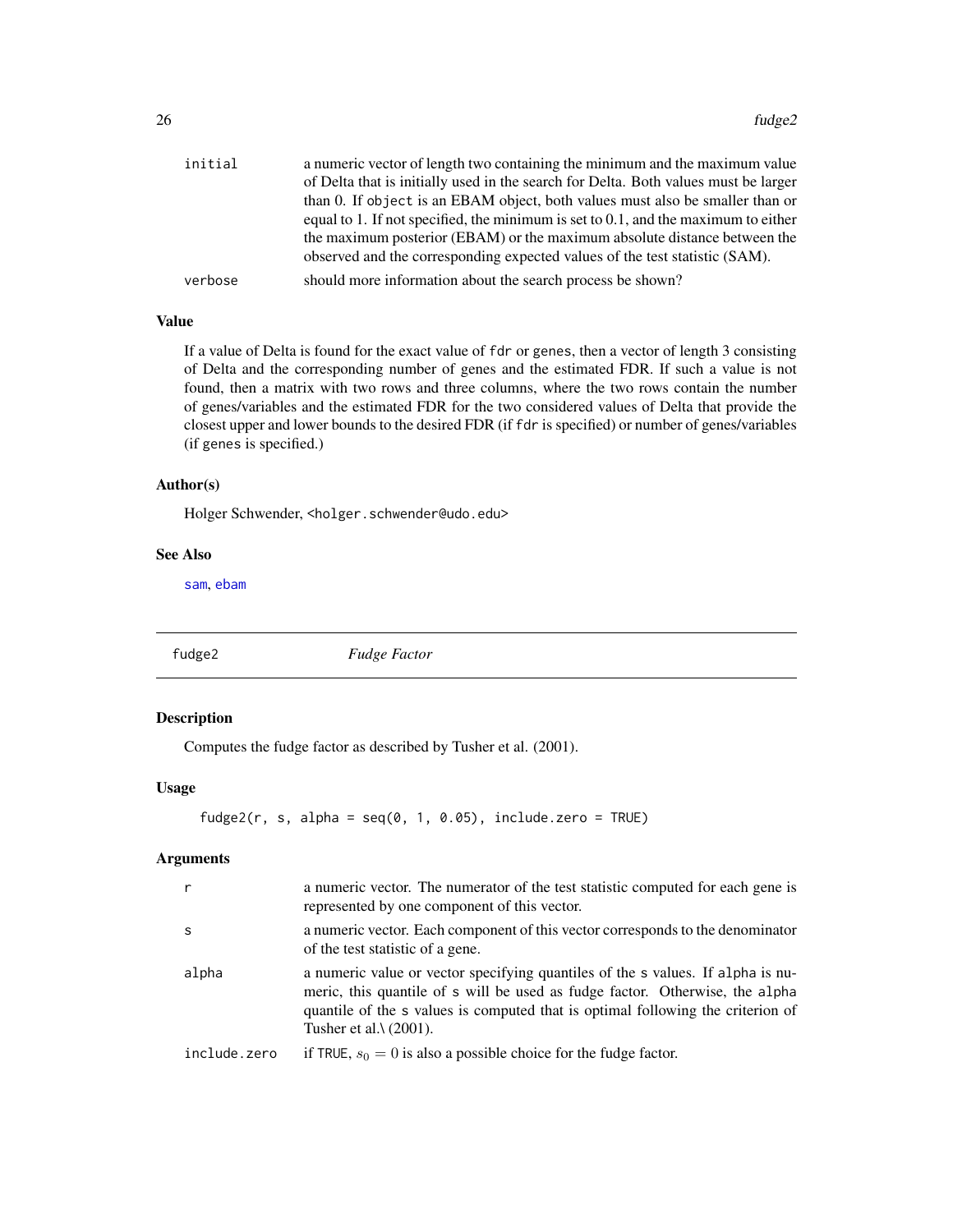initial — a numeric vector of length two containing the minimum and the maximum value of Delta that is initially used in the search for Delta. Both values must be larger than 0. If `object` is an EBAM object, both values must also be smaller than or equal to 1. If not specified, the minimum is set to 0.1, and the maximum to either the maximum posterior (EBAM) or the maximum absolute distance between the observed and the corresponding expected values of the test statistic (SAM).

verbose — should more information about the search process be shown?

### Value

If a value of Delta is found for the exact value of `fdr` or `genes`, then a vector of length 3 consisting of Delta and the corresponding number of genes and the estimated FDR. If such a value is not found, then a matrix with two rows and three columns, where the two rows contain the number of genes/variables and the estimated FDR for the two considered values of Delta that provide the closest upper and lower bounds to the desired FDR (if `fdr` is specified) or number of genes/variables (if `genes` is specified.)

### Author(s)

Holger Schwender, <holger.schwender@udo.edu>

### See Also

sam, ebam

---

## fudge2 — *Fudge Factor*

---

### Description

Computes the fudge factor as described by Tusher et al. (2001).

### Usage

```
fudge2(r, s, alpha = seq(0, 1, 0.05), include.zero = TRUE)
```

### Arguments

| | |
|---|---|
| r | a numeric vector. The numerator of the test statistic computed for each gene is represented by one component of this vector. |
| s | a numeric vector. Each component of this vector corresponds to the denominator of the test statistic of a gene. |
| alpha | a numeric value or vector specifying quantiles of the s values. If alpha is numeric, this quantile of s will be used as fudge factor. Otherwise, the alpha quantile of the s values is computed that is optimal following the criterion of Tusher et al.\ (2001). |
| include.zero | if TRUE, $s_0 = 0$ is also a possible choice for the fudge factor. |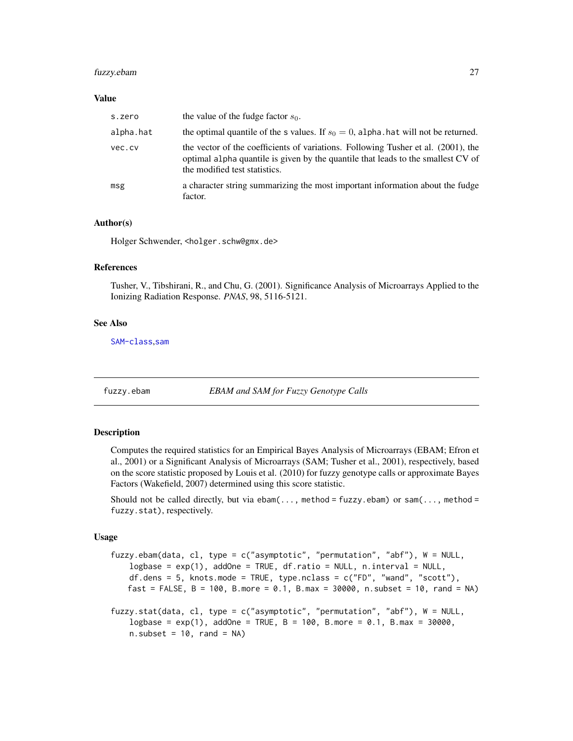### Value

| | |
|---|---|
| `s.zero` | the value of the fudge factor $s_0$. |
| `alpha.hat` | the optimal quantile of the `s` values. If $s_0 = 0$, `alpha.hat` will not be returned. |
| `vec.cv` | the vector of the coefficients of variations. Following Tusher et al. (2001), the optimal `alpha` quantile is given by the quantile that leads to the smallest CV of the modified test statistics. |
| `msg` | a character string summarizing the most important information about the fudge factor. |

### Author(s)

Holger Schwender, <holger.schw@gmx.de>

### References

Tusher, V., Tibshirani, R., and Chu, G. (2001). Significance Analysis of Microarrays Applied to the Ionizing Radiation Response. *PNAS*, 98, 5116-5121.

### See Also

SAM-class,sam

---

## fuzzy.ebam — *EBAM and SAM for Fuzzy Genotype Calls*

---

### Description

Computes the required statistics for an Empirical Bayes Analysis of Microarrays (EBAM; Efron et al., 2001) or a Significant Analysis of Microarrays (SAM; Tusher et al., 2001), respectively, based on the score statistic proposed by Louis et al. (2010) for fuzzy genotype calls or approximate Bayes Factors (Wakefield, 2007) determined using this score statistic.

Should not be called directly, but via `ebam(..., method = fuzzy.ebam)` or `sam(..., method = fuzzy.stat)`, respectively.

### Usage

```
fuzzy.ebam(data, cl, type = c("asymptotic", "permutation", "abf"), W = NULL,
    logbase = exp(1), addOne = TRUE, df.ratio = NULL, n.interval = NULL,
    df.dens = 5, knots.mode = TRUE, type.nclass = c("FD", "wand", "scott"),
   fast = FALSE, B = 100, B.more = 0.1, B.max = 30000, n.subset = 10, rand = NA)

fuzzy.stat(data, cl, type = c("asymptotic", "permutation", "abf"), W = NULL,
    logbase = exp(1), addOne = TRUE, B = 100, B.more = 0.1, B.max = 30000,
    n.subset = 10, rand = NA)
```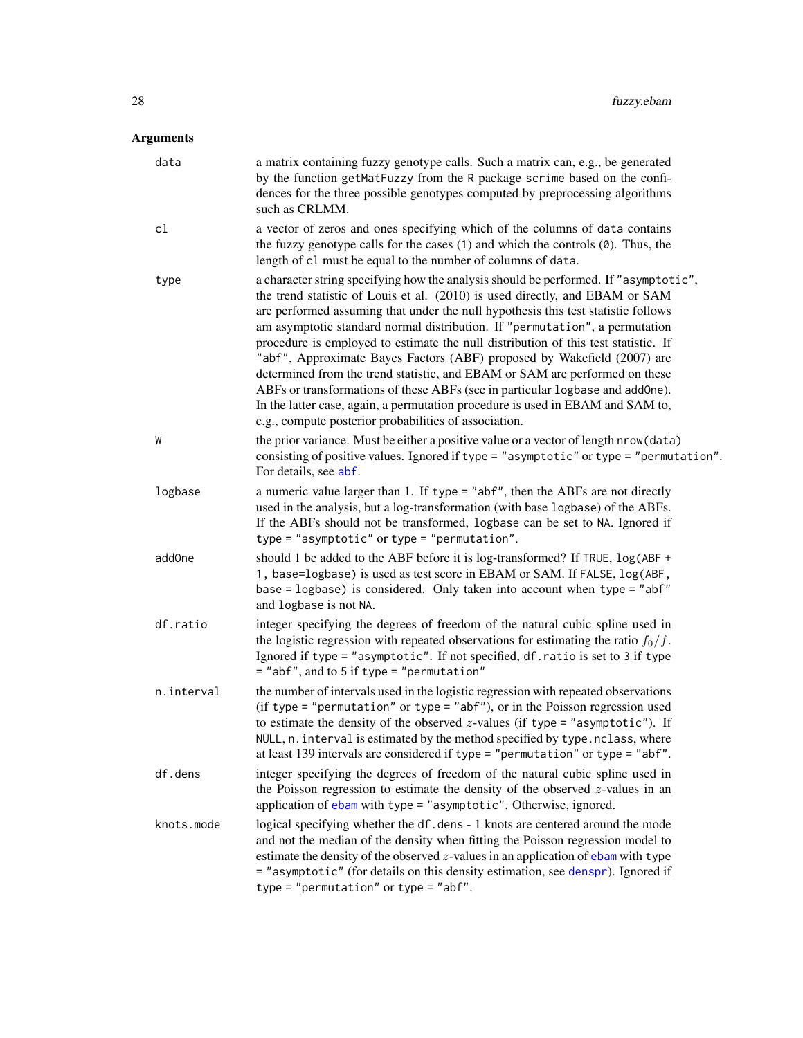## Arguments

| | |
|---|---|
| `data` | a matrix containing fuzzy genotype calls. Such a matrix can, e.g., be generated by the function `getMatFuzzy` from the R package `scrime` based on the confidences for the three possible genotypes computed by preprocessing algorithms such as CRLMM. |
| `cl` | a vector of zeros and ones specifying which of the columns of `data` contains the fuzzy genotype calls for the cases (`1`) and which the controls (`0`). Thus, the length of `cl` must be equal to the number of columns of `data`. |
| `type` | a character string specifying how the analysis should be performed. If `"asymptotic"`, the trend statistic of Louis et al. (2010) is used directly, and EBAM or SAM are performed assuming that under the null hypothesis this test statistic follows am asymptotic standard normal distribution. If `"permutation"`, a permutation procedure is employed to estimate the null distribution of this test statistic. If `"abf"`, Approximate Bayes Factors (ABF) proposed by Wakefield (2007) are determined from the trend statistic, and EBAM or SAM are performed on these ABFs or transformations of these ABFs (see in particular `logbase` and `addOne`). In the latter case, again, a permutation procedure is used in EBAM and SAM to, e.g., compute posterior probabilities of association. |
| `W` | the prior variance. Must be either a positive value or a vector of length `nrow(data)` consisting of positive values. Ignored if `type = "asymptotic"` or `type = "permutation"`. For details, see `abf`. |
| `logbase` | a numeric value larger than 1. If `type = "abf"`, then the ABFs are not directly used in the analysis, but a log-transformation (with base `logbase`) of the ABFs. If the ABFs should not be transformed, `logbase` can be set to `NA`. Ignored if `type = "asymptotic"` or `type = "permutation"`. |
| `addOne` | should 1 be added to the ABF before it is log-transformed? If `TRUE`, `log(ABF + 1, base=logbase)` is used as test score in EBAM or SAM. If `FALSE`, `log(ABF, base = logbase)` is considered. Only taken into account when `type = "abf"` and `logbase` is not `NA`. |
| `df.ratio` | integer specifying the degrees of freedom of the natural cubic spline used in the logistic regression with repeated observations for estimating the ratio $f_0/f$. Ignored if `type = "asymptotic"`. If not specified, `df.ratio` is set to 3 if `type = "abf"`, and to 5 if `type = "permutation"` |
| `n.interval` | the number of intervals used in the logistic regression with repeated observations (if `type = "permutation"` or `type = "abf"`), or in the Poisson regression used to estimate the density of the observed $z$-values (if `type = "asymptotic"`). If `NULL`, `n.interval` is estimated by the method specified by `type.nclass`, where at least 139 intervals are considered if `type = "permutation"` or `type = "abf"`. |
| `df.dens` | integer specifying the degrees of freedom of the natural cubic spline used in the Poisson regression to estimate the density of the observed $z$-values in an application of `ebam` with `type = "asymptotic"`. Otherwise, ignored. |
| `knots.mode` | logical specifying whether the `df.dens - 1` knots are centered around the mode and not the median of the density when fitting the Poisson regression model to estimate the density of the observed $z$-values in an application of `ebam` with `type = "asymptotic"` (for details on this density estimation, see `denspr`). Ignored if `type = "permutation"` or `type = "abf"`. |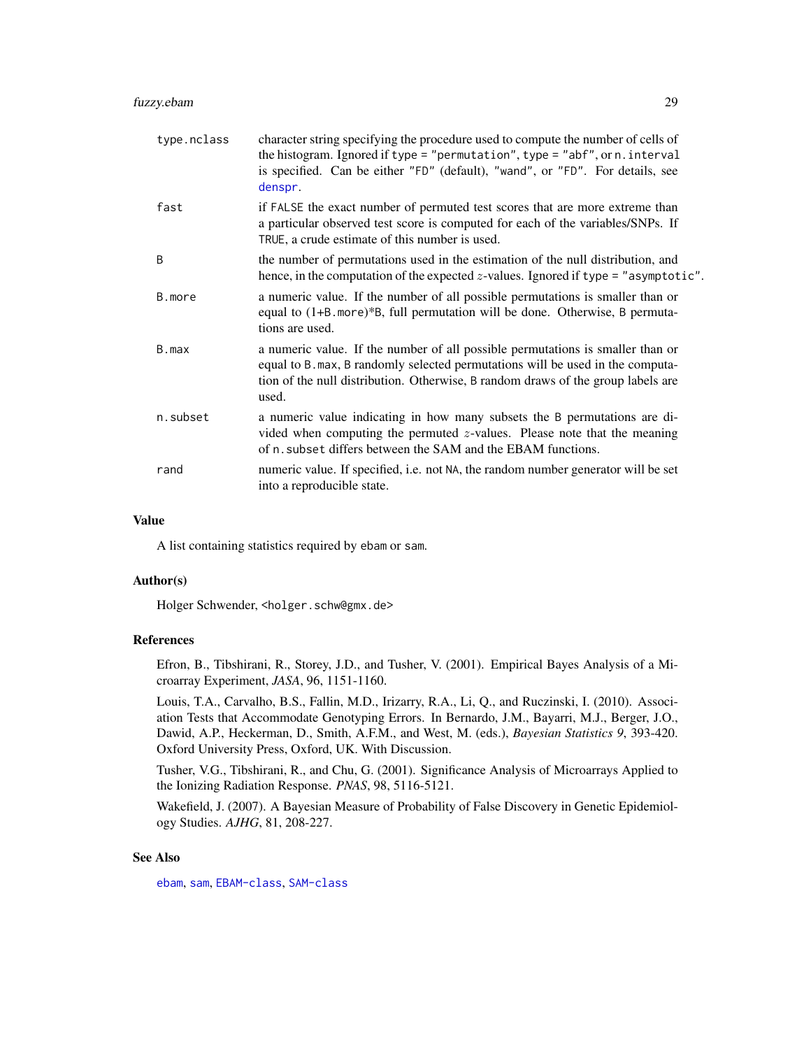| | |
|---|---|
| type.nclass | character string specifying the procedure used to compute the number of cells of the histogram. Ignored if type = "permutation", type = "abf", or n.interval is specified. Can be either "FD" (default), "wand", or "FD". For details, see denspr. |
| fast | if FALSE the exact number of permuted test scores that are more extreme than a particular observed test score is computed for each of the variables/SNPs. If TRUE, a crude estimate of this number is used. |
| B | the number of permutations used in the estimation of the null distribution, and hence, in the computation of the expected $z$-values. Ignored if type = "asymptotic". |
| B.more | a numeric value. If the number of all possible permutations is smaller than or equal to (1+B.more)*B, full permutation will be done. Otherwise, B permutations are used. |
| B.max | a numeric value. If the number of all possible permutations is smaller than or equal to B.max, B randomly selected permutations will be used in the computation of the null distribution. Otherwise, B random draws of the group labels are used. |
| n.subset | a numeric value indicating in how many subsets the B permutations are divided when computing the permuted $z$-values. Please note that the meaning of n.subset differs between the SAM and the EBAM functions. |
| rand | numeric value. If specified, i.e. not NA, the random number generator will be set into a reproducible state. |

## Value

A list containing statistics required by ebam or sam.

## Author(s)

Holger Schwender, <holger.schw@gmx.de>

## References

Efron, B., Tibshirani, R., Storey, J.D., and Tusher, V. (2001). Empirical Bayes Analysis of a Microarray Experiment, *JASA*, 96, 1151-1160.

Louis, T.A., Carvalho, B.S., Fallin, M.D., Irizarry, R.A., Li, Q., and Ruczinski, I. (2010). Association Tests that Accommodate Genotyping Errors. In Bernardo, J.M., Bayarri, M.J., Berger, J.O., Dawid, A.P., Heckerman, D., Smith, A.F.M., and West, M. (eds.), *Bayesian Statistics 9*, 393-420. Oxford University Press, Oxford, UK. With Discussion.

Tusher, V.G., Tibshirani, R., and Chu, G. (2001). Significance Analysis of Microarrays Applied to the Ionizing Radiation Response. *PNAS*, 98, 5116-5121.

Wakefield, J. (2007). A Bayesian Measure of Probability of False Discovery in Genetic Epidemiology Studies. *AJHG*, 81, 208-227.

## See Also

ebam, sam, EBAM-class, SAM-class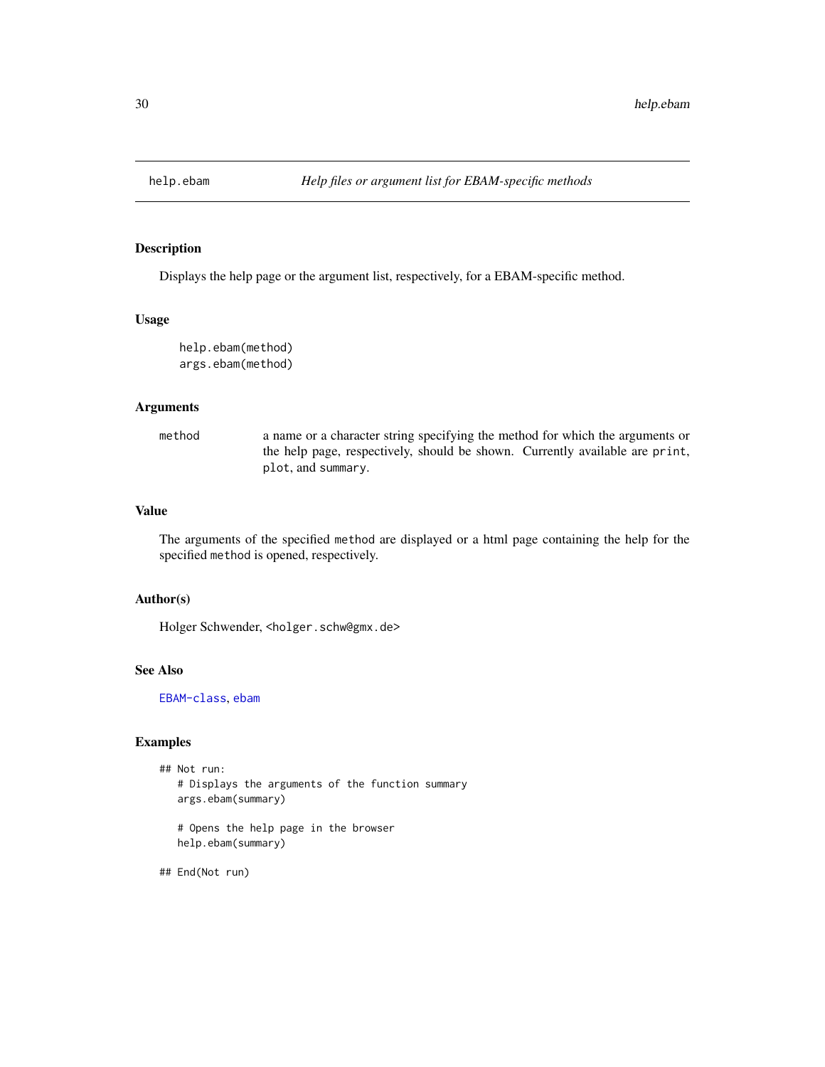help.ebam *Help files or argument list for EBAM-specific methods*

## Description

Displays the help page or the argument list, respectively, for a EBAM-specific method.

## Usage

```
help.ebam(method)
args.ebam(method)
```

## Arguments

| | |
|---|---|
| `method` | a name or a character string specifying the method for which the arguments or the help page, respectively, should be shown. Currently available are `print`, `plot`, and `summary`. |

## Value

The arguments of the specified `method` are displayed or a html page containing the help for the specified `method` is opened, respectively.

## Author(s)

Holger Schwender, `<holger.schw@gmx.de>`

## See Also

`EBAM-class`, `ebam`

## Examples

```
## Not run:
   # Displays the arguments of the function summary
   args.ebam(summary)

   # Opens the help page in the browser
   help.ebam(summary)

## End(Not run)
```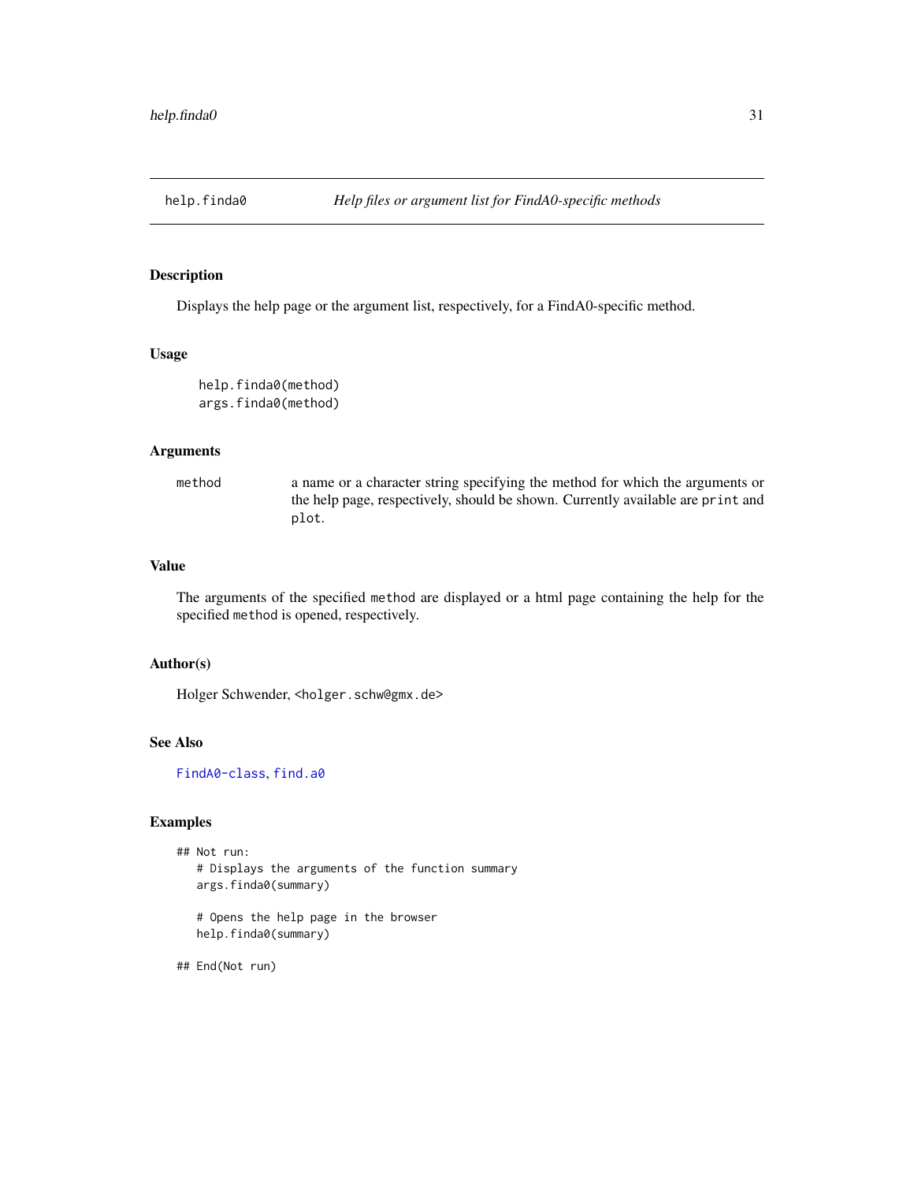help.finda0 *Help files or argument list for FindA0-specific methods*

## Description

Displays the help page or the argument list, respectively, for a FindA0-specific method.

## Usage

```
help.finda0(method)
args.finda0(method)
```

## Arguments

| | |
|---|---|
| method | a name or a character string specifying the method for which the arguments or the help page, respectively, should be shown. Currently available are `print` and `plot`. |

## Value

The arguments of the specified `method` are displayed or a html page containing the help for the specified `method` is opened, respectively.

## Author(s)

Holger Schwender, <holger.schw@gmx.de>

## See Also

FindA0-class, find.a0

## Examples

```
## Not run:
   # Displays the arguments of the function summary
   args.finda0(summary)

   # Opens the help page in the browser
   help.finda0(summary)

## End(Not run)
```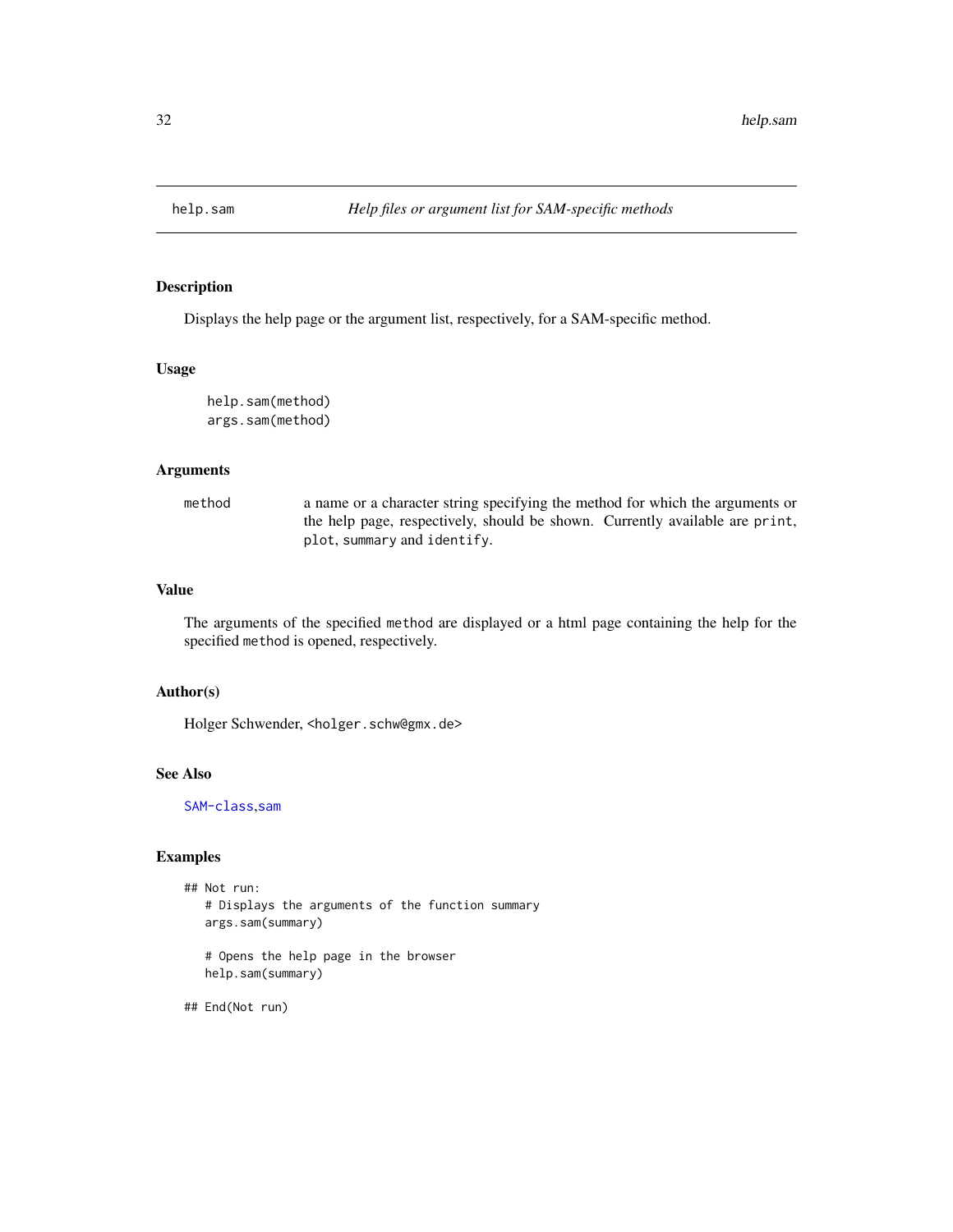help.sam *Help files or argument list for SAM-specific methods*

## Description

Displays the help page or the argument list, respectively, for a SAM-specific method.

## Usage

```
help.sam(method)
args.sam(method)
```

## Arguments

| | |
|---|---|
| method | a name or a character string specifying the method for which the arguments or the help page, respectively, should be shown. Currently available are `print`, `plot`, `summary` and `identify`. |

## Value

The arguments of the specified `method` are displayed or a html page containing the help for the specified `method` is opened, respectively.

## Author(s)

Holger Schwender, <holger.schw@gmx.de>

## See Also

SAM-class, sam

## Examples

```
## Not run:
   # Displays the arguments of the function summary
   args.sam(summary)

   # Opens the help page in the browser
   help.sam(summary)

## End(Not run)
```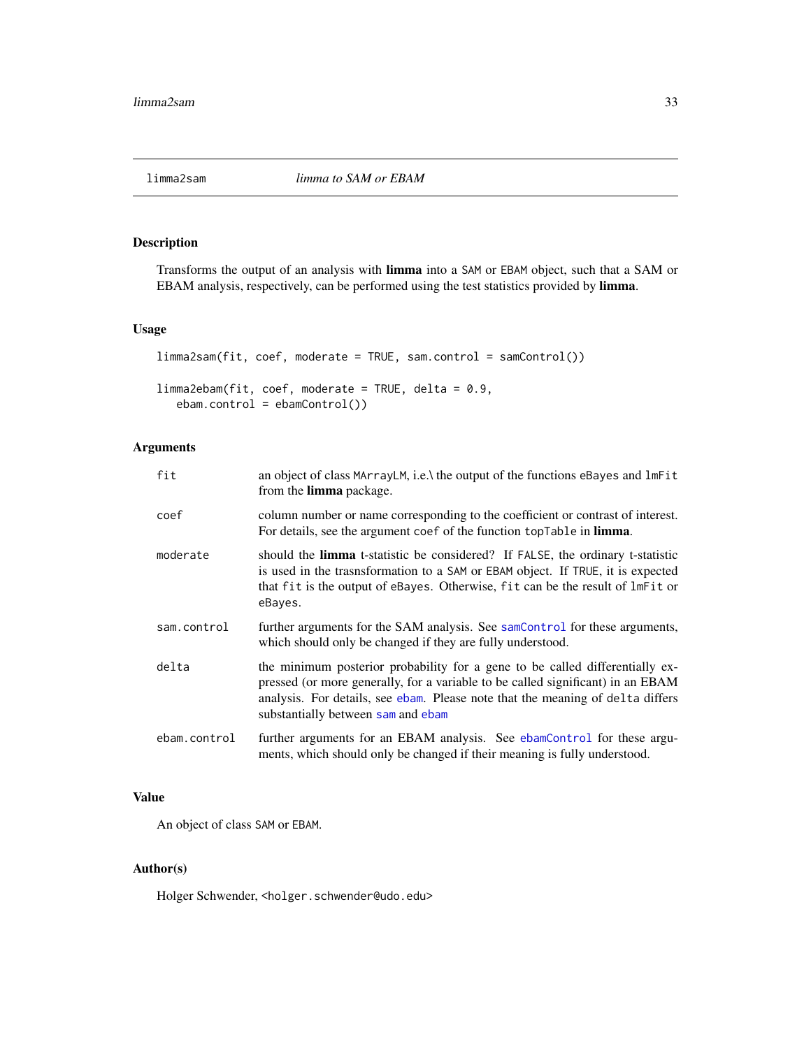# limma2sam *limma to SAM or EBAM*

## Description

Transforms the output of an analysis with **limma** into a SAM or EBAM object, such that a SAM or EBAM analysis, respectively, can be performed using the test statistics provided by **limma**.

## Usage

```
limma2sam(fit, coef, moderate = TRUE, sam.control = samControl())

limma2ebam(fit, coef, moderate = TRUE, delta = 0.9,
   ebam.control = ebamControl())
```

## Arguments

| | |
|---|---|
| `fit` | an object of class MArrayLM, i.e.\ the output of the functions eBayes and lmFit from the **limma** package. |
| `coef` | column number or name corresponding to the coefficient or contrast of interest. For details, see the argument coef of the function topTable in **limma**. |
| `moderate` | should the **limma** t-statistic be considered? If FALSE, the ordinary t-statistic is used in the trasnsformation to a SAM or EBAM object. If TRUE, it is expected that fit is the output of eBayes. Otherwise, fit can be the result of lmFit or eBayes. |
| `sam.control` | further arguments for the SAM analysis. See samControl for these arguments, which should only be changed if they are fully understood. |
| `delta` | the minimum posterior probability for a gene to be called differentially expressed (or more generally, for a variable to be called significant) in an EBAM analysis. For details, see ebam. Please note that the meaning of delta differs substantially between sam and ebam |
| `ebam.control` | further arguments for an EBAM analysis. See ebamControl for these arguments, which should only be changed if their meaning is fully understood. |

## Value

An object of class SAM or EBAM.

## Author(s)

Holger Schwender, <holger.schwender@udo.edu>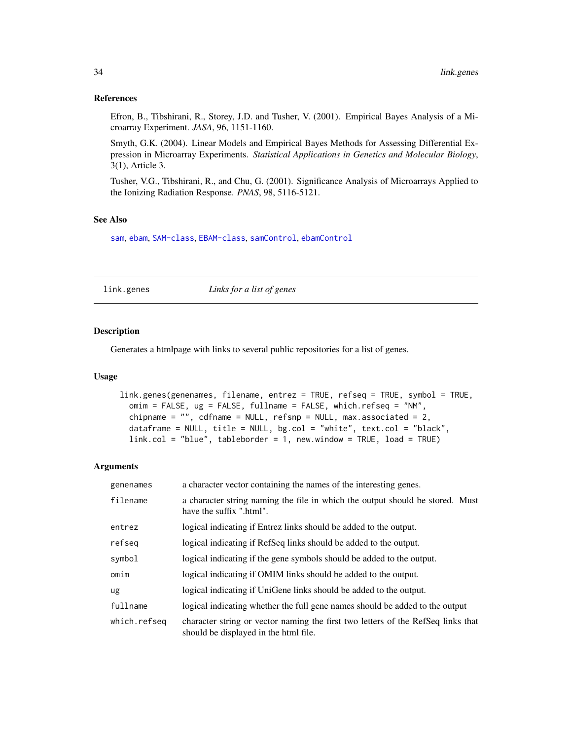### References

Efron, B., Tibshirani, R., Storey, J.D. and Tusher, V. (2001). Empirical Bayes Analysis of a Microarray Experiment. *JASA*, 96, 1151-1160.

Smyth, G.K. (2004). Linear Models and Empirical Bayes Methods for Assessing Differential Expression in Microarray Experiments. *Statistical Applications in Genetics and Molecular Biology*, 3(1), Article 3.

Tusher, V.G., Tibshirani, R., and Chu, G. (2001). Significance Analysis of Microarrays Applied to the Ionizing Radiation Response. *PNAS*, 98, 5116-5121.

### See Also

sam, ebam, SAM-class, EBAM-class, samControl, ebamControl

---

## link.genes — *Links for a list of genes*

### Description

Generates a htmlpage with links to several public repositories for a list of genes.

### Usage

```
link.genes(genenames, filename, entrez = TRUE, refseq = TRUE, symbol = TRUE,
  omim = FALSE, ug = FALSE, fullname = FALSE, which.refseq = "NM",
  chipname = "", cdfname = NULL, refsnp = NULL, max.associated = 2,
  dataframe = NULL, title = NULL, bg.col = "white", text.col = "black",
  link.col = "blue", tableborder = 1, new.window = TRUE, load = TRUE)
```

### Arguments

| | |
|---|---|
| genenames | a character vector containing the names of the interesting genes. |
| filename | a character string naming the file in which the output should be stored. Must have the suffix ".html". |
| entrez | logical indicating if Entrez links should be added to the output. |
| refseq | logical indicating if RefSeq links should be added to the output. |
| symbol | logical indicating if the gene symbols should be added to the output. |
| omim | logical indicating if OMIM links should be added to the output. |
| ug | logical indicating if UniGene links should be added to the output. |
| fullname | logical indicating whether the full gene names should be added to the output |
| which.refseq | character string or vector naming the first two letters of the RefSeq links that should be displayed in the html file. |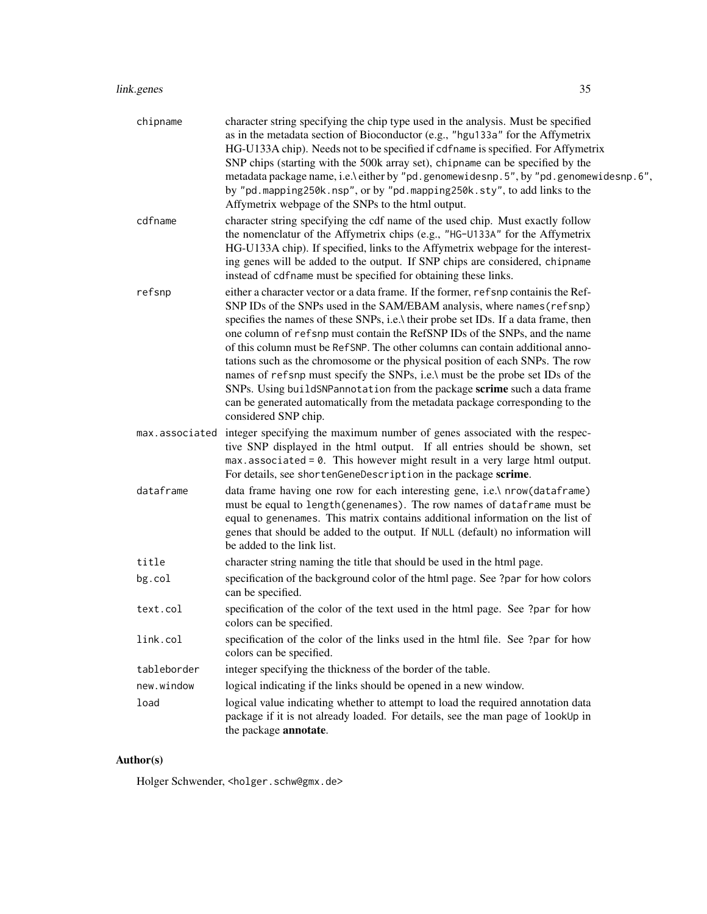| | |
|---|---|
| `chipname` | character string specifying the chip type used in the analysis. Must be specified as in the metadata section of Bioconductor (e.g., `"hgu133a"` for the Affymetrix HG-U133A chip). Needs not to be specified if `cdfname` is specified. For Affymetrix SNP chips (starting with the 500k array set), `chipname` can be specified by the metadata package name, i.e.\ either by `"pd.genomewidesnp.5"`, by `"pd.genomewidesnp.6"`, by `"pd.mapping250k.nsp"`, or by `"pd.mapping250k.sty"`, to add links to the Affymetrix webpage of the SNPs to the html output. |
| `cdfname` | character string specifying the cdf name of the used chip. Must exactly follow the nomenclatur of the Affymetrix chips (e.g., `"HG-U133A"` for the Affymetrix HG-U133A chip). If specified, links to the Affymetrix webpage for the interesting genes will be added to the output. If SNP chips are considered, `chipname` instead of `cdfname` must be specified for obtaining these links. |
| `refsnp` | either a character vector or a data frame. If the former, `refsnp` containis the RefSNP IDs of the SNPs used in the SAM/EBAM analysis, where `names(refsnp)` specifies the names of these SNPs, i.e.\ their probe set IDs. If a data frame, then one column of `refsnp` must contain the RefSNP IDs of the SNPs, and the name of this column must be `RefSNP`. The other columns can contain additional annotations such as the chromosome or the physical position of each SNPs. The row names of `refsnp` must specify the SNPs, i.e.\ must be the probe set IDs of the SNPs. Using `buildSNPannotation` from the package **scrime** such a data frame can be generated automatically from the metadata package corresponding to the considered SNP chip. |
| `max.associated` | integer specifying the maximum number of genes associated with the respective SNP displayed in the html output. If all entries should be shown, set `max.associated = 0`. This however might result in a very large html output. For details, see `shortenGeneDescription` in the package **scrime**. |
| `dataframe` | data frame having one row for each interesting gene, i.e.\ `nrow(dataframe)` must be equal to `length(genenames)`. The row names of `dataframe` must be equal to `genenames`. This matrix contains additional information on the list of genes that should be added to the output. If `NULL` (default) no information will be added to the link list. |
| `title` | character string naming the title that should be used in the html page. |
| `bg.col` | specification of the background color of the html page. See `?par` for how colors can be specified. |
| `text.col` | specification of the color of the text used in the html page. See `?par` for how colors can be specified. |
| `link.col` | specification of the color of the links used in the html file. See `?par` for how colors can be specified. |
| `tableborder` | integer specifying the thickness of the border of the table. |
| `new.window` | logical indicating if the links should be opened in a new window. |
| `load` | logical value indicating whether to attempt to load the required annotation data package if it is not already loaded. For details, see the man page of `lookUp` in the package **annotate**. |

## Author(s)

Holger Schwender, <holger.schw@gmx.de>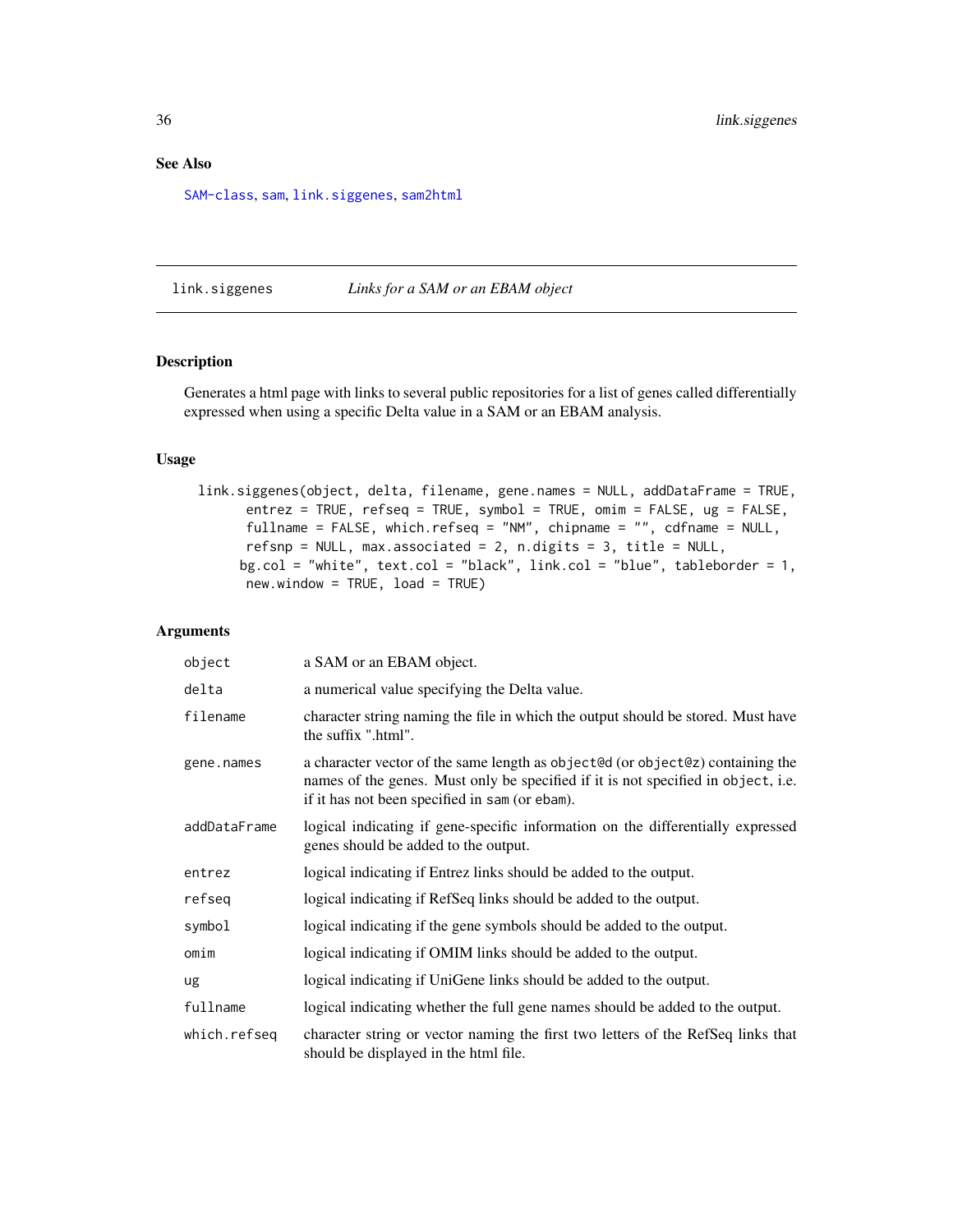## See Also

SAM-class, sam, link.siggenes, sam2html

---

## link.siggenes *Links for a SAM or an EBAM object*

### Description

Generates a html page with links to several public repositories for a list of genes called differentially expressed when using a specific Delta value in a SAM or an EBAM analysis.

### Usage

```
link.siggenes(object, delta, filename, gene.names = NULL, addDataFrame = TRUE,
       entrez = TRUE, refseq = TRUE, symbol = TRUE, omim = FALSE, ug = FALSE,
       fullname = FALSE, which.refseq = "NM", chipname = "", cdfname = NULL,
       refsnp = NULL, max.associated = 2, n.digits = 3, title = NULL,
      bg.col = "white", text.col = "black", link.col = "blue", tableborder = 1,
       new.window = TRUE, load = TRUE)
```

### Arguments

| | |
|---|---|
| `object` | a SAM or an EBAM object. |
| `delta` | a numerical value specifying the Delta value. |
| `filename` | character string naming the file in which the output should be stored. Must have the suffix ".html". |
| `gene.names` | a character vector of the same length as `object@d` (or `object@z`) containing the names of the genes. Must only be specified if it is not specified in `object`, i.e. if it has not been specified in `sam` (or `ebam`). |
| `addDataFrame` | logical indicating if gene-specific information on the differentially expressed genes should be added to the output. |
| `entrez` | logical indicating if Entrez links should be added to the output. |
| `refseq` | logical indicating if RefSeq links should be added to the output. |
| `symbol` | logical indicating if the gene symbols should be added to the output. |
| `omim` | logical indicating if OMIM links should be added to the output. |
| `ug` | logical indicating if UniGene links should be added to the output. |
| `fullname` | logical indicating whether the full gene names should be added to the output. |
| `which.refseq` | character string or vector naming the first two letters of the RefSeq links that should be displayed in the html file. |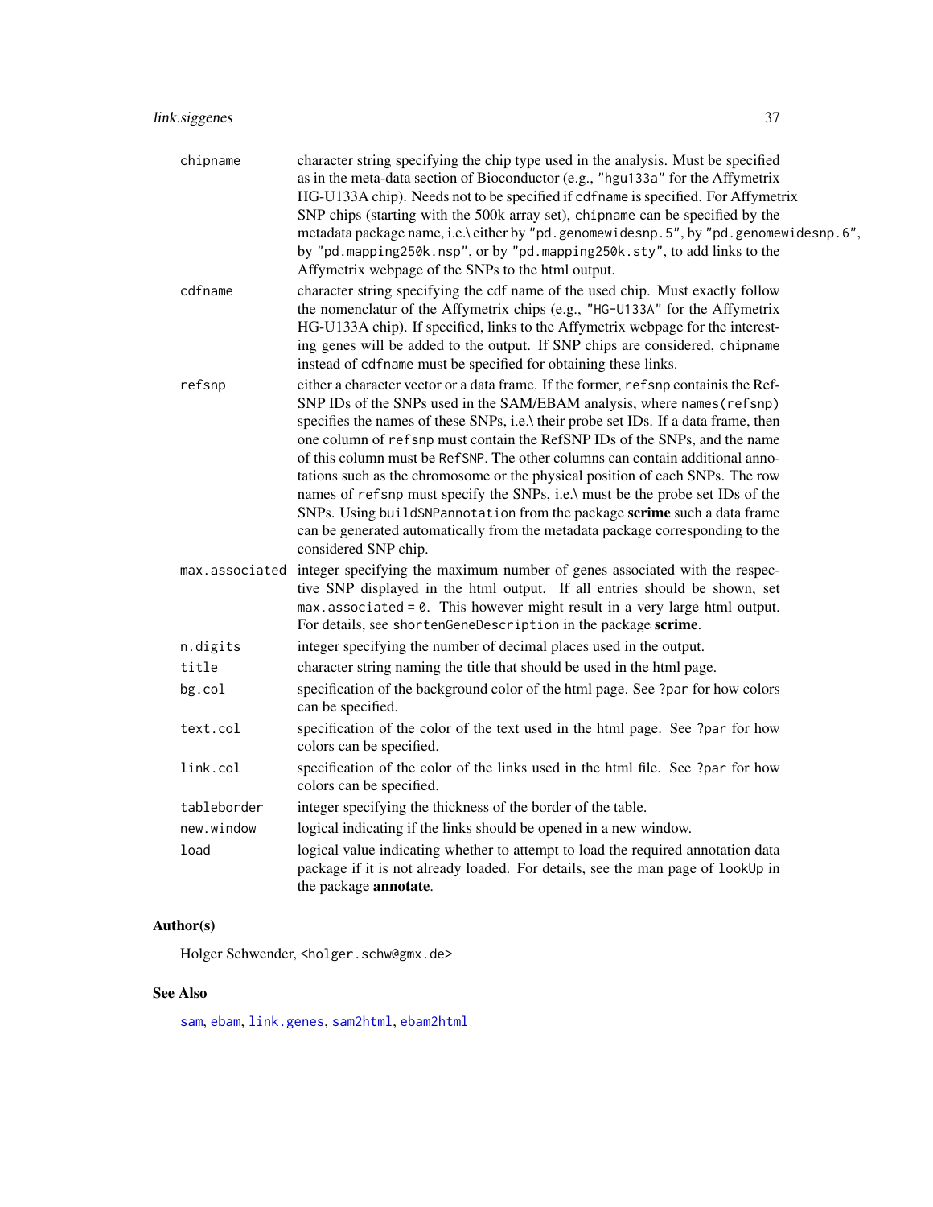| | |
|---|---|
| `chipname` | character string specifying the chip type used in the analysis. Must be specified as in the meta-data section of Bioconductor (e.g., `"hgu133a"` for the Affymetrix HG-U133A chip). Needs not to be specified if `cdfname` is specified. For Affymetrix SNP chips (starting with the 500k array set), `chipname` can be specified by the metadata package name, i.e.\ either by `"pd.genomewidesnp.5"`, by `"pd.genomewidesnp.6"`, by `"pd.mapping250k.nsp"`, or by `"pd.mapping250k.sty"`, to add links to the Affymetrix webpage of the SNPs to the html output. |
| `cdfname` | character string specifying the cdf name of the used chip. Must exactly follow the nomenclatur of the Affymetrix chips (e.g., `"HG-U133A"` for the Affymetrix HG-U133A chip). If specified, links to the Affymetrix webpage for the interesting genes will be added to the output. If SNP chips are considered, `chipname` instead of `cdfname` must be specified for obtaining these links. |
| `refsnp` | either a character vector or a data frame. If the former, `refsnp` containis the RefSNP IDs of the SNPs used in the SAM/EBAM analysis, where `names(refsnp)` specifies the names of these SNPs, i.e.\ their probe set IDs. If a data frame, then one column of `refsnp` must contain the RefSNP IDs of the SNPs, and the name of this column must be `RefSNP`. The other columns can contain additional annotations such as the chromosome or the physical position of each SNPs. The row names of `refsnp` must specify the SNPs, i.e.\ must be the probe set IDs of the SNPs. Using `buildSNPannotation` from the package **scrime** such a data frame can be generated automatically from the metadata package corresponding to the considered SNP chip. |
| `max.associated` | integer specifying the maximum number of genes associated with the respective SNP displayed in the html output. If all entries should be shown, set `max.associated = 0`. This however might result in a very large html output. For details, see `shortenGeneDescription` in the package **scrime**. |
| `n.digits` | integer specifying the number of decimal places used in the output. |
| `title` | character string naming the title that should be used in the html page. |
| `bg.col` | specification of the background color of the html page. See `?par` for how colors can be specified. |
| `text.col` | specification of the color of the text used in the html page. See `?par` for how colors can be specified. |
| `link.col` | specification of the color of the links used in the html file. See `?par` for how colors can be specified. |
| `tableborder` | integer specifying the thickness of the border of the table. |
| `new.window` | logical indicating if the links should be opened in a new window. |
| `load` | logical value indicating whether to attempt to load the required annotation data package if it is not already loaded. For details, see the man page of `lookUp` in the package **annotate**. |

## Author(s)

Holger Schwender, <holger.schw@gmx.de>

## See Also

`sam`, `ebam`, `link.genes`, `sam2html`, `ebam2html`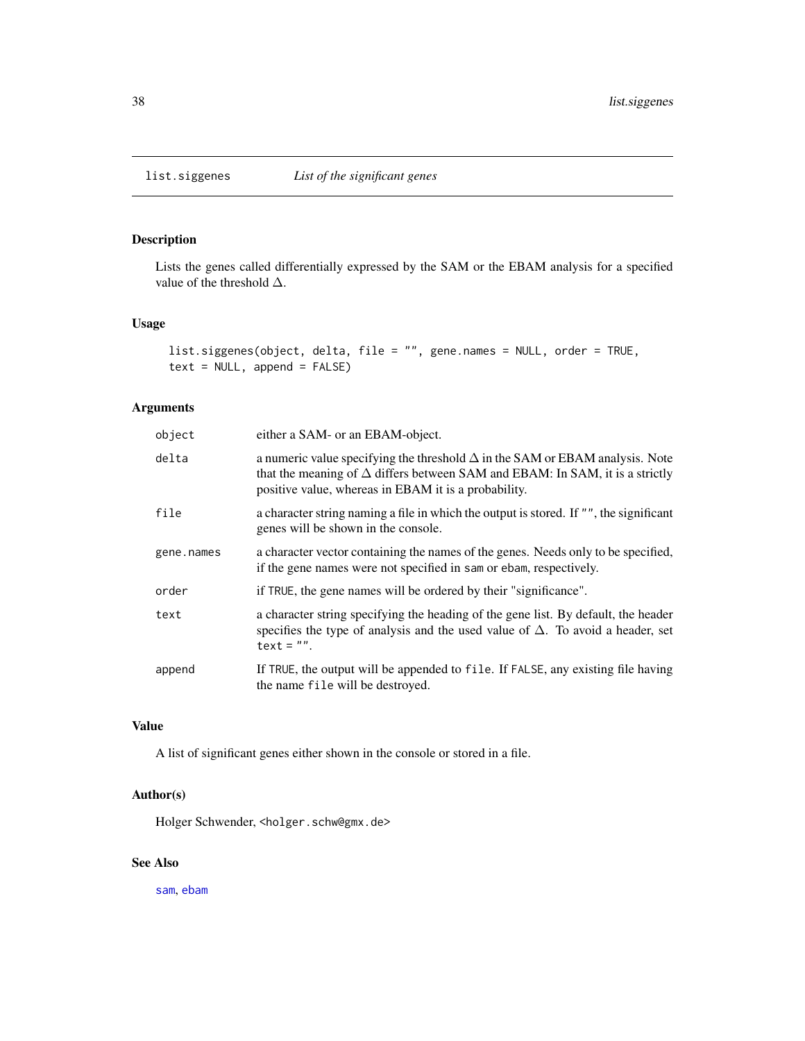# list.siggenes — *List of the significant genes*

## Description

Lists the genes called differentially expressed by the SAM or the EBAM analysis for a specified value of the threshold $\Delta$.

## Usage

```
list.siggenes(object, delta, file = "", gene.names = NULL, order = TRUE,
text = NULL, append = FALSE)
```

## Arguments

| | |
|---|---|
| `object` | either a SAM- or an EBAM-object. |
| `delta` | a numeric value specifying the threshold $\Delta$ in the SAM or EBAM analysis. Note that the meaning of $\Delta$ differs between SAM and EBAM: In SAM, it is a strictly positive value, whereas in EBAM it is a probability. |
| `file` | a character string naming a file in which the output is stored. If `""`, the significant genes will be shown in the console. |
| `gene.names` | a character vector containing the names of the genes. Needs only to be specified, if the gene names were not specified in `sam` or `ebam`, respectively. |
| `order` | if `TRUE`, the gene names will be ordered by their "significance". |
| `text` | a character string specifying the heading of the gene list. By default, the header specifies the type of analysis and the used value of $\Delta$. To avoid a header, set `text = ""`. |
| `append` | If `TRUE`, the output will be appended to `file`. If `FALSE`, any existing file having the name `file` will be destroyed. |

## Value

A list of significant genes either shown in the console or stored in a file.

## Author(s)

Holger Schwender, <holger.schw@gmx.de>

## See Also

`sam`, `ebam`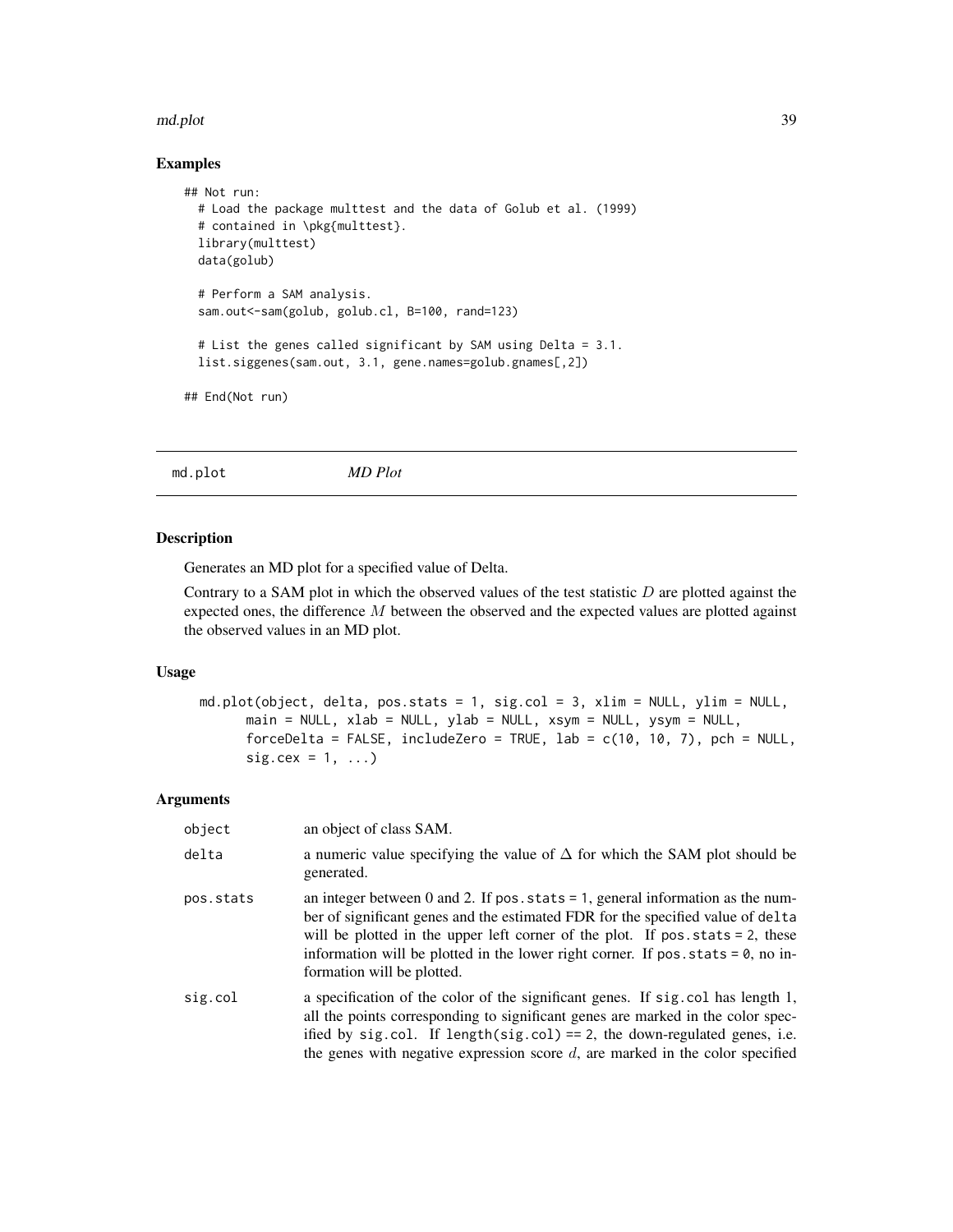## Examples

```
## Not run:
  # Load the package multtest and the data of Golub et al. (1999)
  # contained in \pkg{multtest}.
  library(multtest)
  data(golub)

  # Perform a SAM analysis.
  sam.out<-sam(golub, golub.cl, B=100, rand=123)

  # List the genes called significant by SAM using Delta = 3.1.
  list.siggenes(sam.out, 3.1, gene.names=golub.gnames[,2])

## End(Not run)
```

---

md.plot *MD Plot*

---

## Description

Generates an MD plot for a specified value of Delta.

Contrary to a SAM plot in which the observed values of the test statistic $D$ are plotted against the expected ones, the difference $M$ between the observed and the expected values are plotted against the observed values in an MD plot.

## Usage

```
md.plot(object, delta, pos.stats = 1, sig.col = 3, xlim = NULL, ylim = NULL,
      main = NULL, xlab = NULL, ylab = NULL, xsym = NULL, ysym = NULL,
      forceDelta = FALSE, includeZero = TRUE, lab = c(10, 10, 7), pch = NULL,
      sig.cex = 1, ...)
```

## Arguments

| | |
|---|---|
| `object` | an object of class SAM. |
| `delta` | a numeric value specifying the value of $\Delta$ for which the SAM plot should be generated. |
| `pos.stats` | an integer between 0 and 2. If `pos.stats = 1`, general information as the number of significant genes and the estimated FDR for the specified value of `delta` will be plotted in the upper left corner of the plot. If `pos.stats = 2`, these information will be plotted in the lower right corner. If `pos.stats = 0`, no information will be plotted. |
| `sig.col` | a specification of the color of the significant genes. If `sig.col` has length 1, all the points corresponding to significant genes are marked in the color specified by `sig.col`. If `length(sig.col) == 2`, the down-regulated genes, i.e. the genes with negative expression score $d$, are marked in the color specified |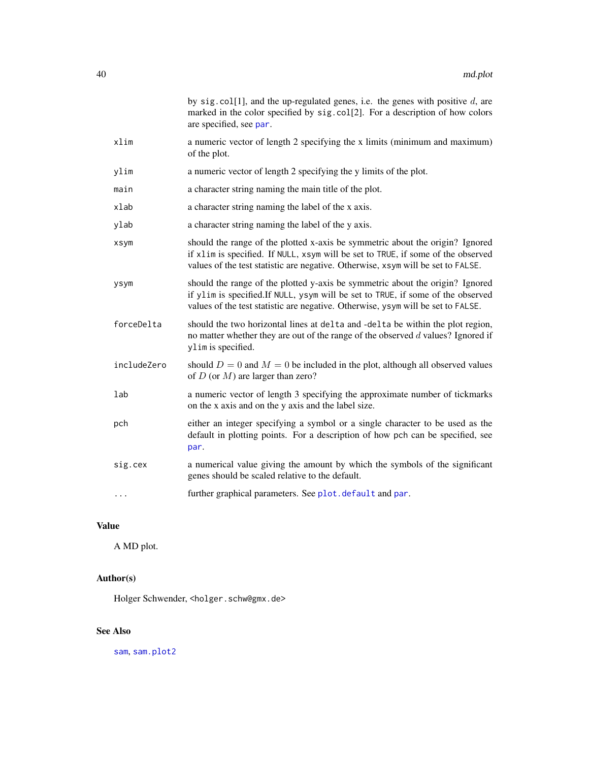| | |
|---|---|
| | by `sig.col[1]`, and the up-regulated genes, i.e. the genes with positive $d$, are marked in the color specified by `sig.col[2]`. For a description of how colors are specified, see `par`. |
| `xlim` | a numeric vector of length 2 specifying the x limits (minimum and maximum) of the plot. |
| `ylim` | a numeric vector of length 2 specifying the y limits of the plot. |
| `main` | a character string naming the main title of the plot. |
| `xlab` | a character string naming the label of the x axis. |
| `ylab` | a character string naming the label of the y axis. |
| `xsym` | should the range of the plotted x-axis be symmetric about the origin? Ignored if `xlim` is specified. If `NULL`, `xsym` will be set to `TRUE`, if some of the observed values of the test statistic are negative. Otherwise, `xsym` will be set to `FALSE`. |
| `ysym` | should the range of the plotted y-axis be symmetric about the origin? Ignored if `ylim` is specified.If `NULL`, `ysym` will be set to `TRUE`, if some of the observed values of the test statistic are negative. Otherwise, `ysym` will be set to `FALSE`. |
| `forceDelta` | should the two horizontal lines at `delta` and `-delta` be within the plot region, no matter whether they are out of the range of the observed $d$ values? Ignored if `ylim` is specified. |
| `includeZero` | should $D = 0$ and $M = 0$ be included in the plot, although all observed values of $D$ (or $M$) are larger than zero? |
| `lab` | a numeric vector of length 3 specifying the approximate number of tickmarks on the x axis and on the y axis and the label size. |
| `pch` | either an integer specifying a symbol or a single character to be used as the default in plotting points. For a description of how `pch` can be specified, see `par`. |
| `sig.cex` | a numerical value giving the amount by which the symbols of the significant genes should be scaled relative to the default. |
| `...` | further graphical parameters. See `plot.default` and `par`. |

## Value

A MD plot.

## Author(s)

Holger Schwender, <holger.schw@gmx.de>

## See Also

`sam`, `sam.plot2`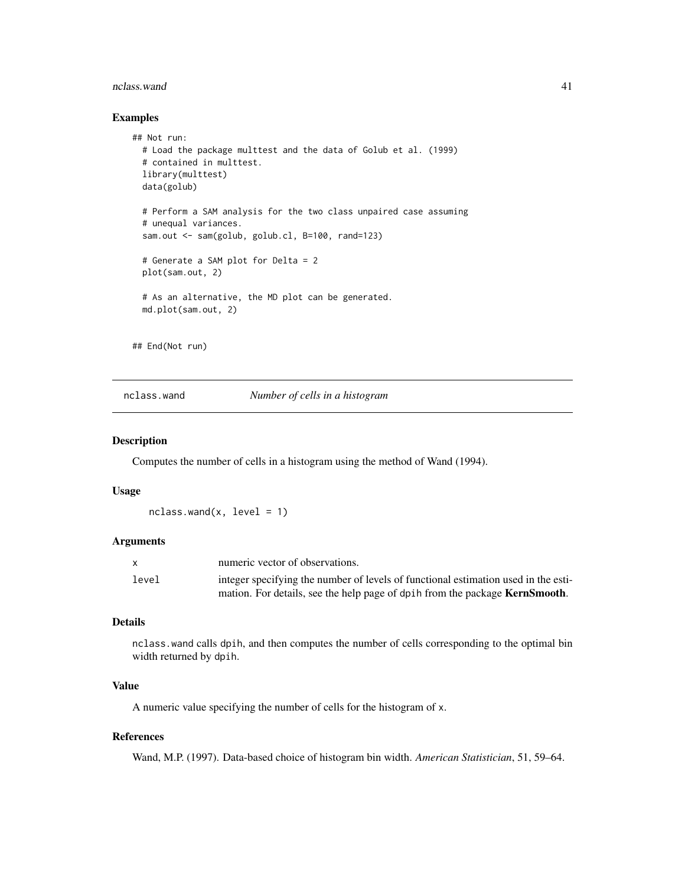## Examples

```
## Not run:
  # Load the package multtest and the data of Golub et al. (1999)
  # contained in multtest.
  library(multtest)
  data(golub)

  # Perform a SAM analysis for the two class unpaired case assuming
  # unequal variances.
  sam.out <- sam(golub, golub.cl, B=100, rand=123)

  # Generate a SAM plot for Delta = 2
  plot(sam.out, 2)

  # As an alternative, the MD plot can be generated.
  md.plot(sam.out, 2)


## End(Not run)
```

---

# nclass.wand    *Number of cells in a histogram*

---

## Description

Computes the number of cells in a histogram using the method of Wand (1994).

## Usage

```
nclass.wand(x, level = 1)
```

## Arguments

| | |
|---|---|
| x | numeric vector of observations. |
| level | integer specifying the number of levels of functional estimation used in the estimation. For details, see the help page of dpih from the package **KernSmooth**. |

## Details

nclass.wand calls dpih, and then computes the number of cells corresponding to the optimal bin width returned by dpih.

## Value

A numeric value specifying the number of cells for the histogram of x.

## References

Wand, M.P. (1997). Data-based choice of histogram bin width. *American Statistician*, 51, 59–64.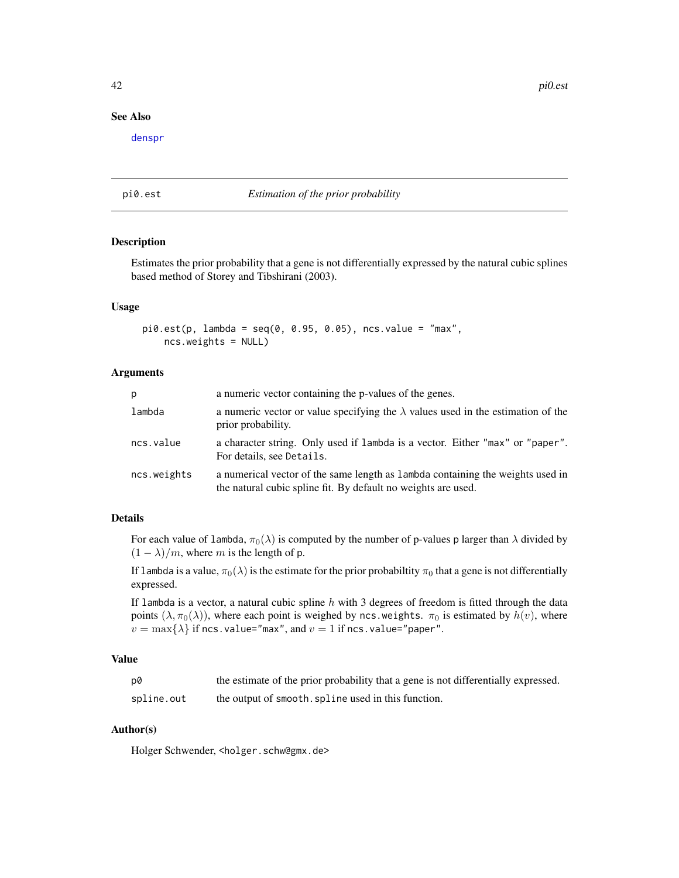## See Also

denspr

---

## pi0.est *Estimation of the prior probability*

---

### Description

Estimates the prior probability that a gene is not differentially expressed by the natural cubic splines based method of Storey and Tibshirani (2003).

### Usage

```
pi0.est(p, lambda = seq(0, 0.95, 0.05), ncs.value = "max",
    ncs.weights = NULL)
```

### Arguments

| | |
|---|---|
| p | a numeric vector containing the p-values of the genes. |
| lambda | a numeric vector or value specifying the $\lambda$ values used in the estimation of the prior probability. |
| ncs.value | a character string. Only used if lambda is a vector. Either "max" or "paper". For details, see Details. |
| ncs.weights | a numerical vector of the same length as lambda containing the weights used in the natural cubic spline fit. By default no weights are used. |

### Details

For each value of lambda, $\pi_0(\lambda)$ is computed by the number of p-values p larger than $\lambda$ divided by $(1-\lambda)/m$, where $m$ is the length of p.

If lambda is a value, $\pi_0(\lambda)$ is the estimate for the prior probabiltity $\pi_0$ that a gene is not differentially expressed.

If lambda is a vector, a natural cubic spline $h$ with 3 degrees of freedom is fitted through the data points $(\lambda, \pi_0(\lambda))$, where each point is weighed by ncs.weights. $\pi_0$ is estimated by $h(v)$, where $v = \max\{\lambda\}$ if ncs.value="max", and $v = 1$ if ncs.value="paper".

### Value

| | |
|---|---|
| p0 | the estimate of the prior probability that a gene is not differentially expressed. |
| spline.out | the output of smooth.spline used in this function. |

### Author(s)

Holger Schwender, <holger.schw@gmx.de>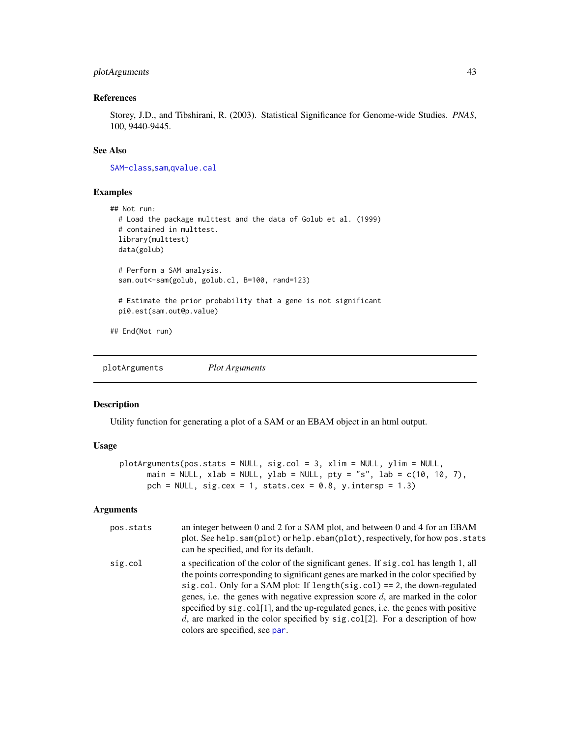## References

Storey, J.D., and Tibshirani, R. (2003). Statistical Significance for Genome-wide Studies. *PNAS*, 100, 9440-9445.

## See Also

SAM-class, sam, qvalue.cal

## Examples

```
## Not run:
  # Load the package multtest and the data of Golub et al. (1999)
  # contained in multtest.
  library(multtest)
  data(golub)

  # Perform a SAM analysis.
  sam.out<-sam(golub, golub.cl, B=100, rand=123)

  # Estimate the prior probability that a gene is not significant
  pi0.est(sam.out@p.value)

## End(Not run)
```

---

# plotArguments *Plot Arguments*

---

## Description

Utility function for generating a plot of a SAM or an EBAM object in an html output.

## Usage

```
plotArguments(pos.stats = NULL, sig.col = 3, xlim = NULL, ylim = NULL,
      main = NULL, xlab = NULL, ylab = NULL, pty = "s", lab = c(10, 10, 7),
      pch = NULL, sig.cex = 1, stats.cex = 0.8, y.intersp = 1.3)
```

## Arguments

| | |
|---|---|
| pos.stats | an integer between 0 and 2 for a SAM plot, and between 0 and 4 for an EBAM plot. See `help.sam(plot)` or `help.ebam(plot)`, respectively, for how `pos.stats` can be specified, and for its default. |
| sig.col | a specification of the color of the significant genes. If `sig.col` has length 1, all the points corresponding to significant genes are marked in the color specified by `sig.col`. Only for a SAM plot: If `length(sig.col) == 2`, the down-regulated genes, i.e. the genes with negative expression score $d$, are marked in the color specified by `sig.col[1]`, and the up-regulated genes, i.e. the genes with positive $d$, are marked in the color specified by `sig.col[2]`. For a description of how colors are specified, see par. |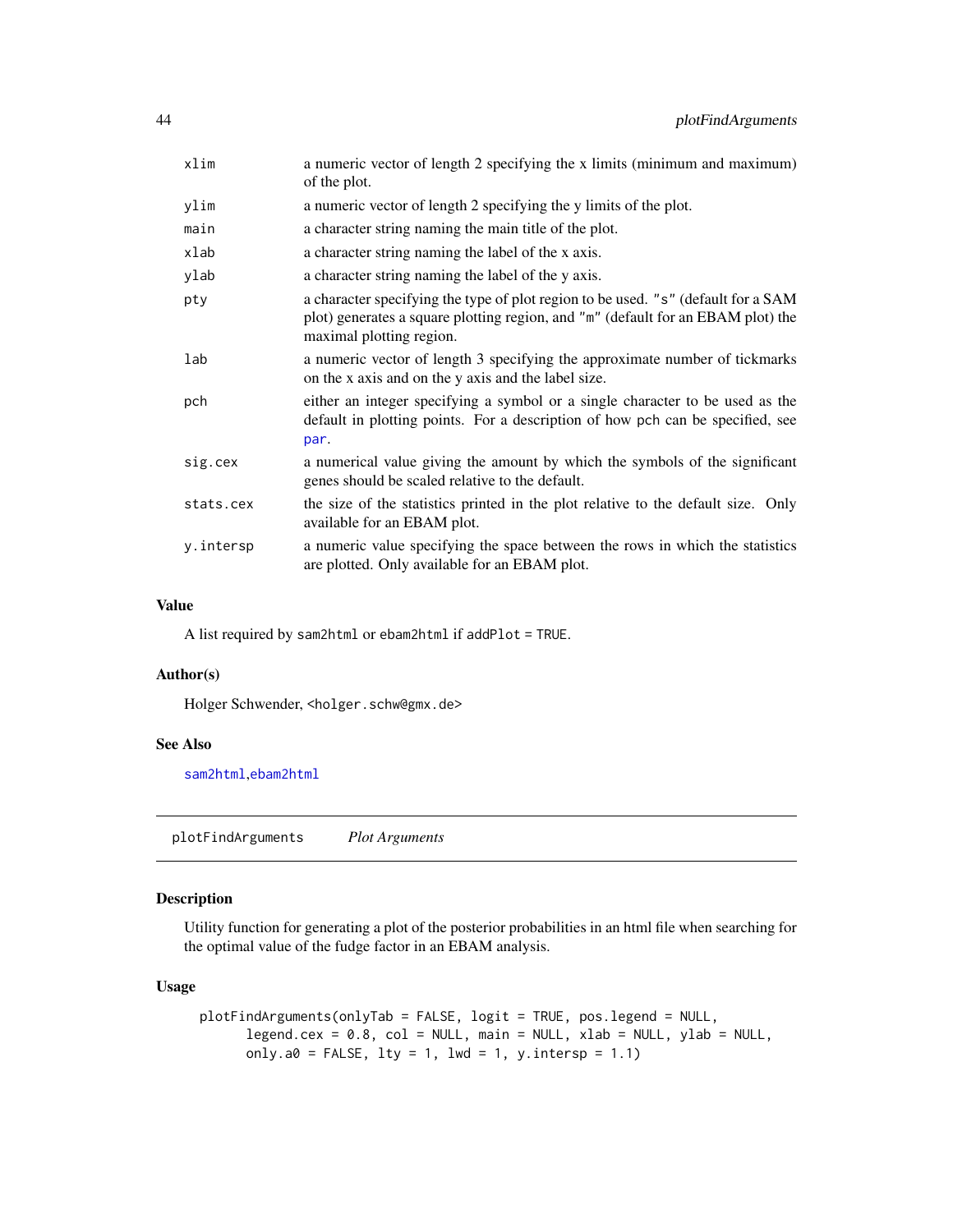| | |
|---|---|
| xlim | a numeric vector of length 2 specifying the x limits (minimum and maximum) of the plot. |
| ylim | a numeric vector of length 2 specifying the y limits of the plot. |
| main | a character string naming the main title of the plot. |
| xlab | a character string naming the label of the x axis. |
| ylab | a character string naming the label of the y axis. |
| pty | a character specifying the type of plot region to be used. "s" (default for a SAM plot) generates a square plotting region, and "m" (default for an EBAM plot) the maximal plotting region. |
| lab | a numeric vector of length 3 specifying the approximate number of tickmarks on the x axis and on the y axis and the label size. |
| pch | either an integer specifying a symbol or a single character to be used as the default in plotting points. For a description of how pch can be specified, see par. |
| sig.cex | a numerical value giving the amount by which the symbols of the significant genes should be scaled relative to the default. |
| stats.cex | the size of the statistics printed in the plot relative to the default size. Only available for an EBAM plot. |
| y.intersp | a numeric value specifying the space between the rows in which the statistics are plotted. Only available for an EBAM plot. |

### Value

A list required by sam2html or ebam2html if addPlot = TRUE.

### Author(s)

Holger Schwender, <holger.schw@gmx.de>

### See Also

sam2html,ebam2html

---

## plotFindArguments *Plot Arguments*

### Description

Utility function for generating a plot of the posterior probabilities in an html file when searching for the optimal value of the fudge factor in an EBAM analysis.

### Usage

```
plotFindArguments(onlyTab = FALSE, logit = TRUE, pos.legend = NULL,
      legend.cex = 0.8, col = NULL, main = NULL, xlab = NULL, ylab = NULL,
      only.a0 = FALSE, lty = 1, lwd = 1, y.intersp = 1.1)
```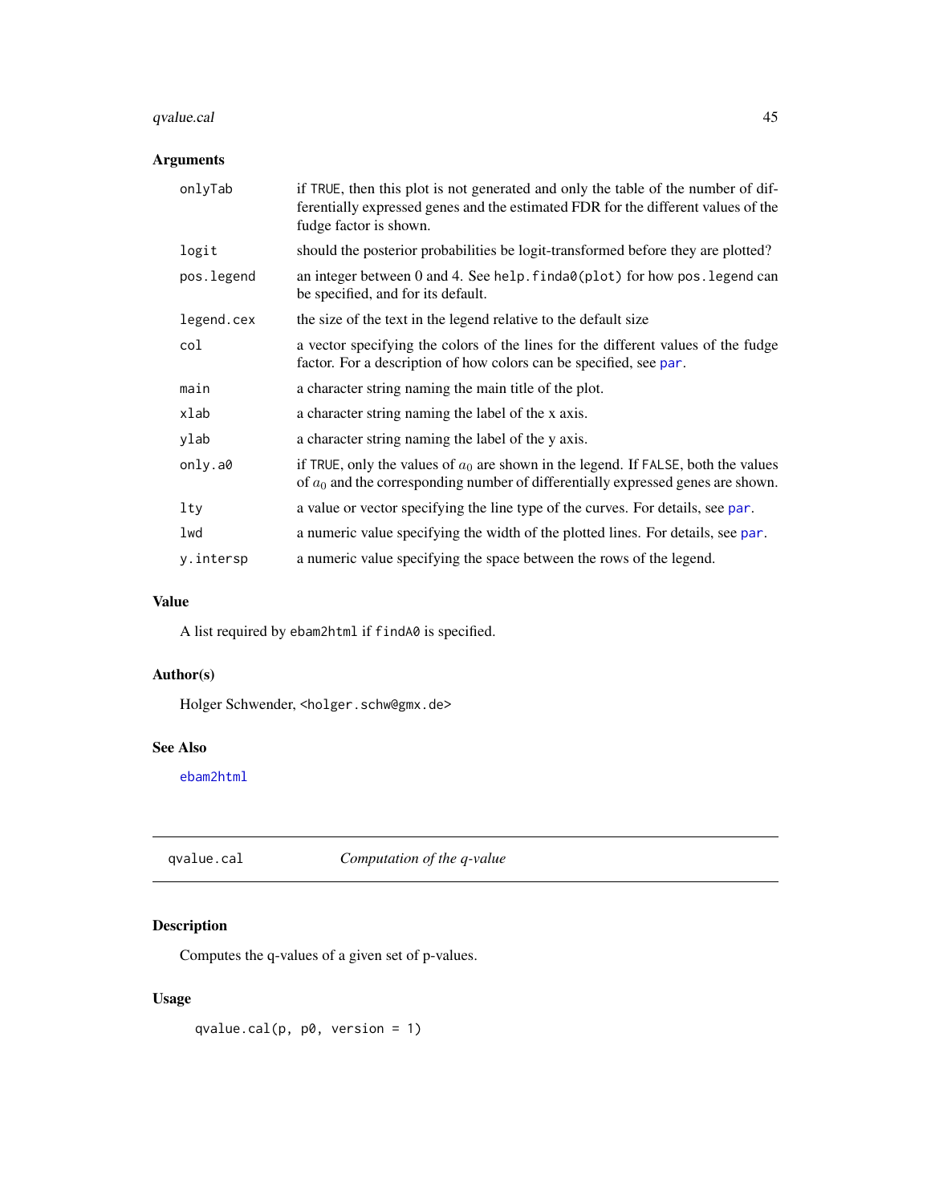## Arguments

| | |
|---|---|
| `onlyTab` | if `TRUE`, then this plot is not generated and only the table of the number of differentially expressed genes and the estimated FDR for the different values of the fudge factor is shown. |
| `logit` | should the posterior probabilities be logit-transformed before they are plotted? |
| `pos.legend` | an integer between 0 and 4. See `help.finda0(plot)` for how `pos.legend` can be specified, and for its default. |
| `legend.cex` | the size of the text in the legend relative to the default size |
| `col` | a vector specifying the colors of the lines for the different values of the fudge factor. For a description of how colors can be specified, see `par`. |
| `main` | a character string naming the main title of the plot. |
| `xlab` | a character string naming the label of the x axis. |
| `ylab` | a character string naming the label of the y axis. |
| `only.a0` | if `TRUE`, only the values of $a_0$ are shown in the legend. If `FALSE`, both the values of $a_0$ and the corresponding number of differentially expressed genes are shown. |
| `lty` | a value or vector specifying the line type of the curves. For details, see `par`. |
| `lwd` | a numeric value specifying the width of the plotted lines. For details, see `par`. |
| `y.intersp` | a numeric value specifying the space between the rows of the legend. |

## Value

A list required by `ebam2html` if `findA0` is specified.

## Author(s)

Holger Schwender, <holger.schw@gmx.de>

## See Also

`ebam2html`

---

# qvalue.cal — *Computation of the q-value*

## Description

Computes the q-values of a given set of p-values.

## Usage

```
qvalue.cal(p, p0, version = 1)
```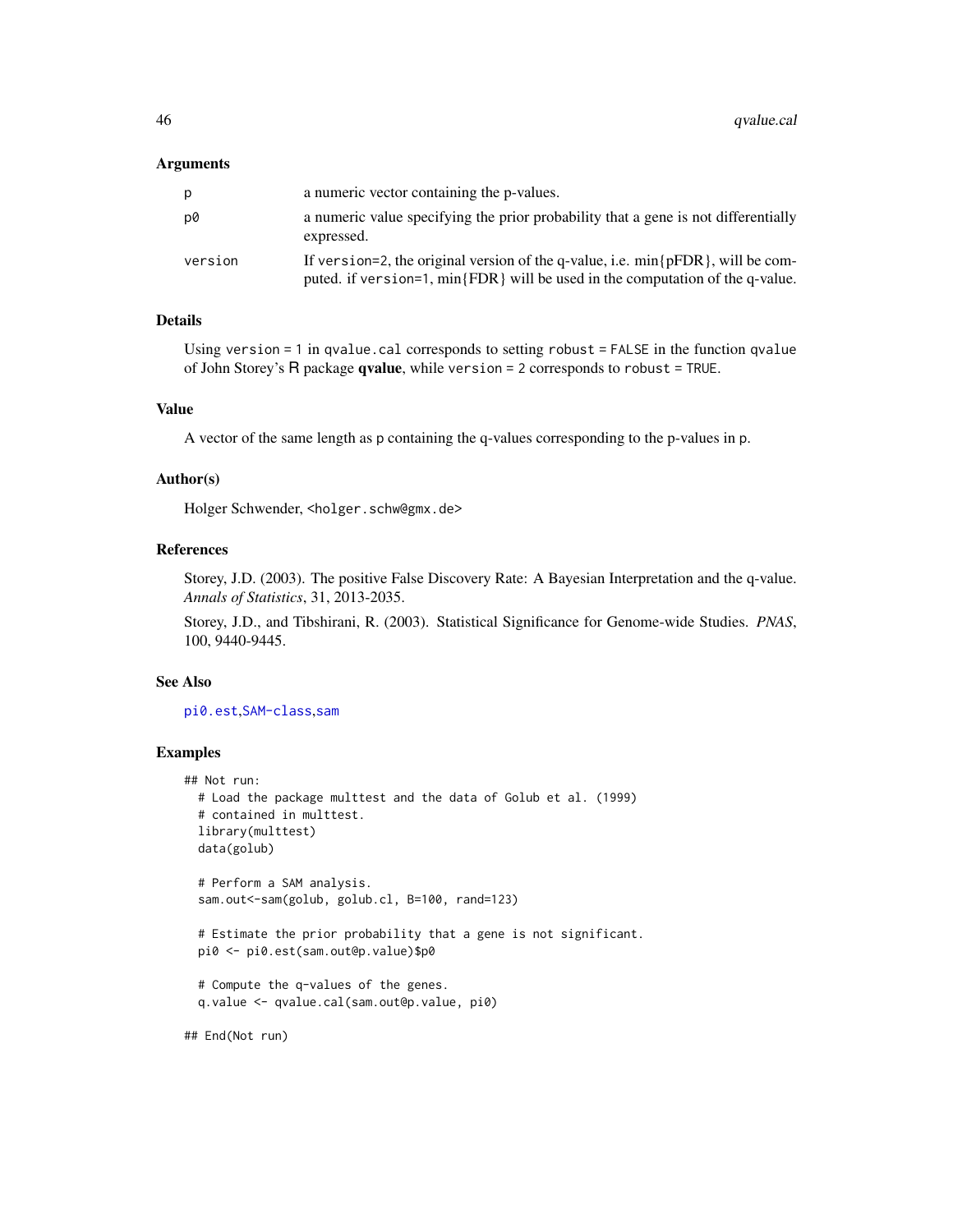### Arguments

| | |
|---|---|
| p | a numeric vector containing the p-values. |
| p0 | a numeric value specifying the prior probability that a gene is not differentially expressed. |
| version | If version=2, the original version of the q-value, i.e. min{pFDR}, will be computed. if version=1, min{FDR} will be used in the computation of the q-value. |

### Details

Using version = 1 in qvalue.cal corresponds to setting robust = FALSE in the function qvalue of John Storey's R package **qvalue**, while version = 2 corresponds to robust = TRUE.

### Value

A vector of the same length as p containing the q-values corresponding to the p-values in p.

### Author(s)

Holger Schwender, <holger.schw@gmx.de>

### References

Storey, J.D. (2003). The positive False Discovery Rate: A Bayesian Interpretation and the q-value. *Annals of Statistics*, 31, 2013-2035.

Storey, J.D., and Tibshirani, R. (2003). Statistical Significance for Genome-wide Studies. *PNAS*, 100, 9440-9445.

### See Also

pi0.est, SAM-class, sam

### Examples

```
## Not run:
  # Load the package multtest and the data of Golub et al. (1999)
  # contained in multtest.
  library(multtest)
  data(golub)

  # Perform a SAM analysis.
  sam.out<-sam(golub, golub.cl, B=100, rand=123)

  # Estimate the prior probability that a gene is not significant.
  pi0 <- pi0.est(sam.out@p.value)$p0

  # Compute the q-values of the genes.
  q.value <- qvalue.cal(sam.out@p.value, pi0)

## End(Not run)
```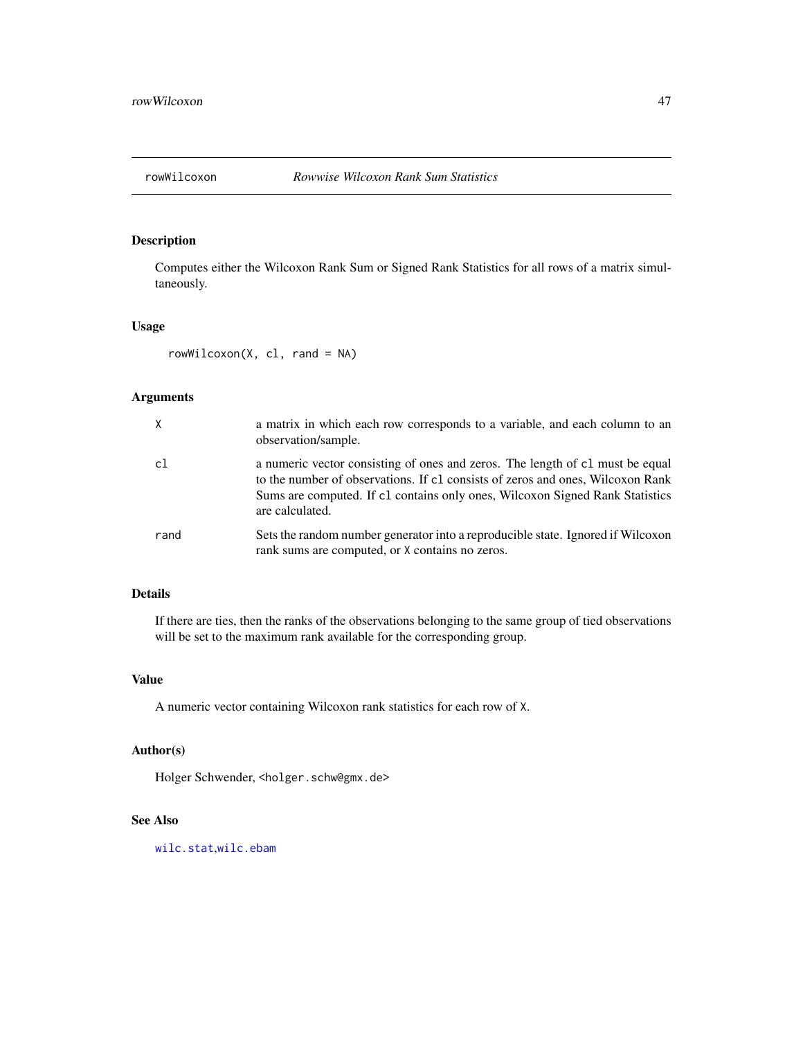# rowWilcoxon — *Rowwise Wilcoxon Rank Sum Statistics*

## Description

Computes either the Wilcoxon Rank Sum or Signed Rank Statistics for all rows of a matrix simultaneously.

## Usage

```
rowWilcoxon(X, cl, rand = NA)
```

## Arguments

| | |
|---|---|
| `X` | a matrix in which each row corresponds to a variable, and each column to an observation/sample. |
| `cl` | a numeric vector consisting of ones and zeros. The length of `cl` must be equal to the number of observations. If `cl` consists of zeros and ones, Wilcoxon Rank Sums are computed. If `cl` contains only ones, Wilcoxon Signed Rank Statistics are calculated. |
| `rand` | Sets the random number generator into a reproducible state. Ignored if Wilcoxon rank sums are computed, or `X` contains no zeros. |

## Details

If there are ties, then the ranks of the observations belonging to the same group of tied observations will be set to the maximum rank available for the corresponding group.

## Value

A numeric vector containing Wilcoxon rank statistics for each row of `X`.

## Author(s)

Holger Schwender, <holger.schw@gmx.de>

## See Also

`wilc.stat`, `wilc.ebam`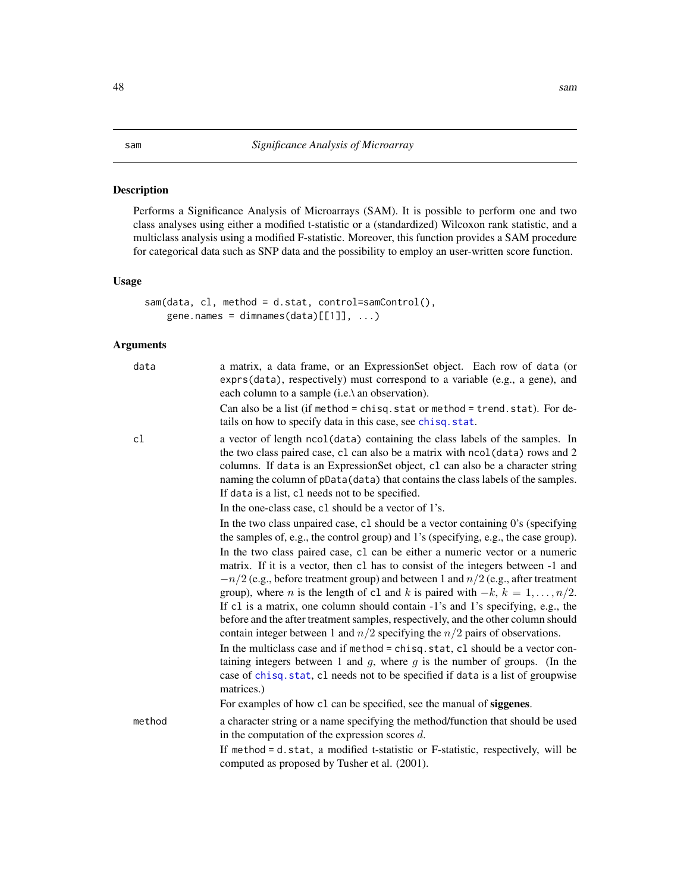sam *Significance Analysis of Microarray*

## Description

Performs a Significance Analysis of Microarrays (SAM). It is possible to perform one and two class analyses using either a modified t-statistic or a (standardized) Wilcoxon rank statistic, and a multiclass analysis using a modified F-statistic. Moreover, this function provides a SAM procedure for categorical data such as SNP data and the possibility to employ an user-written score function.

## Usage

```
sam(data, cl, method = d.stat, control=samControl(),
    gene.names = dimnames(data)[[1]], ...)
```

## Arguments

`data` — a matrix, a data frame, or an ExpressionSet object. Each row of `data` (or `exprs(data)`, respectively) must correspond to a variable (e.g., a gene), and each column to a sample (i.e.\ an observation).

Can also be a list (if `method = chisq.stat` or `method = trend.stat`). For details on how to specify data in this case, see `chisq.stat`.

`cl` — a vector of length `ncol(data)` containing the class labels of the samples. In the two class paired case, `cl` can also be a matrix with `ncol(data)` rows and 2 columns. If `data` is an ExpressionSet object, `cl` can also be a character string naming the column of `pData(data)` that contains the class labels of the samples. If `data` is a list, `cl` needs not to be specified.

In the one-class case, `cl` should be a vector of 1's.

In the two class unpaired case, `cl` should be a vector containing 0's (specifying the samples of, e.g., the control group) and 1's (specifying, e.g., the case group).

In the two class paired case, `cl` can be either a numeric vector or a numeric matrix. If it is a vector, then `cl` has to consist of the integers between -1 and $-n/2$ (e.g., before treatment group) and between 1 and $n/2$ (e.g., after treatment group), where $n$ is the length of `cl` and $k$ is paired with $-k$, $k = 1, \ldots, n/2$. If `cl` is a matrix, one column should contain -1's and 1's specifying, e.g., the before and the after treatment samples, respectively, and the other column should contain integer between 1 and $n/2$ specifying the $n/2$ pairs of observations.

In the multiclass case and if `method = chisq.stat`, `cl` should be a vector containing integers between 1 and $g$, where $g$ is the number of groups. (In the case of `chisq.stat`, `cl` needs not to be specified if `data` is a list of groupwise matrices.)

For examples of how `cl` can be specified, see the manual of **siggenes**.

`method` — a character string or a name specifying the method/function that should be used in the computation of the expression scores $d$.

If `method = d.stat`, a modified t-statistic or F-statistic, respectively, will be computed as proposed by Tusher et al. (2001).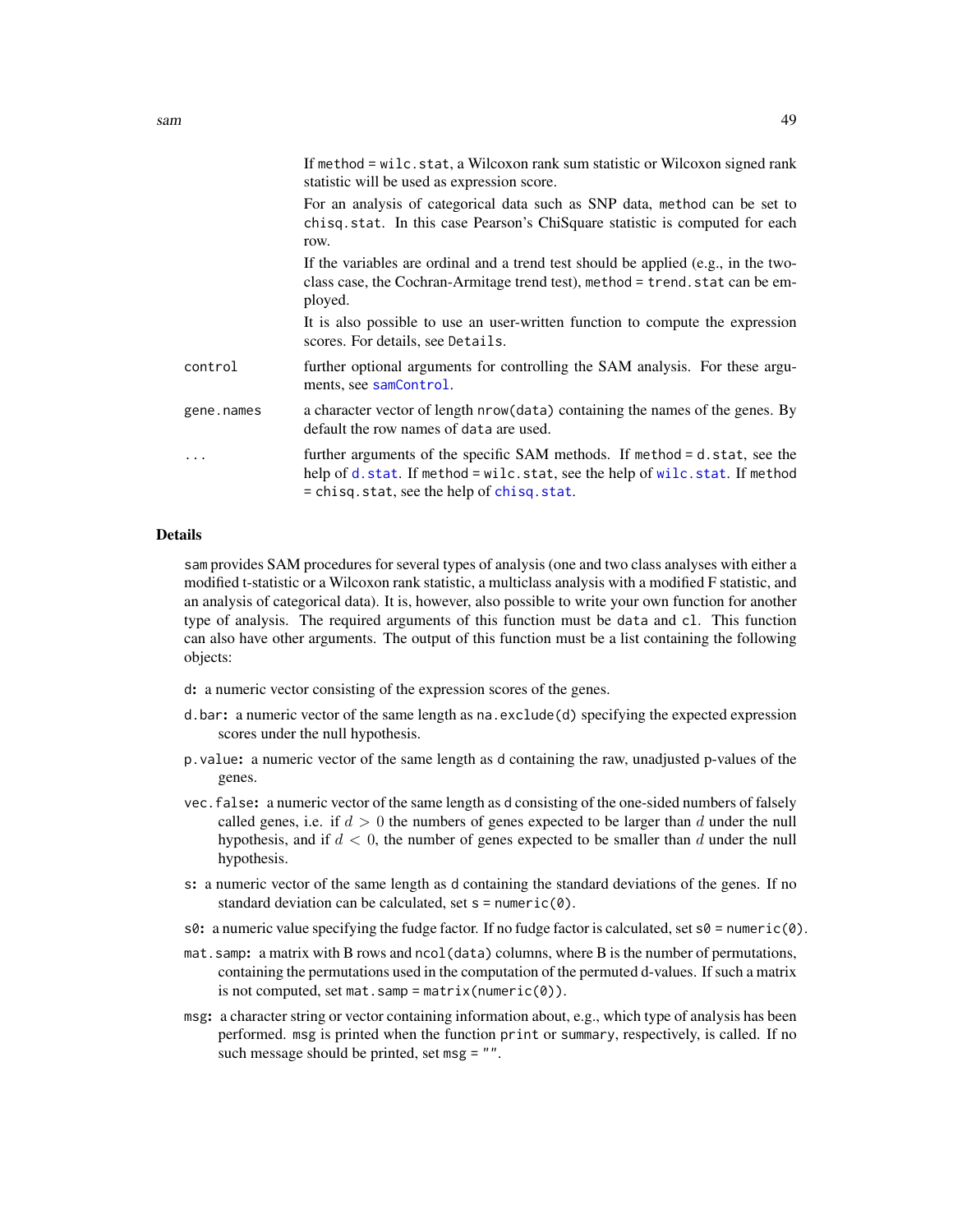If `method = wilc.stat`, a Wilcoxon rank sum statistic or Wilcoxon signed rank statistic will be used as expression score.

For an analysis of categorical data such as SNP data, `method` can be set to `chisq.stat`. In this case Pearson's ChiSquare statistic is computed for each row.

If the variables are ordinal and a trend test should be applied (e.g., in the two-class case, the Cochran-Armitage trend test), `method = trend.stat` can be employed.

It is also possible to use an user-written function to compute the expression scores. For details, see `Details`.

`control` further optional arguments for controlling the SAM analysis. For these arguments, see `samControl`.

`gene.names` a character vector of length `nrow(data)` containing the names of the genes. By default the row names of `data` are used.

`...` further arguments of the specific SAM methods. If `method = d.stat`, see the help of `d.stat`. If `method = wilc.stat`, see the help of `wilc.stat`. If `method = chisq.stat`, see the help of `chisq.stat`.

## Details

`sam` provides SAM procedures for several types of analysis (one and two class analyses with either a modified t-statistic or a Wilcoxon rank statistic, a multiclass analysis with a modified F statistic, and an analysis of categorical data). It is, however, also possible to write your own function for another type of analysis. The required arguments of this function must be `data` and `cl`. This function can also have other arguments. The output of this function must be a list containing the following objects:

- `d`**:** a numeric vector consisting of the expression scores of the genes.
- `d.bar`**:** a numeric vector of the same length as `na.exclude(d)` specifying the expected expression scores under the null hypothesis.
- `p.value`**:** a numeric vector of the same length as `d` containing the raw, unadjusted p-values of the genes.
- `vec.false`**:** a numeric vector of the same length as `d` consisting of the one-sided numbers of falsely called genes, i.e. if $d > 0$ the numbers of genes expected to be larger than $d$ under the null hypothesis, and if $d < 0$, the number of genes expected to be smaller than $d$ under the null hypothesis.
- `s`**:** a numeric vector of the same length as `d` containing the standard deviations of the genes. If no standard deviation can be calculated, set `s = numeric(0)`.
- `s0`**:** a numeric value specifying the fudge factor. If no fudge factor is calculated, set `s0 = numeric(0)`.
- `mat.samp`**:** a matrix with B rows and `ncol(data)` columns, where B is the number of permutations, containing the permutations used in the computation of the permuted d-values. If such a matrix is not computed, set `mat.samp = matrix(numeric(0))`.
- `msg`**:** a character string or vector containing information about, e.g., which type of analysis has been performed. `msg` is printed when the function `print` or `summary`, respectively, is called. If no such message should be printed, set `msg = ""`.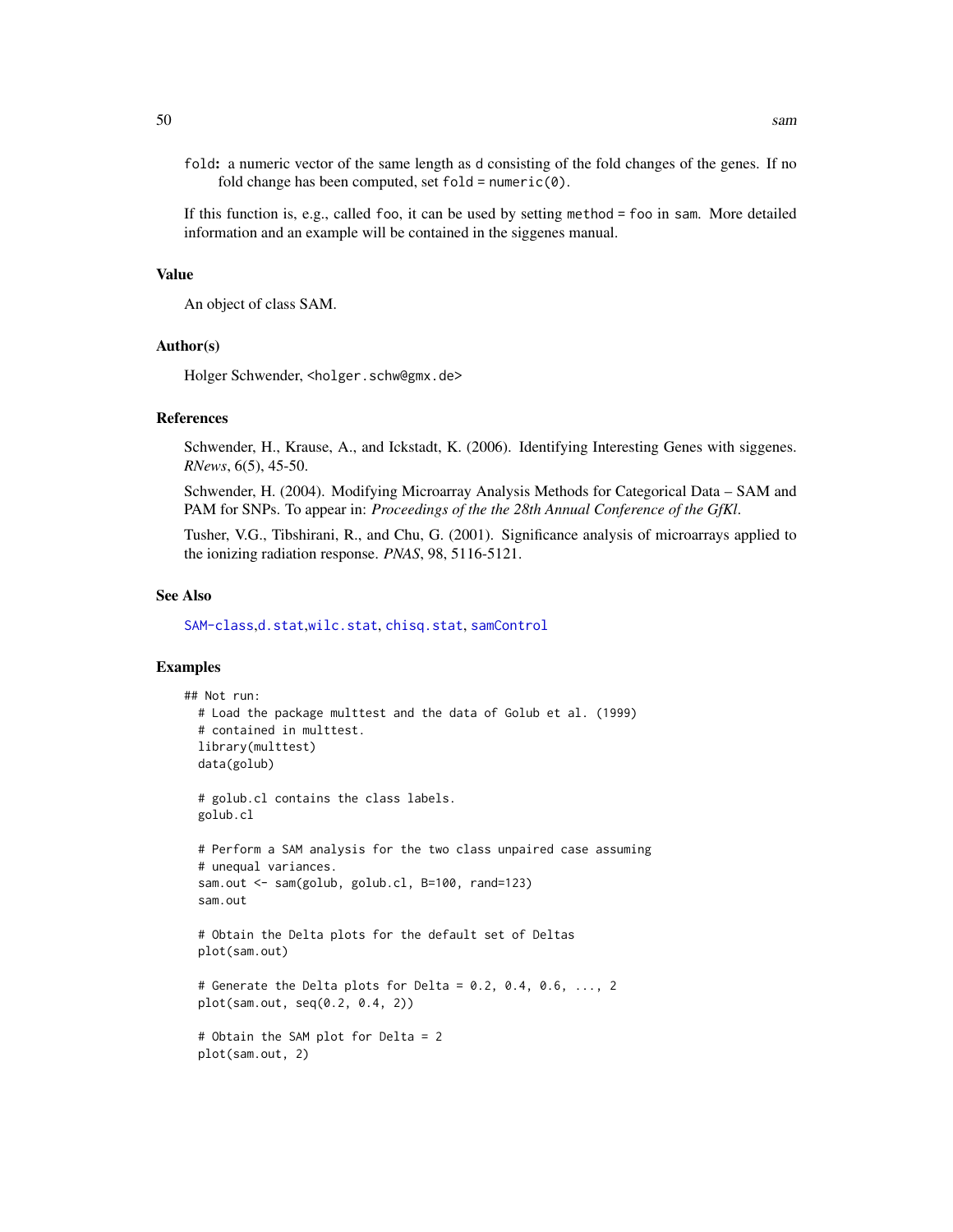fold: a numeric vector of the same length as d consisting of the fold changes of the genes. If no fold change has been computed, set fold = numeric(0).

If this function is, e.g., called foo, it can be used by setting method = foo in sam. More detailed information and an example will be contained in the siggenes manual.

### Value

An object of class SAM.

### Author(s)

Holger Schwender, <holger.schw@gmx.de>

### References

Schwender, H., Krause, A., and Ickstadt, K. (2006). Identifying Interesting Genes with siggenes. *RNews*, 6(5), 45-50.

Schwender, H. (2004). Modifying Microarray Analysis Methods for Categorical Data – SAM and PAM for SNPs. To appear in: *Proceedings of the the 28th Annual Conference of the GfKl*.

Tusher, V.G., Tibshirani, R., and Chu, G. (2001). Significance analysis of microarrays applied to the ionizing radiation response. *PNAS*, 98, 5116-5121.

### See Also

SAM-class,d.stat,wilc.stat, chisq.stat, samControl

### Examples

```
## Not run:
  # Load the package multtest and the data of Golub et al. (1999)
  # contained in multtest.
  library(multtest)
  data(golub)

  # golub.cl contains the class labels.
  golub.cl

  # Perform a SAM analysis for the two class unpaired case assuming
  # unequal variances.
  sam.out <- sam(golub, golub.cl, B=100, rand=123)
  sam.out

  # Obtain the Delta plots for the default set of Deltas
  plot(sam.out)

  # Generate the Delta plots for Delta = 0.2, 0.4, 0.6, ..., 2
  plot(sam.out, seq(0.2, 0.4, 2))

  # Obtain the SAM plot for Delta = 2
  plot(sam.out, 2)
```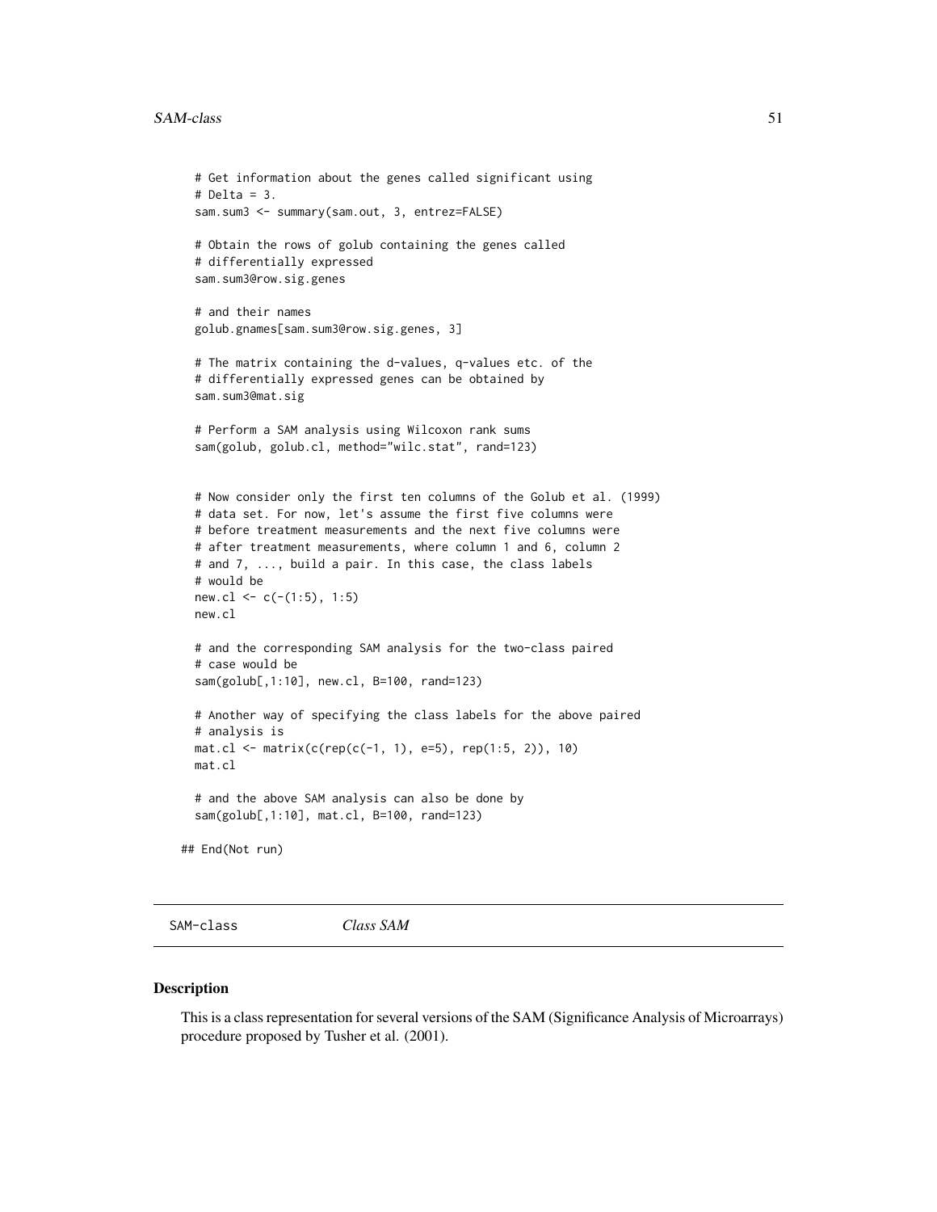```
  # Get information about the genes called significant using
  # Delta = 3.
  sam.sum3 <- summary(sam.out, 3, entrez=FALSE)

  # Obtain the rows of golub containing the genes called
  # differentially expressed
  sam.sum3@row.sig.genes

  # and their names
  golub.gnames[sam.sum3@row.sig.genes, 3]

  # The matrix containing the d-values, q-values etc. of the
  # differentially expressed genes can be obtained by
  sam.sum3@mat.sig

  # Perform a SAM analysis using Wilcoxon rank sums
  sam(golub, golub.cl, method="wilc.stat", rand=123)


  # Now consider only the first ten columns of the Golub et al. (1999)
  # data set. For now, let's assume the first five columns were
  # before treatment measurements and the next five columns were
  # after treatment measurements, where column 1 and 6, column 2
  # and 7, ..., build a pair. In this case, the class labels
  # would be
  new.cl <- c(-(1:5), 1:5)
  new.cl

  # and the corresponding SAM analysis for the two-class paired
  # case would be
  sam(golub[,1:10], new.cl, B=100, rand=123)

  # Another way of specifying the class labels for the above paired
  # analysis is
  mat.cl <- matrix(c(rep(c(-1, 1), e=5), rep(1:5, 2)), 10)
  mat.cl

  # and the above SAM analysis can also be done by
  sam(golub[,1:10], mat.cl, B=100, rand=123)

## End(Not run)
```

## SAM-class    *Class SAM*

### Description

This is a class representation for several versions of the SAM (Significance Analysis of Microarrays) procedure proposed by Tusher et al. (2001).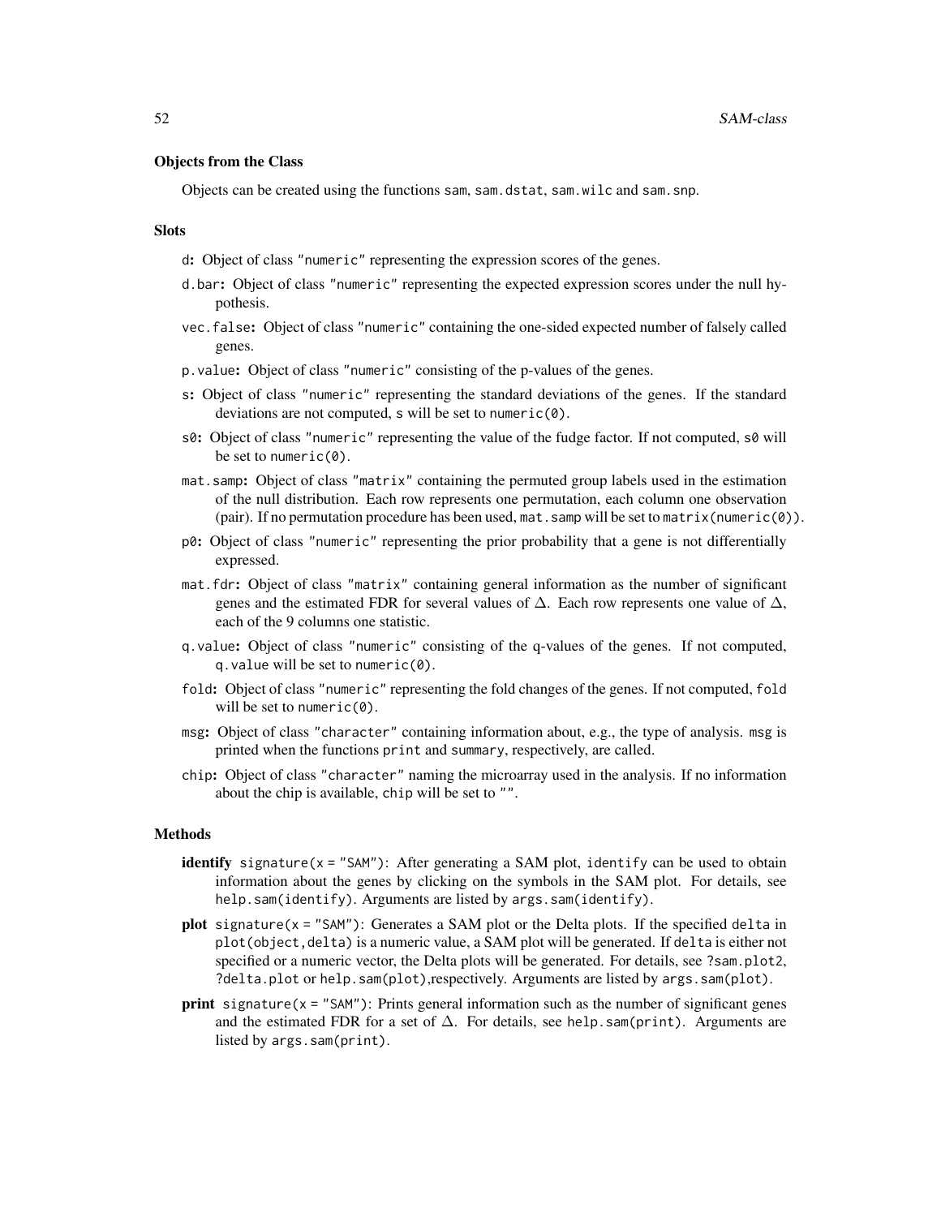### Objects from the Class

Objects can be created using the functions `sam`, `sam.dstat`, `sam.wilc` and `sam.snp`.

### Slots

- `d`: Object of class `"numeric"` representing the expression scores of the genes.
- `d.bar`: Object of class `"numeric"` representing the expected expression scores under the null hypothesis.
- `vec.false`: Object of class `"numeric"` containing the one-sided expected number of falsely called genes.
- `p.value`: Object of class `"numeric"` consisting of the p-values of the genes.
- `s`: Object of class `"numeric"` representing the standard deviations of the genes. If the standard deviations are not computed, `s` will be set to `numeric(0)`.
- `s0`: Object of class `"numeric"` representing the value of the fudge factor. If not computed, `s0` will be set to `numeric(0)`.
- `mat.samp`: Object of class `"matrix"` containing the permuted group labels used in the estimation of the null distribution. Each row represents one permutation, each column one observation (pair). If no permutation procedure has been used, `mat.samp` will be set to `matrix(numeric(0))`.
- `p0`: Object of class `"numeric"` representing the prior probability that a gene is not differentially expressed.
- `mat.fdr`: Object of class `"matrix"` containing general information as the number of significant genes and the estimated FDR for several values of $\Delta$. Each row represents one value of $\Delta$, each of the 9 columns one statistic.
- `q.value`: Object of class `"numeric"` consisting of the q-values of the genes. If not computed, `q.value` will be set to `numeric(0)`.
- `fold`: Object of class `"numeric"` representing the fold changes of the genes. If not computed, `fold` will be set to `numeric(0)`.
- `msg`: Object of class `"character"` containing information about, e.g., the type of analysis. `msg` is printed when the functions `print` and `summary`, respectively, are called.
- `chip`: Object of class `"character"` naming the microarray used in the analysis. If no information about the chip is available, `chip` will be set to `""`.

### Methods

- **identify** `signature(x = "SAM")`: After generating a SAM plot, `identify` can be used to obtain information about the genes by clicking on the symbols in the SAM plot. For details, see `help.sam(identify)`. Arguments are listed by `args.sam(identify)`.
- **plot** `signature(x = "SAM")`: Generates a SAM plot or the Delta plots. If the specified `delta` in `plot(object,delta)` is a numeric value, a SAM plot will be generated. If `delta` is either not specified or a numeric vector, the Delta plots will be generated. For details, see `?sam.plot2`, `?delta.plot` or `help.sam(plot)`,respectively. Arguments are listed by `args.sam(plot)`.
- **print** `signature(x = "SAM")`: Prints general information such as the number of significant genes and the estimated FDR for a set of $\Delta$. For details, see `help.sam(print)`. Arguments are listed by `args.sam(print)`.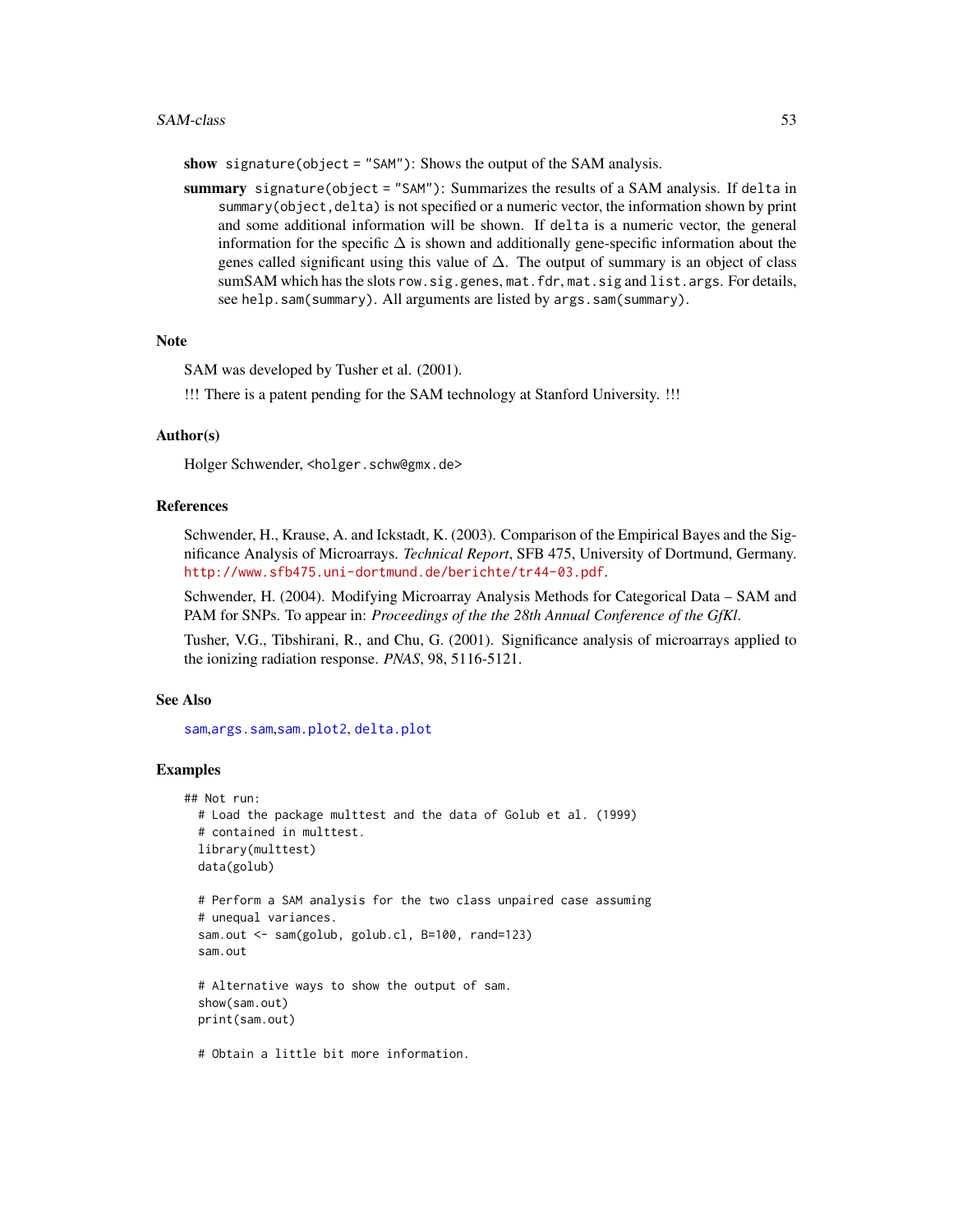**show** `signature(object = "SAM")`: Shows the output of the SAM analysis.

**summary** `signature(object = "SAM")`: Summarizes the results of a SAM analysis. If `delta` in `summary(object,delta)` is not specified or a numeric vector, the information shown by print and some additional information will be shown. If `delta` is a numeric vector, the general information for the specific $\Delta$ is shown and additionally gene-specific information about the genes called significant using this value of $\Delta$. The output of summary is an object of class sumSAM which has the slots `row.sig.genes`, `mat.fdr`, `mat.sig` and `list.args`. For details, see `help.sam(summary)`. All arguments are listed by `args.sam(summary)`.

## Note

SAM was developed by Tusher et al. (2001).

!!! There is a patent pending for the SAM technology at Stanford University. !!!

## Author(s)

Holger Schwender, <holger.schw@gmx.de>

## References

Schwender, H., Krause, A. and Ickstadt, K. (2003). Comparison of the Empirical Bayes and the Significance Analysis of Microarrays. *Technical Report*, SFB 475, University of Dortmund, Germany. http://www.sfb475.uni-dortmund.de/berichte/tr44-03.pdf.

Schwender, H. (2004). Modifying Microarray Analysis Methods for Categorical Data – SAM and PAM for SNPs. To appear in: *Proceedings of the the 28th Annual Conference of the GfKl*.

Tusher, V.G., Tibshirani, R., and Chu, G. (2001). Significance analysis of microarrays applied to the ionizing radiation response. *PNAS*, 98, 5116-5121.

## See Also

sam,args.sam,sam.plot2, delta.plot

## Examples

```
## Not run: 
  # Load the package multtest and the data of Golub et al. (1999)
  # contained in multtest.
  library(multtest)
  data(golub)

  # Perform a SAM analysis for the two class unpaired case assuming
  # unequal variances.
  sam.out <- sam(golub, golub.cl, B=100, rand=123)
  sam.out

  # Alternative ways to show the output of sam.
  show(sam.out)
  print(sam.out)

  # Obtain a little bit more information.
```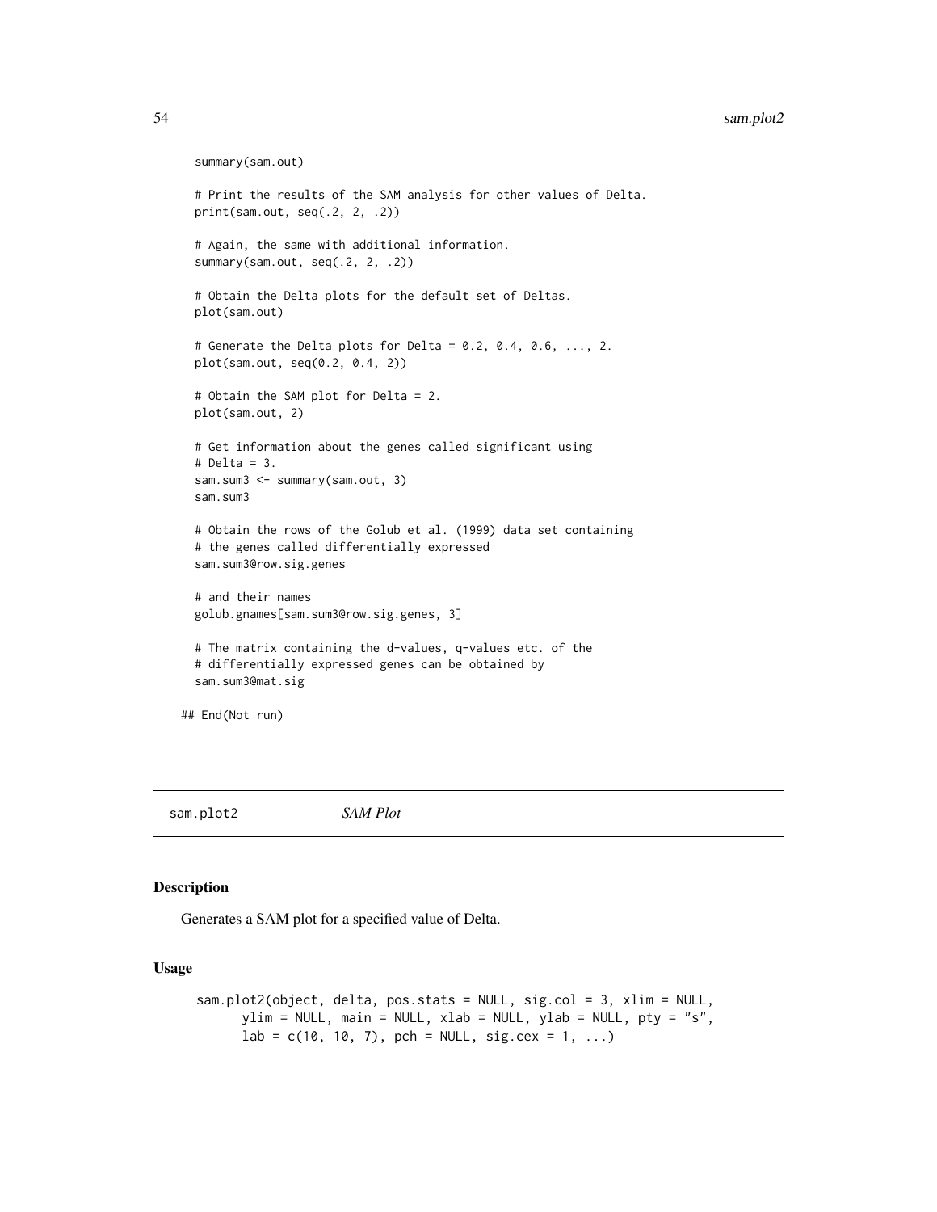```
summary(sam.out)

# Print the results of the SAM analysis for other values of Delta.
print(sam.out, seq(.2, 2, .2))

# Again, the same with additional information.
summary(sam.out, seq(.2, 2, .2))

# Obtain the Delta plots for the default set of Deltas.
plot(sam.out)

# Generate the Delta plots for Delta = 0.2, 0.4, 0.6, ..., 2.
plot(sam.out, seq(0.2, 0.4, 2))

# Obtain the SAM plot for Delta = 2.
plot(sam.out, 2)

# Get information about the genes called significant using
# Delta = 3.
sam.sum3 <- summary(sam.out, 3)
sam.sum3

# Obtain the rows of the Golub et al. (1999) data set containing
# the genes called differentially expressed
sam.sum3@row.sig.genes

# and their names
golub.gnames[sam.sum3@row.sig.genes, 3]

# The matrix containing the d-values, q-values etc. of the
# differentially expressed genes can be obtained by
sam.sum3@mat.sig

## End(Not run)
```

---

## sam.plot2 *SAM Plot*

---

### Description

Generates a SAM plot for a specified value of Delta.

### Usage

```
sam.plot2(object, delta, pos.stats = NULL, sig.col = 3, xlim = NULL,
      ylim = NULL, main = NULL, xlab = NULL, ylab = NULL, pty = "s",
      lab = c(10, 10, 7), pch = NULL, sig.cex = 1, ...)
```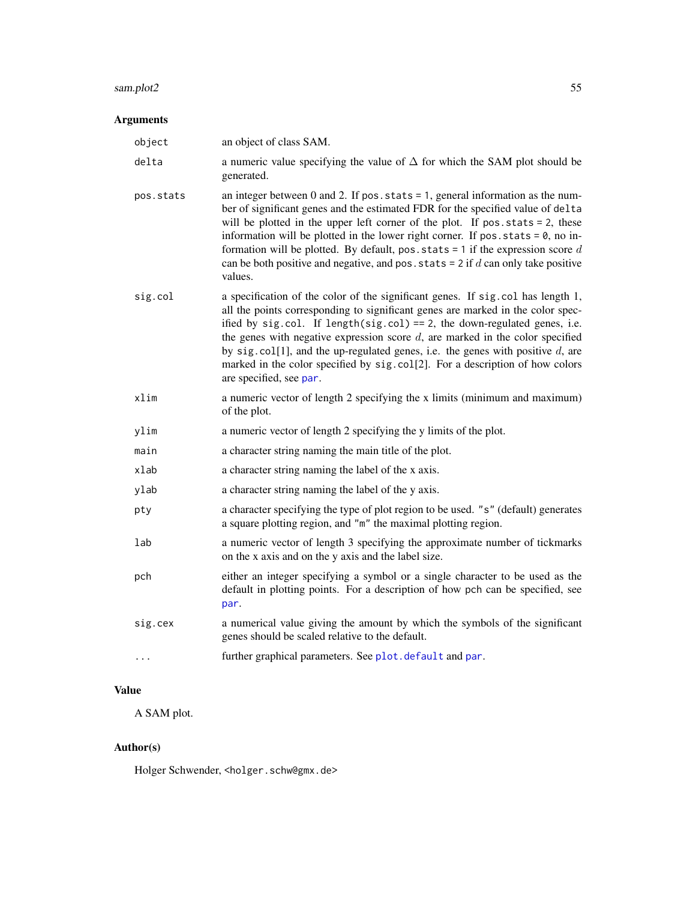## Arguments

| | |
|---|---|
| `object` | an object of class SAM. |
| `delta` | a numeric value specifying the value of $\Delta$ for which the SAM plot should be generated. |
| `pos.stats` | an integer between 0 and 2. If `pos.stats = 1`, general information as the number of significant genes and the estimated FDR for the specified value of `delta` will be plotted in the upper left corner of the plot. If `pos.stats = 2`, these information will be plotted in the lower right corner. If `pos.stats = 0`, no information will be plotted. By default, `pos.stats = 1` if the expression score $d$ can be both positive and negative, and `pos.stats = 2` if $d$ can only take positive values. |
| `sig.col` | a specification of the color of the significant genes. If `sig.col` has length 1, all the points corresponding to significant genes are marked in the color specified by `sig.col`. If `length(sig.col) == 2`, the down-regulated genes, i.e. the genes with negative expression score $d$, are marked in the color specified by `sig.col[1]`, and the up-regulated genes, i.e. the genes with positive $d$, are marked in the color specified by `sig.col[2]`. For a description of how colors are specified, see `par`. |
| `xlim` | a numeric vector of length 2 specifying the x limits (minimum and maximum) of the plot. |
| `ylim` | a numeric vector of length 2 specifying the y limits of the plot. |
| `main` | a character string naming the main title of the plot. |
| `xlab` | a character string naming the label of the x axis. |
| `ylab` | a character string naming the label of the y axis. |
| `pty` | a character specifying the type of plot region to be used. `"s"` (default) generates a square plotting region, and `"m"` the maximal plotting region. |
| `lab` | a numeric vector of length 3 specifying the approximate number of tickmarks on the x axis and on the y axis and the label size. |
| `pch` | either an integer specifying a symbol or a single character to be used as the default in plotting points. For a description of how `pch` can be specified, see `par`. |
| `sig.cex` | a numerical value giving the amount by which the symbols of the significant genes should be scaled relative to the default. |
| `...` | further graphical parameters. See `plot.default` and `par`. |

## Value

A SAM plot.

## Author(s)

Holger Schwender, `<holger.schw@gmx.de>`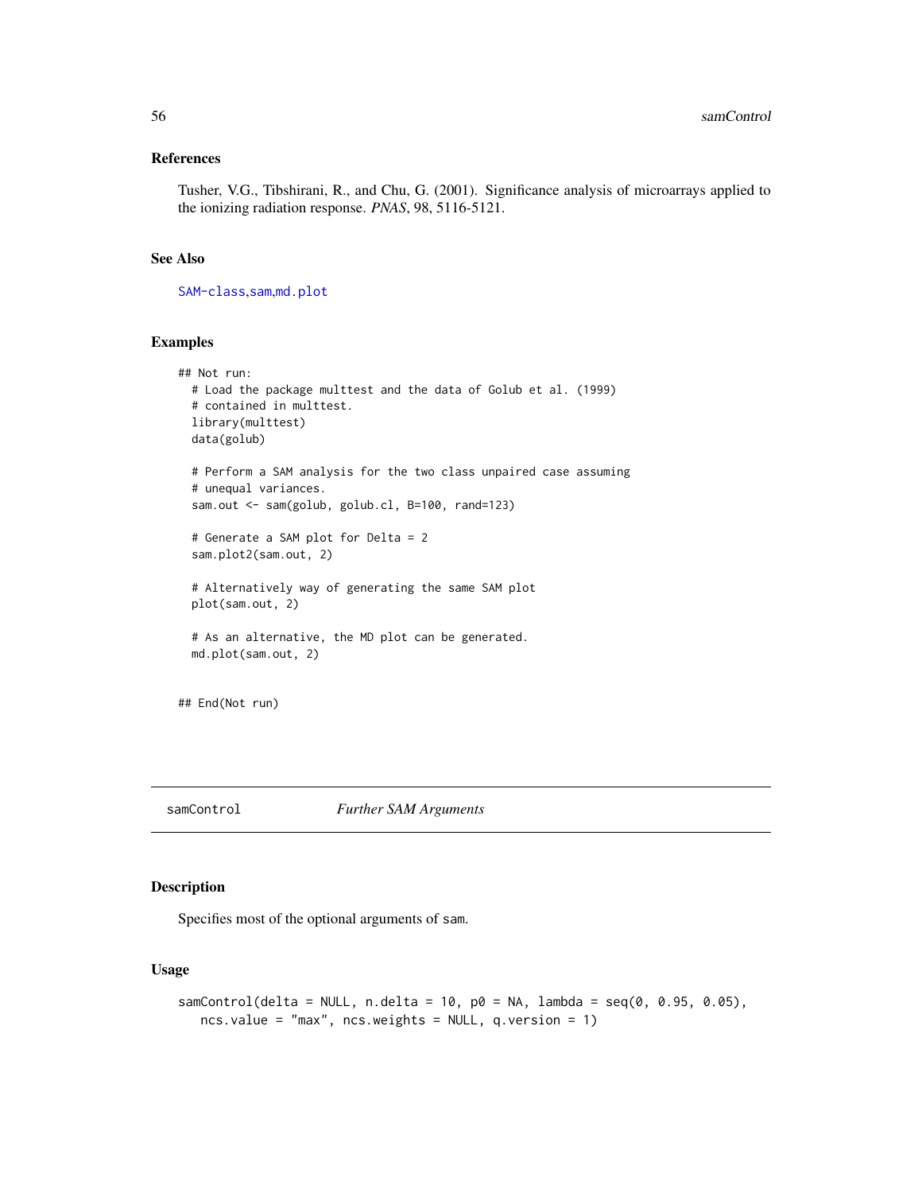## References

Tusher, V.G., Tibshirani, R., and Chu, G. (2001). Significance analysis of microarrays applied to the ionizing radiation response. *PNAS*, 98, 5116-5121.

## See Also

`SAM-class`,`sam`,`md.plot`

## Examples

```
## Not run:
  # Load the package multtest and the data of Golub et al. (1999)
  # contained in multtest.
  library(multtest)
  data(golub)

  # Perform a SAM analysis for the two class unpaired case assuming
  # unequal variances.
  sam.out <- sam(golub, golub.cl, B=100, rand=123)

  # Generate a SAM plot for Delta = 2
  sam.plot2(sam.out, 2)

  # Alternatively way of generating the same SAM plot
  plot(sam.out, 2)

  # As an alternative, the MD plot can be generated.
  md.plot(sam.out, 2)


## End(Not run)
```

---

# samControl *Further SAM Arguments*

## Description

Specifies most of the optional arguments of `sam`.

## Usage

```
samControl(delta = NULL, n.delta = 10, p0 = NA, lambda = seq(0, 0.95, 0.05),
   ncs.value = "max", ncs.weights = NULL, q.version = 1)
```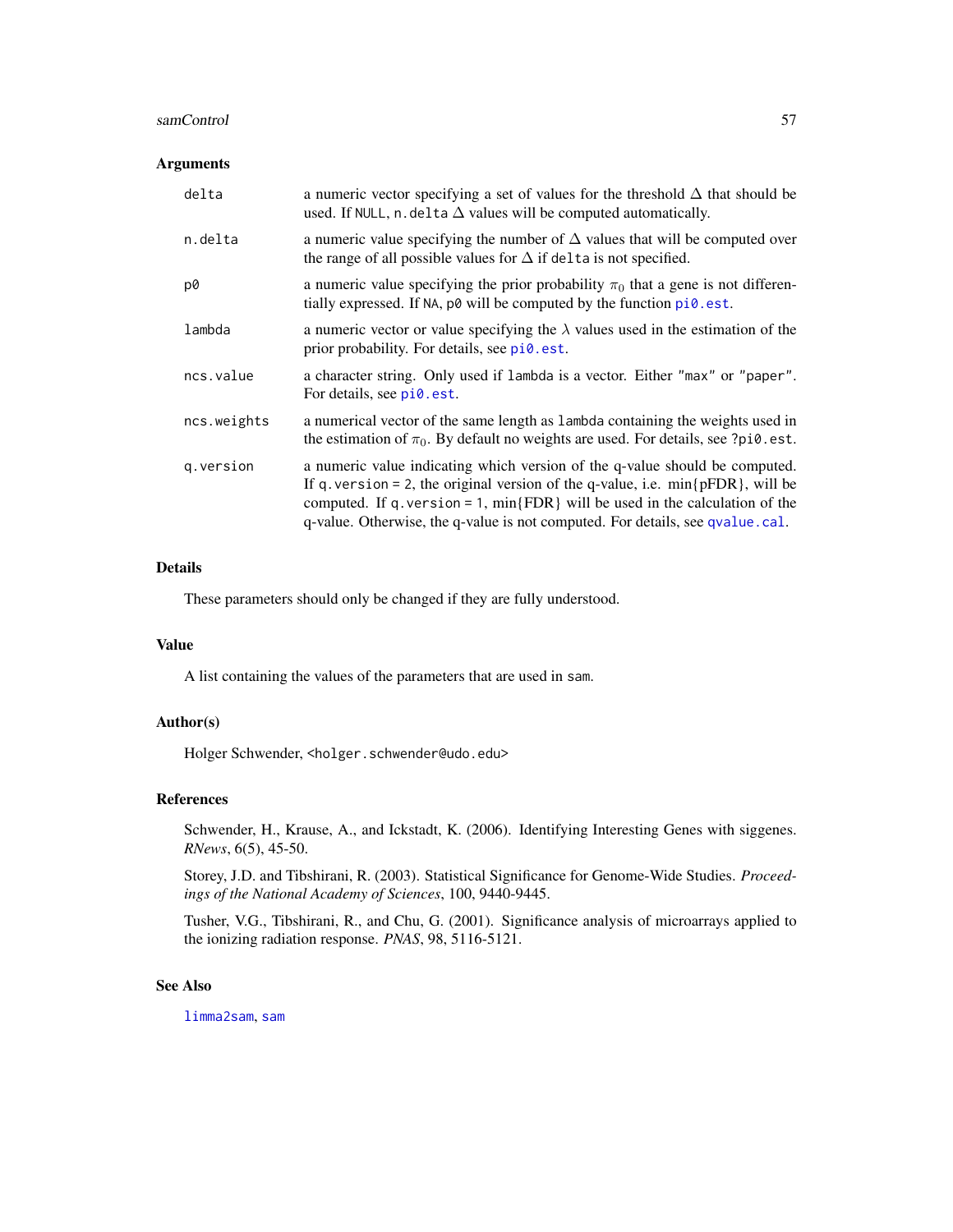## Arguments

| | |
|---|---|
| `delta` | a numeric vector specifying a set of values for the threshold $\Delta$ that should be used. If `NULL`, `n.delta` $\Delta$ values will be computed automatically. |
| `n.delta` | a numeric value specifying the number of $\Delta$ values that will be computed over the range of all possible values for $\Delta$ if `delta` is not specified. |
| `p0` | a numeric value specifying the prior probability $\pi_0$ that a gene is not differentially expressed. If `NA`, `p0` will be computed by the function `pi0.est`. |
| `lambda` | a numeric vector or value specifying the $\lambda$ values used in the estimation of the prior probability. For details, see `pi0.est`. |
| `ncs.value` | a character string. Only used if `lambda` is a vector. Either `"max"` or `"paper"`. For details, see `pi0.est`. |
| `ncs.weights` | a numerical vector of the same length as `lambda` containing the weights used in the estimation of $\pi_0$. By default no weights are used. For details, see `?pi0.est`. |
| `q.version` | a numeric value indicating which version of the q-value should be computed. If `q.version = 2`, the original version of the q-value, i.e. min{pFDR}, will be computed. If `q.version = 1`, min{FDR} will be used in the calculation of the q-value. Otherwise, the q-value is not computed. For details, see `qvalue.cal`. |

## Details

These parameters should only be changed if they are fully understood.

## Value

A list containing the values of the parameters that are used in `sam`.

## Author(s)

Holger Schwender, <holger.schwender@udo.edu>

## References

Schwender, H., Krause, A., and Ickstadt, K. (2006). Identifying Interesting Genes with siggenes. *RNews*, 6(5), 45-50.

Storey, J.D. and Tibshirani, R. (2003). Statistical Significance for Genome-Wide Studies. *Proceedings of the National Academy of Sciences*, 100, 9440-9445.

Tusher, V.G., Tibshirani, R., and Chu, G. (2001). Significance analysis of microarrays applied to the ionizing radiation response. *PNAS*, 98, 5116-5121.

## See Also

`limma2sam`, `sam`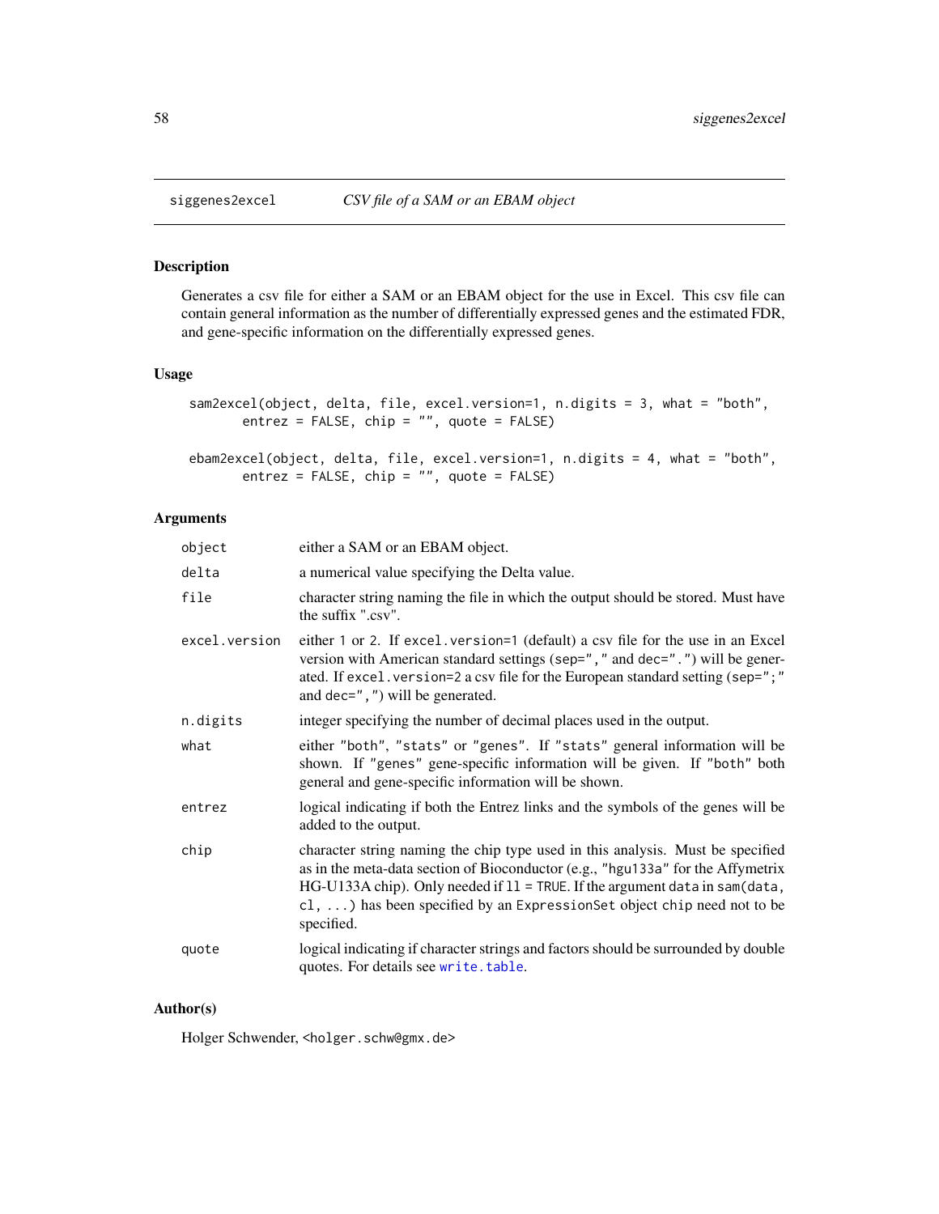# siggenes2excel — *CSV file of a SAM or an EBAM object*

## Description

Generates a csv file for either a SAM or an EBAM object for the use in Excel. This csv file can contain general information as the number of differentially expressed genes and the estimated FDR, and gene-specific information on the differentially expressed genes.

## Usage

```
sam2excel(object, delta, file, excel.version=1, n.digits = 3, what = "both",
       entrez = FALSE, chip = "", quote = FALSE)

ebam2excel(object, delta, file, excel.version=1, n.digits = 4, what = "both",
       entrez = FALSE, chip = "", quote = FALSE)
```

## Arguments

| | |
|---|---|
| `object` | either a SAM or an EBAM object. |
| `delta` | a numerical value specifying the Delta value. |
| `file` | character string naming the file in which the output should be stored. Must have the suffix ".csv". |
| `excel.version` | either `1` or `2`. If `excel.version=1` (default) a csv file for the use in an Excel version with American standard settings (`sep=","` and `dec="."`) will be generated. If `excel.version=2` a csv file for the European standard setting (`sep=";"` and `dec=","`) will be generated. |
| `n.digits` | integer specifying the number of decimal places used in the output. |
| `what` | either `"both"`, `"stats"` or `"genes"`. If `"stats"` general information will be shown. If `"genes"` gene-specific information will be given. If `"both"` both general and gene-specific information will be shown. |
| `entrez` | logical indicating if both the Entrez links and the symbols of the genes will be added to the output. |
| `chip` | character string naming the chip type used in this analysis. Must be specified as in the meta-data section of Bioconductor (e.g., `"hgu133a"` for the Affymetrix HG-U133A chip). Only needed if `ll = TRUE`. If the argument `data` in `sam(data, cl, ...)` has been specified by an `ExpressionSet` object `chip` need not to be specified. |
| `quote` | logical indicating if character strings and factors should be surrounded by double quotes. For details see `write.table`. |

## Author(s)

Holger Schwender, <holger.schw@gmx.de>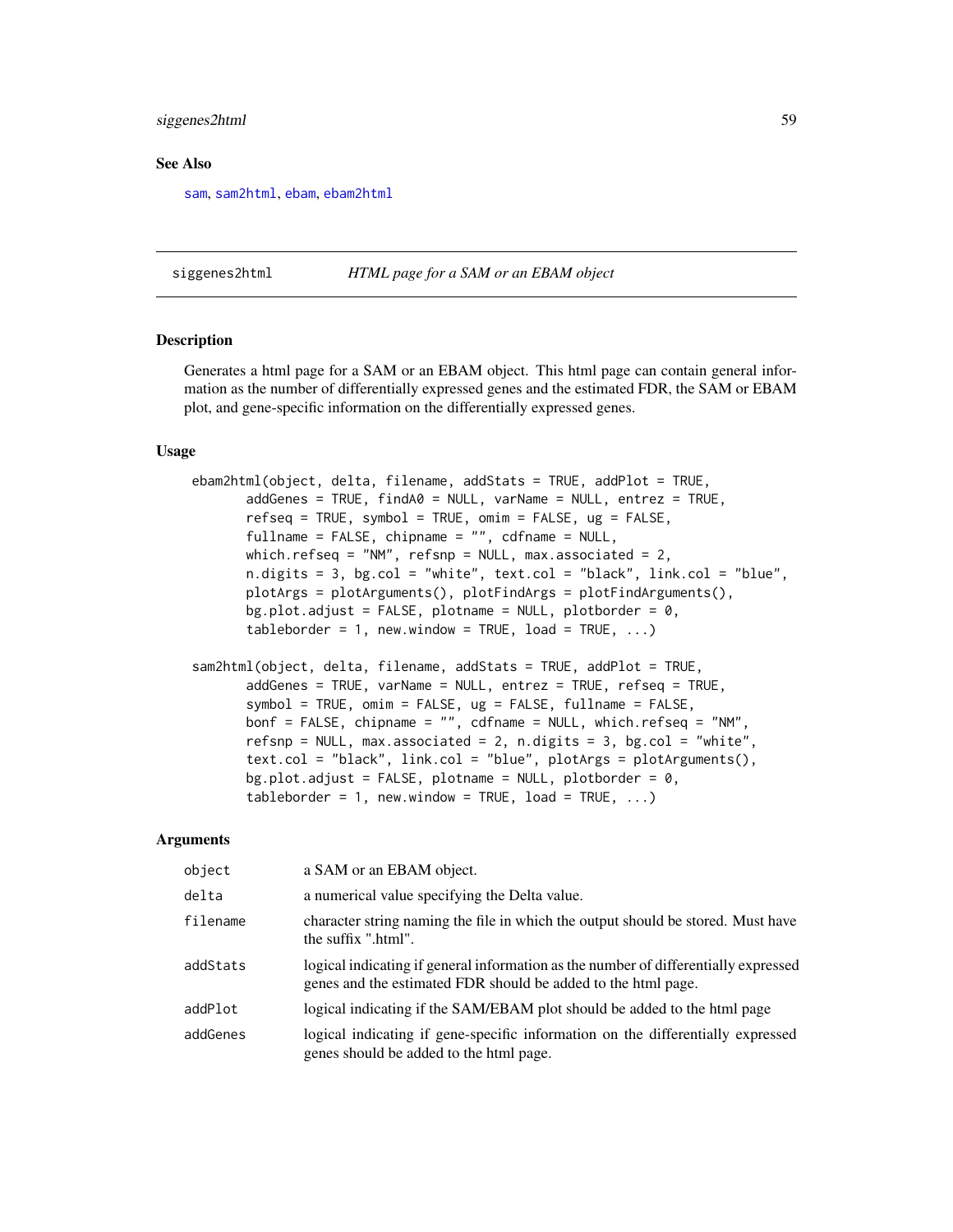## See Also

sam, sam2html, ebam, ebam2html

---

## siggenes2html — *HTML page for a SAM or an EBAM object*

### Description

Generates a html page for a SAM or an EBAM object. This html page can contain general information as the number of differentially expressed genes and the estimated FDR, the SAM or EBAM plot, and gene-specific information on the differentially expressed genes.

### Usage

```
ebam2html(object, delta, filename, addStats = TRUE, addPlot = TRUE,
       addGenes = TRUE, findA0 = NULL, varName = NULL, entrez = TRUE,
       refseq = TRUE, symbol = TRUE, omim = FALSE, ug = FALSE,
       fullname = FALSE, chipname = "", cdfname = NULL,
       which.refseq = "NM", refsnp = NULL, max.associated = 2,
       n.digits = 3, bg.col = "white", text.col = "black", link.col = "blue",
       plotArgs = plotArguments(), plotFindArgs = plotFindArguments(),
       bg.plot.adjust = FALSE, plotname = NULL, plotborder = 0,
       tableborder = 1, new.window = TRUE, load = TRUE, ...)

sam2html(object, delta, filename, addStats = TRUE, addPlot = TRUE,
       addGenes = TRUE, varName = NULL, entrez = TRUE, refseq = TRUE,
       symbol = TRUE, omim = FALSE, ug = FALSE, fullname = FALSE,
       bonf = FALSE, chipname = "", cdfname = NULL, which.refseq = "NM",
       refsnp = NULL, max.associated = 2, n.digits = 3, bg.col = "white",
       text.col = "black", link.col = "blue", plotArgs = plotArguments(),
       bg.plot.adjust = FALSE, plotname = NULL, plotborder = 0,
       tableborder = 1, new.window = TRUE, load = TRUE, ...)
```

### Arguments

| | |
|---|---|
| `object` | a SAM or an EBAM object. |
| `delta` | a numerical value specifying the Delta value. |
| `filename` | character string naming the file in which the output should be stored. Must have the suffix ".html". |
| `addStats` | logical indicating if general information as the number of differentially expressed genes and the estimated FDR should be added to the html page. |
| `addPlot` | logical indicating if the SAM/EBAM plot should be added to the html page |
| `addGenes` | logical indicating if gene-specific information on the differentially expressed genes should be added to the html page. |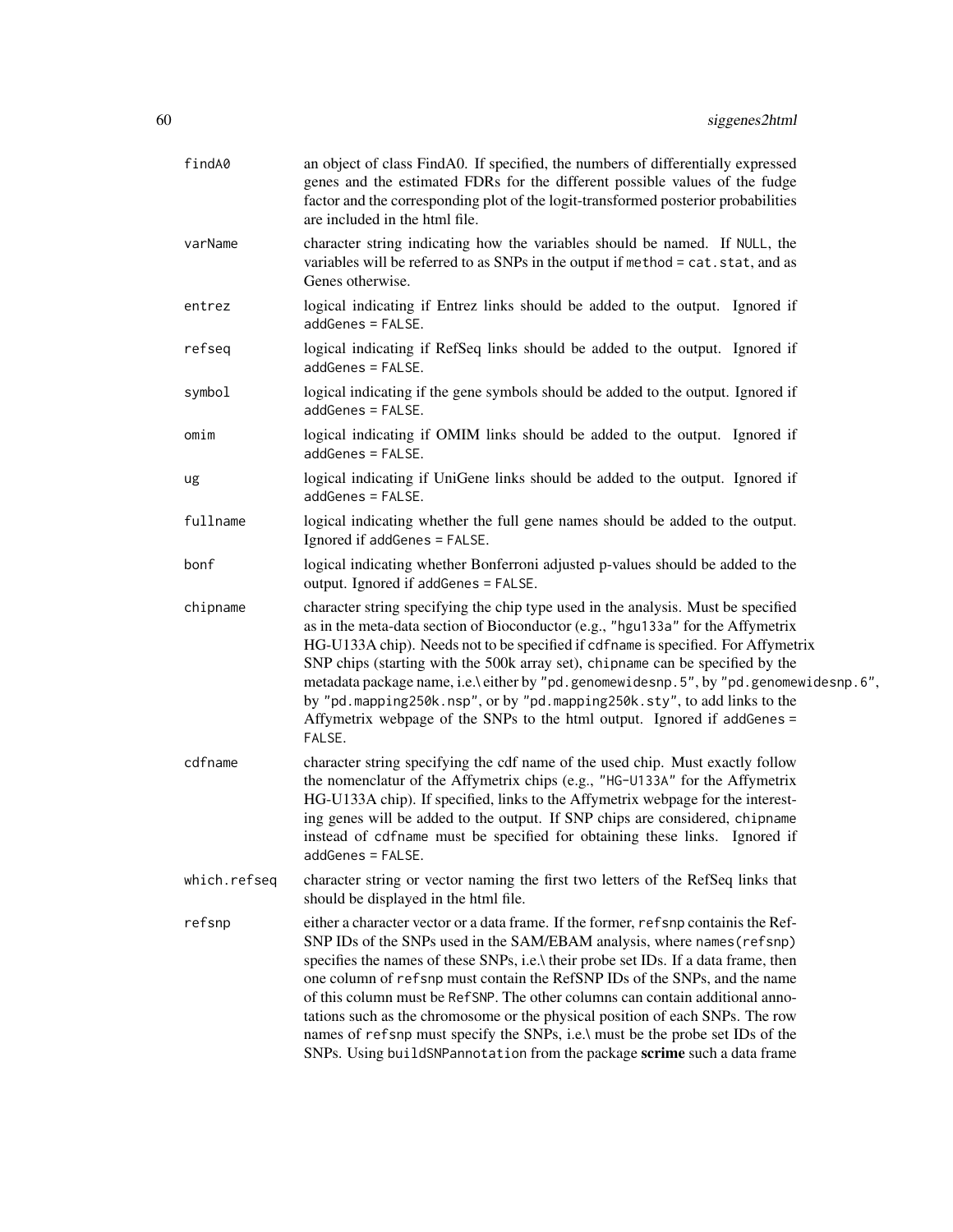| | |
|---|---|
| `findA0` | an object of class FindA0. If specified, the numbers of differentially expressed genes and the estimated FDRs for the different possible values of the fudge factor and the corresponding plot of the logit-transformed posterior probabilities are included in the html file. |
| `varName` | character string indicating how the variables should be named. If `NULL`, the variables will be referred to as SNPs in the output if `method = cat.stat`, and as Genes otherwise. |
| `entrez` | logical indicating if Entrez links should be added to the output. Ignored if `addGenes = FALSE`. |
| `refseq` | logical indicating if RefSeq links should be added to the output. Ignored if `addGenes = FALSE`. |
| `symbol` | logical indicating if the gene symbols should be added to the output. Ignored if `addGenes = FALSE`. |
| `omim` | logical indicating if OMIM links should be added to the output. Ignored if `addGenes = FALSE`. |
| `ug` | logical indicating if UniGene links should be added to the output. Ignored if `addGenes = FALSE`. |
| `fullname` | logical indicating whether the full gene names should be added to the output. Ignored if `addGenes = FALSE`. |
| `bonf` | logical indicating whether Bonferroni adjusted p-values should be added to the output. Ignored if `addGenes = FALSE`. |
| `chipname` | character string specifying the chip type used in the analysis. Must be specified as in the meta-data section of Bioconductor (e.g., `"hgu133a"` for the Affymetrix HG-U133A chip). Needs not to be specified if `cdfname` is specified. For Affymetrix SNP chips (starting with the 500k array set), `chipname` can be specified by the metadata package name, i.e.\ either by `"pd.genomewidesnp.5"`, by `"pd.genomewidesnp.6"`, by `"pd.mapping250k.nsp"`, or by `"pd.mapping250k.sty"`, to add links to the Affymetrix webpage of the SNPs to the html output. Ignored if `addGenes = FALSE`. |
| `cdfname` | character string specifying the cdf name of the used chip. Must exactly follow the nomenclatur of the Affymetrix chips (e.g., `"HG-U133A"` for the Affymetrix HG-U133A chip). If specified, links to the Affymetrix webpage for the interesting genes will be added to the output. If SNP chips are considered, `chipname` instead of `cdfname` must be specified for obtaining these links. Ignored if `addGenes = FALSE`. |
| `which.refseq` | character string or vector naming the first two letters of the RefSeq links that should be displayed in the html file. |
| `refsnp` | either a character vector or a data frame. If the former, `refsnp` containis the RefSNP IDs of the SNPs used in the SAM/EBAM analysis, where `names(refsnp)` specifies the names of these SNPs, i.e.\ their probe set IDs. If a data frame, then one column of `refsnp` must contain the RefSNP IDs of the SNPs, and the name of this column must be `RefSNP`. The other columns can contain additional annotations such as the chromosome or the physical position of each SNPs. The row names of `refsnp` must specify the SNPs, i.e.\ must be the probe set IDs of the SNPs. Using `buildSNPannotation` from the package **scrime** such a data frame |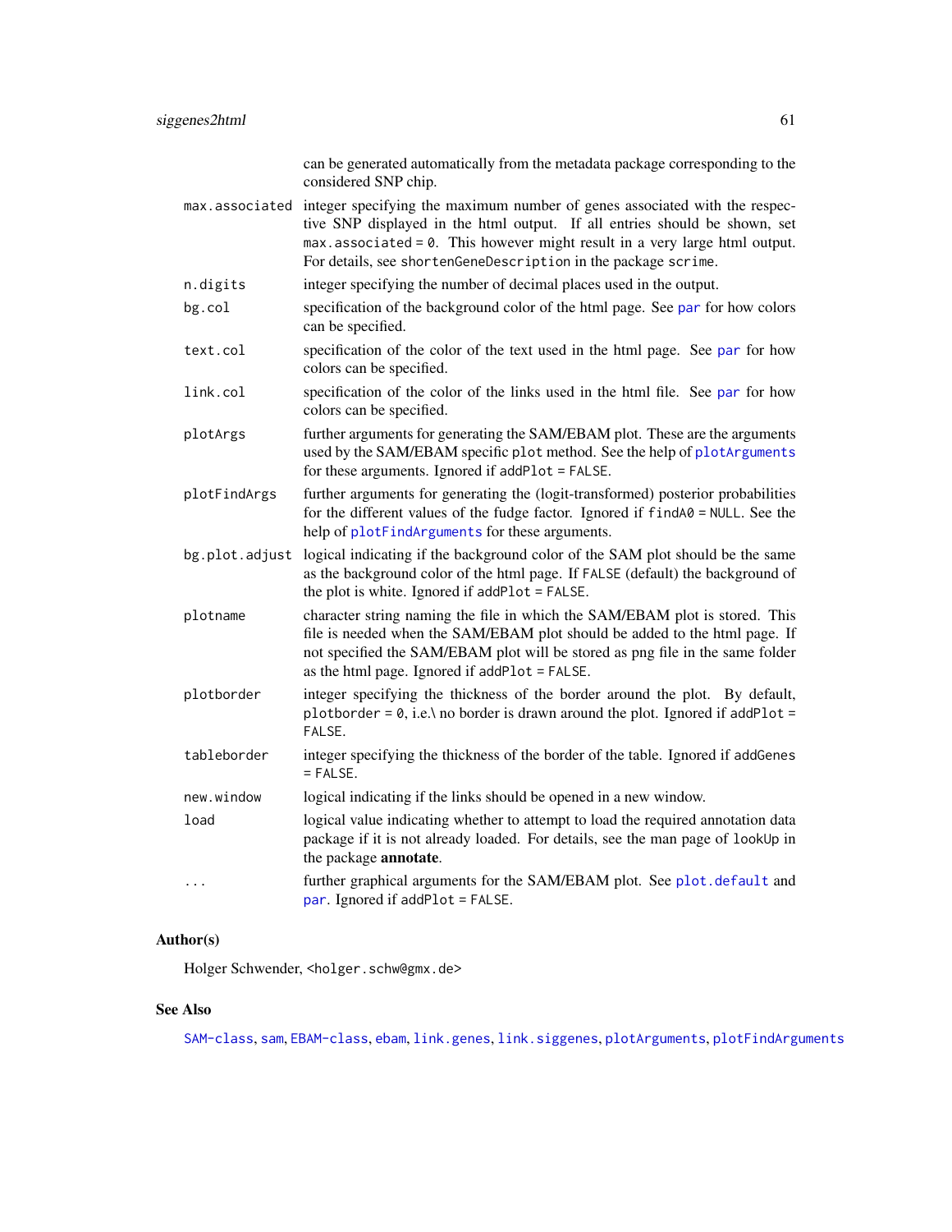can be generated automatically from the metadata package corresponding to the considered SNP chip.

| | |
|---|---|
| `max.associated` | integer specifying the maximum number of genes associated with the respective SNP displayed in the html output. If all entries should be shown, set `max.associated = 0`. This however might result in a very large html output. For details, see `shortenGeneDescription` in the package `scrime`. |
| `n.digits` | integer specifying the number of decimal places used in the output. |
| `bg.col` | specification of the background color of the html page. See `par` for how colors can be specified. |
| `text.col` | specification of the color of the text used in the html page. See `par` for how colors can be specified. |
| `link.col` | specification of the color of the links used in the html file. See `par` for how colors can be specified. |
| `plotArgs` | further arguments for generating the SAM/EBAM plot. These are the arguments used by the SAM/EBAM specific `plot` method. See the help of `plotArguments` for these arguments. Ignored if `addPlot = FALSE`. |
| `plotFindArgs` | further arguments for generating the (logit-transformed) posterior probabilities for the different values of the fudge factor. Ignored if `findA0 = NULL`. See the help of `plotFindArguments` for these arguments. |
| `bg.plot.adjust` | logical indicating if the background color of the SAM plot should be the same as the background color of the html page. If `FALSE` (default) the background of the plot is white. Ignored if `addPlot = FALSE`. |
| `plotname` | character string naming the file in which the SAM/EBAM plot is stored. This file is needed when the SAM/EBAM plot should be added to the html page. If not specified the SAM/EBAM plot will be stored as png file in the same folder as the html page. Ignored if `addPlot = FALSE`. |
| `plotborder` | integer specifying the thickness of the border around the plot. By default, `plotborder = 0`, i.e.\ no border is drawn around the plot. Ignored if `addPlot = FALSE`. |
| `tableborder` | integer specifying the thickness of the border of the table. Ignored if `addGenes = FALSE`. |
| `new.window` | logical indicating if the links should be opened in a new window. |
| `load` | logical value indicating whether to attempt to load the required annotation data package if it is not already loaded. For details, see the man page of `lookUp` in the package **annotate**. |
| `...` | further graphical arguments for the SAM/EBAM plot. See `plot.default` and `par`. Ignored if `addPlot = FALSE`. |

## Author(s)

Holger Schwender, <holger.schw@gmx.de>

## See Also

`SAM-class`, `sam`, `EBAM-class`, `ebam`, `link.genes`, `link.siggenes`, `plotArguments`, `plotFindArguments`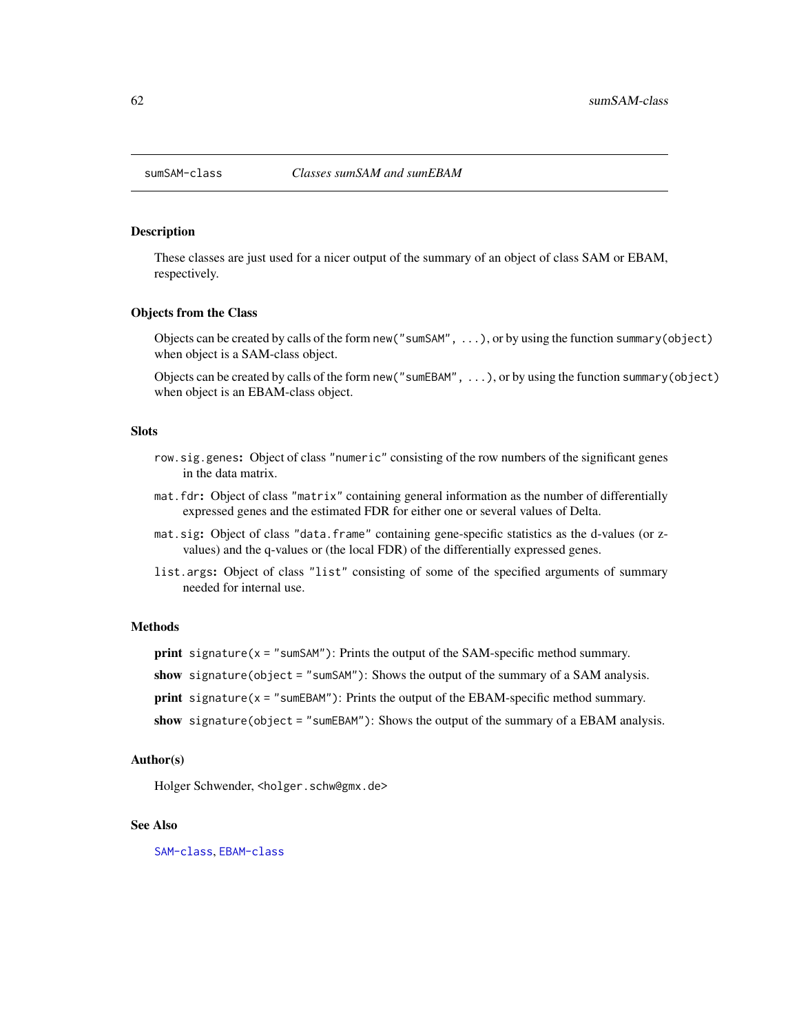# sumSAM-class — *Classes sumSAM and sumEBAM*

## Description

These classes are just used for a nicer output of the summary of an object of class SAM or EBAM, respectively.

## Objects from the Class

Objects can be created by calls of the form `new("sumSAM", ...)`, or by using the function `summary(object)` when object is a SAM-class object.

Objects can be created by calls of the form `new("sumEBAM", ...)`, or by using the function `summary(object)` when object is an EBAM-class object.

## Slots

- `row.sig.genes`**:** Object of class `"numeric"` consisting of the row numbers of the significant genes in the data matrix.
- `mat.fdr`**:** Object of class `"matrix"` containing general information as the number of differentially expressed genes and the estimated FDR for either one or several values of Delta.
- `mat.sig`**:** Object of class `"data.frame"` containing gene-specific statistics as the d-values (or z-values) and the q-values or (the local FDR) of the differentially expressed genes.
- `list.args`**:** Object of class `"list"` consisting of some of the specified arguments of summary needed for internal use.

## Methods

- **print** `signature(x = "sumSAM")`: Prints the output of the SAM-specific method summary.
- **show** `signature(object = "sumSAM")`: Shows the output of the summary of a SAM analysis.
- **print** `signature(x = "sumEBAM")`: Prints the output of the EBAM-specific method summary.
- **show** `signature(object = "sumEBAM")`: Shows the output of the summary of a EBAM analysis.

## Author(s)

Holger Schwender, `<holger.schw@gmx.de>`

## See Also

`SAM-class`, `EBAM-class`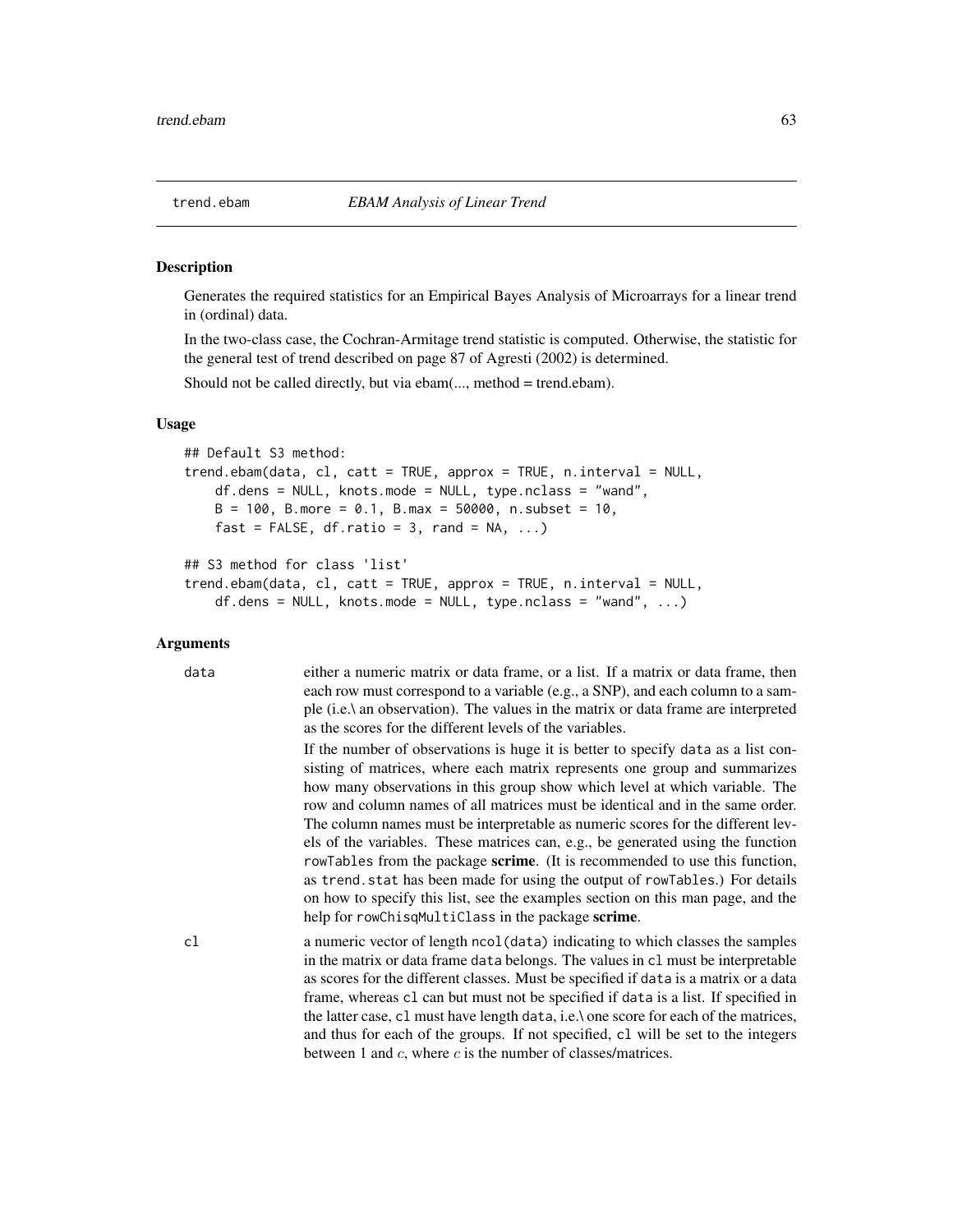# trend.ebam — *EBAM Analysis of Linear Trend*

## Description

Generates the required statistics for an Empirical Bayes Analysis of Microarrays for a linear trend in (ordinal) data.

In the two-class case, the Cochran-Armitage trend statistic is computed. Otherwise, the statistic for the general test of trend described on page 87 of Agresti (2002) is determined.

Should not be called directly, but via ebam(..., method = trend.ebam).

## Usage

```
## Default S3 method:
trend.ebam(data, cl, catt = TRUE, approx = TRUE, n.interval = NULL,
    df.dens = NULL, knots.mode = NULL, type.nclass = "wand",
    B = 100, B.more = 0.1, B.max = 50000, n.subset = 10,
    fast = FALSE, df.ratio = 3, rand = NA, ...)

## S3 method for class 'list'
trend.ebam(data, cl, catt = TRUE, approx = TRUE, n.interval = NULL,
    df.dens = NULL, knots.mode = NULL, type.nclass = "wand", ...)
```

## Arguments

`data` — either a numeric matrix or data frame, or a list. If a matrix or data frame, then each row must correspond to a variable (e.g., a SNP), and each column to a sample (i.e.\ an observation). The values in the matrix or data frame are interpreted as the scores for the different levels of the variables.

If the number of observations is huge it is better to specify `data` as a list consisting of matrices, where each matrix represents one group and summarizes how many observations in this group show which level at which variable. The row and column names of all matrices must be identical and in the same order. The column names must be interpretable as numeric scores for the different levels of the variables. These matrices can, e.g., be generated using the function `rowTables` from the package **scrime**. (It is recommended to use this function, as `trend.stat` has been made for using the output of `rowTables`.) For details on how to specify this list, see the examples section on this man page, and the help for `rowChisqMultiClass` in the package **scrime**.

`cl` — a numeric vector of length `ncol(data)` indicating to which classes the samples in the matrix or data frame `data` belongs. The values in `cl` must be interpretable as scores for the different classes. Must be specified if `data` is a matrix or a data frame, whereas `cl` can but must not be specified if `data` is a list. If specified in the latter case, `cl` must have length `data`, i.e.\ one score for each of the matrices, and thus for each of the groups. If not specified, `cl` will be set to the integers between 1 and $c$, where $c$ is the number of classes/matrices.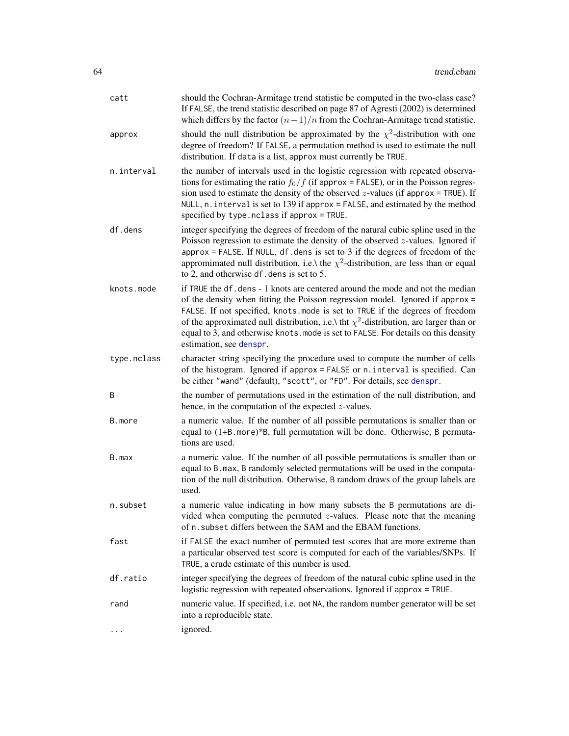| | |
|---|---|
| catt | should the Cochran-Armitage trend statistic be computed in the two-class case? If FALSE, the trend statistic described on page 87 of Agresti (2002) is determined which differs by the factor $(n-1)/n$ from the Cochran-Armitage trend statistic. |
| approx | should the null distribution be approximated by the $\chi^2$-distribution with one degree of freedom? If FALSE, a permutation method is used to estimate the null distribution. If data is a list, approx must currently be TRUE. |
| n.interval | the number of intervals used in the logistic regression with repeated observations for estimating the ratio $f_0/f$ (if approx = FALSE), or in the Poisson regression used to estimate the density of the observed $z$-values (if approx = TRUE). If NULL, n.interval is set to 139 if approx = FALSE, and estimated by the method specified by type.nclass if approx = TRUE. |
| df.dens | integer specifying the degrees of freedom of the natural cubic spline used in the Poisson regression to estimate the density of the observed $z$-values. Ignored if approx = FALSE. If NULL, df.dens is set to 3 if the degrees of freedom of the appromimated null distribution, i.e.\ the $\chi^2$-distribution, are less than or equal to 2, and otherwise df.dens is set to 5. |
| knots.mode | if TRUE the df.dens - 1 knots are centered around the mode and not the median of the density when fitting the Poisson regression model. Ignored if approx = FALSE. If not specified, knots.mode is set to TRUE if the degrees of freedom of the approximated null distribution, i.e.\ tht $\chi^2$-distribution, are larger than or equal to 3, and otherwise knots.mode is set to FALSE. For details on this density estimation, see denspr. |
| type.nclass | character string specifying the procedure used to compute the number of cells of the histogram. Ignored if approx = FALSE or n.interval is specified. Can be either "wand" (default), "scott", or "FD". For details, see denspr. |
| B | the number of permutations used in the estimation of the null distribution, and hence, in the computation of the expected $z$-values. |
| B.more | a numeric value. If the number of all possible permutations is smaller than or equal to (1+B.more)*B, full permutation will be done. Otherwise, B permutations are used. |
| B.max | a numeric value. If the number of all possible permutations is smaller than or equal to B.max, B randomly selected permutations will be used in the computation of the null distribution. Otherwise, B random draws of the group labels are used. |
| n.subset | a numeric value indicating in how many subsets the B permutations are divided when computing the permuted $z$-values. Please note that the meaning of n.subset differs between the SAM and the EBAM functions. |
| fast | if FALSE the exact number of permuted test scores that are more extreme than a particular observed test score is computed for each of the variables/SNPs. If TRUE, a crude estimate of this number is used. |
| df.ratio | integer specifying the degrees of freedom of the natural cubic spline used in the logistic regression with repeated observations. Ignored if approx = TRUE. |
| rand | numeric value. If specified, i.e. not NA, the random number generator will be set into a reproducible state. |
| ... | ignored. |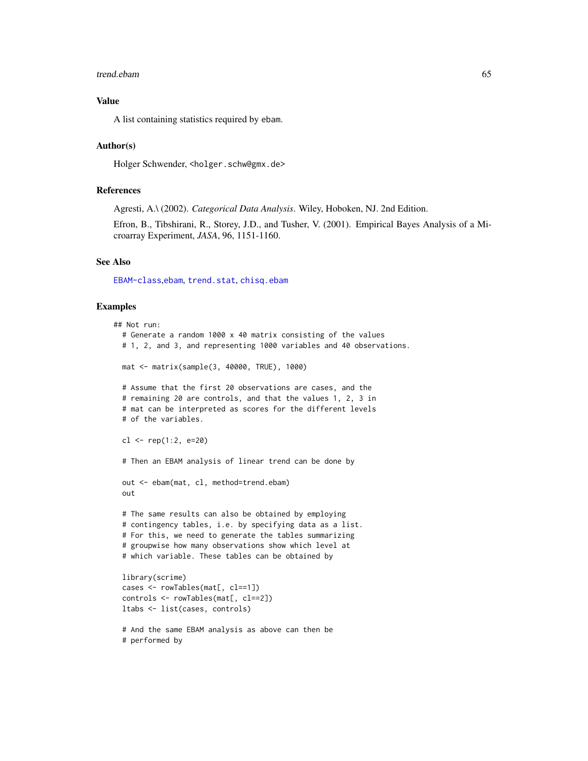## Value

A list containing statistics required by ebam.

## Author(s)

Holger Schwender, <holger.schw@gmx.de>

## References

Agresti, A.\ (2002). *Categorical Data Analysis*. Wiley, Hoboken, NJ. 2nd Edition.

Efron, B., Tibshirani, R., Storey, J.D., and Tusher, V. (2001). Empirical Bayes Analysis of a Microarray Experiment, *JASA*, 96, 1151-1160.

## See Also

EBAM-class,ebam, trend.stat, chisq.ebam

## Examples

```
## Not run:
  # Generate a random 1000 x 40 matrix consisting of the values
  # 1, 2, and 3, and representing 1000 variables and 40 observations.

  mat <- matrix(sample(3, 40000, TRUE), 1000)

  # Assume that the first 20 observations are cases, and the
  # remaining 20 are controls, and that the values 1, 2, 3 in
  # mat can be interpreted as scores for the different levels
  # of the variables.

  cl <- rep(1:2, e=20)

  # Then an EBAM analysis of linear trend can be done by

  out <- ebam(mat, cl, method=trend.ebam)
  out

  # The same results can also be obtained by employing
  # contingency tables, i.e. by specifying data as a list.
  # For this, we need to generate the tables summarizing
  # groupwise how many observations show which level at
  # which variable. These tables can be obtained by

  library(scrime)
  cases <- rowTables(mat[, cl==1])
  controls <- rowTables(mat[, cl==2])
  ltabs <- list(cases, controls)

  # And the same EBAM analysis as above can then be
  # performed by
```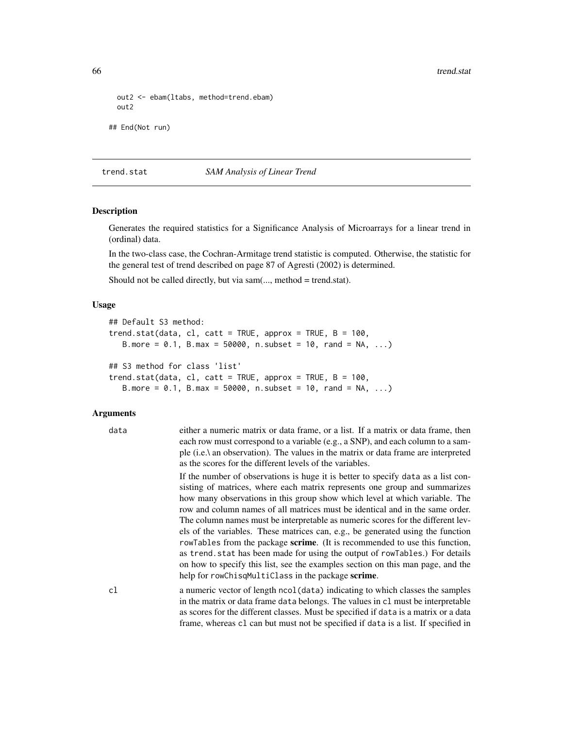```
  out2 <- ebam(ltabs, method=trend.ebam)
  out2

## End(Not run)
```

---

## trend.stat — *SAM Analysis of Linear Trend*

### Description

Generates the required statistics for a Significance Analysis of Microarrays for a linear trend in (ordinal) data.

In the two-class case, the Cochran-Armitage trend statistic is computed. Otherwise, the statistic for the general test of trend described on page 87 of Agresti (2002) is determined.

Should not be called directly, but via sam(..., method = trend.stat).

### Usage

```
## Default S3 method:
trend.stat(data, cl, catt = TRUE, approx = TRUE, B = 100,
   B.more = 0.1, B.max = 50000, n.subset = 10, rand = NA, ...)

## S3 method for class 'list'
trend.stat(data, cl, catt = TRUE, approx = TRUE, B = 100,
   B.more = 0.1, B.max = 50000, n.subset = 10, rand = NA, ...)
```

### Arguments

`data` either a numeric matrix or data frame, or a list. If a matrix or data frame, then each row must correspond to a variable (e.g., a SNP), and each column to a sample (i.e.\ an observation). The values in the matrix or data frame are interpreted as the scores for the different levels of the variables.

If the number of observations is huge it is better to specify `data` as a list consisting of matrices, where each matrix represents one group and summarizes how many observations in this group show which level at which variable. The row and column names of all matrices must be identical and in the same order. The column names must be interpretable as numeric scores for the different levels of the variables. These matrices can, e.g., be generated using the function `rowTables` from the package **scrime**. (It is recommended to use this function, as `trend.stat` has been made for using the output of `rowTables`.) For details on how to specify this list, see the examples section on this man page, and the help for `rowChisqMultiClass` in the package **scrime**.

`cl` a numeric vector of length `ncol(data)` indicating to which classes the samples in the matrix or data frame `data` belongs. The values in `cl` must be interpretable as scores for the different classes. Must be specified if `data` is a matrix or a data frame, whereas `cl` can but must not be specified if `data` is a list. If specified in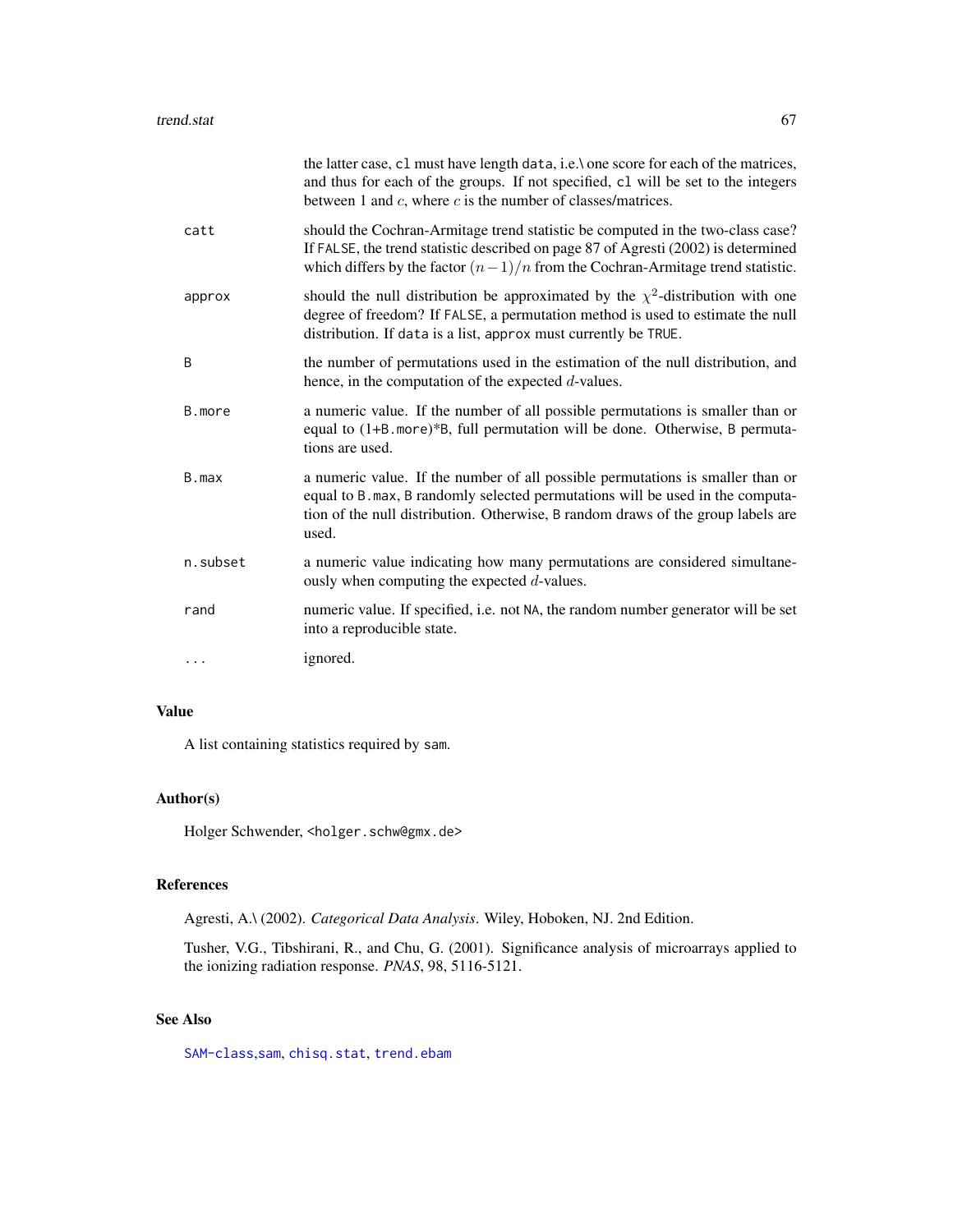the latter case, `cl` must have length `data`, i.e.\ one score for each of the matrices, and thus for each of the groups. If not specified, `cl` will be set to the integers between 1 and $c$, where $c$ is the number of classes/matrices.

| | |
|---|---|
| `catt` | should the Cochran-Armitage trend statistic be computed in the two-class case? If `FALSE`, the trend statistic described on page 87 of Agresti (2002) is determined which differs by the factor $(n-1)/n$ from the Cochran-Armitage trend statistic. |
| `approx` | should the null distribution be approximated by the $\chi^2$-distribution with one degree of freedom? If `FALSE`, a permutation method is used to estimate the null distribution. If `data` is a list, `approx` must currently be `TRUE`. |
| `B` | the number of permutations used in the estimation of the null distribution, and hence, in the computation of the expected $d$-values. |
| `B.more` | a numeric value. If the number of all possible permutations is smaller than or equal to (1+`B.more`)*`B`, full permutation will be done. Otherwise, `B` permutations are used. |
| `B.max` | a numeric value. If the number of all possible permutations is smaller than or equal to `B.max`, `B` randomly selected permutations will be used in the computation of the null distribution. Otherwise, `B` random draws of the group labels are used. |
| `n.subset` | a numeric value indicating how many permutations are considered simultaneously when computing the expected $d$-values. |
| `rand` | numeric value. If specified, i.e. not `NA`, the random number generator will be set into a reproducible state. |
| `...` | ignored. |

## Value

A list containing statistics required by `sam`.

## Author(s)

Holger Schwender, <holger.schw@gmx.de>

## References

Agresti, A.\ (2002). *Categorical Data Analysis*. Wiley, Hoboken, NJ. 2nd Edition.

Tusher, V.G., Tibshirani, R., and Chu, G. (2001). Significance analysis of microarrays applied to the ionizing radiation response. *PNAS*, 98, 5116-5121.

## See Also

`SAM-class`,`sam`, `chisq.stat`, `trend.ebam`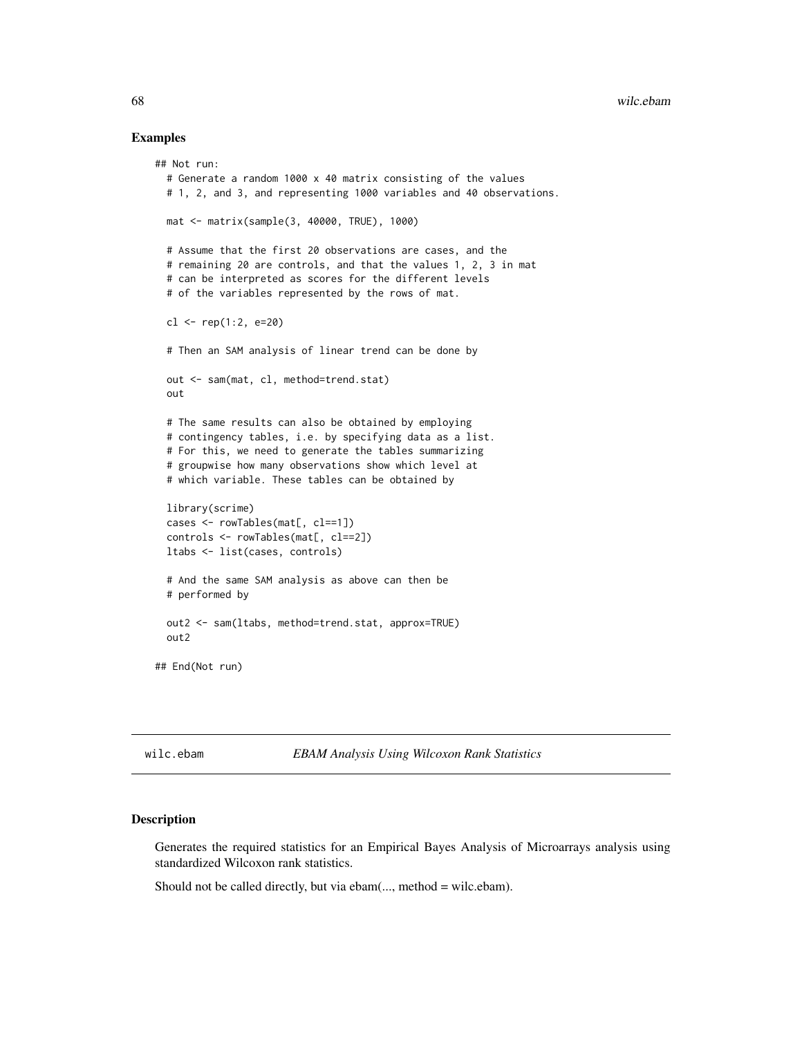### Examples

```
## Not run:
  # Generate a random 1000 x 40 matrix consisting of the values
  # 1, 2, and 3, and representing 1000 variables and 40 observations.

  mat <- matrix(sample(3, 40000, TRUE), 1000)

  # Assume that the first 20 observations are cases, and the
  # remaining 20 are controls, and that the values 1, 2, 3 in mat
  # can be interpreted as scores for the different levels
  # of the variables represented by the rows of mat.

  cl <- rep(1:2, e=20)

  # Then an SAM analysis of linear trend can be done by

  out <- sam(mat, cl, method=trend.stat)
  out

  # The same results can also be obtained by employing
  # contingency tables, i.e. by specifying data as a list.
  # For this, we need to generate the tables summarizing
  # groupwise how many observations show which level at
  # which variable. These tables can be obtained by

  library(scrime)
  cases <- rowTables(mat[, cl==1])
  controls <- rowTables(mat[, cl==2])
  ltabs <- list(cases, controls)

  # And the same SAM analysis as above can then be
  # performed by

  out2 <- sam(ltabs, method=trend.stat, approx=TRUE)
  out2

## End(Not run)
```

---

## wilc.ebam *EBAM Analysis Using Wilcoxon Rank Statistics*

---

### Description

Generates the required statistics for an Empirical Bayes Analysis of Microarrays analysis using standardized Wilcoxon rank statistics.

Should not be called directly, but via ebam(..., method = wilc.ebam).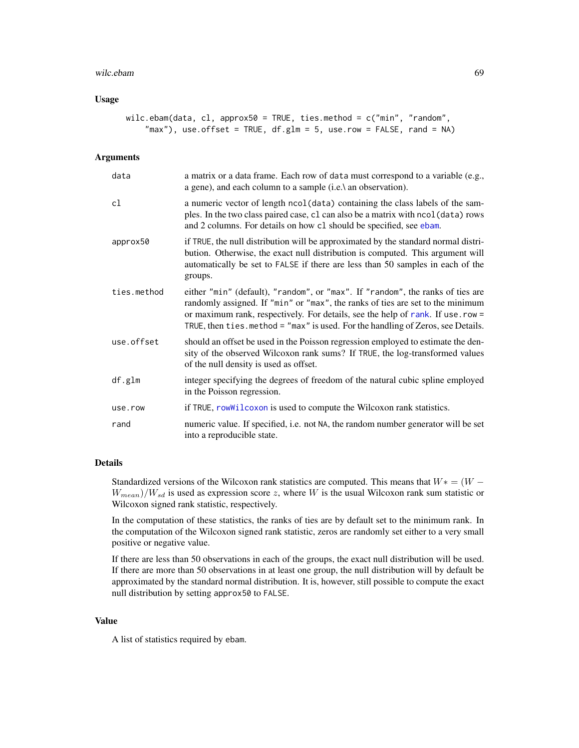### Usage

```
wilc.ebam(data, cl, approx50 = TRUE, ties.method = c("min", "random",
    "max"), use.offset = TRUE, df.glm = 5, use.row = FALSE, rand = NA)
```

### Arguments

| | |
|---|---|
| `data` | a matrix or a data frame. Each row of `data` must correspond to a variable (e.g., a gene), and each column to a sample (i.e.\ an observation). |
| `cl` | a numeric vector of length `ncol(data)` containing the class labels of the samples. In the two class paired case, `cl` can also be a matrix with `ncol(data)` rows and 2 columns. For details on how `cl` should be specified, see `ebam`. |
| `approx50` | if `TRUE`, the null distribution will be approximated by the standard normal distribution. Otherwise, the exact null distribution is computed. This argument will automatically be set to `FALSE` if there are less than 50 samples in each of the groups. |
| `ties.method` | either `"min"` (default), `"random"`, or `"max"`. If `"random"`, the ranks of ties are randomly assigned. If `"min"` or `"max"`, the ranks of ties are set to the minimum or maximum rank, respectively. For details, see the help of `rank`. If `use.row = TRUE`, then `ties.method = "max"` is used. For the handling of Zeros, see Details. |
| `use.offset` | should an offset be used in the Poisson regression employed to estimate the density of the observed Wilcoxon rank sums? If `TRUE`, the log-transformed values of the null density is used as offset. |
| `df.glm` | integer specifying the degrees of freedom of the natural cubic spline employed in the Poisson regression. |
| `use.row` | if `TRUE`, `rowWilcoxon` is used to compute the Wilcoxon rank statistics. |
| `rand` | numeric value. If specified, i.e. not `NA`, the random number generator will be set into a reproducible state. |

### Details

Standardized versions of the Wilcoxon rank statistics are computed. This means that $W* = (W - W_{mean})/W_{sd}$ is used as expression score $z$, where $W$ is the usual Wilcoxon rank sum statistic or Wilcoxon signed rank statistic, respectively.

In the computation of these statistics, the ranks of ties are by default set to the minimum rank. In the computation of the Wilcoxon signed rank statistic, zeros are randomly set either to a very small positive or negative value.

If there are less than 50 observations in each of the groups, the exact null distribution will be used. If there are more than 50 observations in at least one group, the null distribution will by default be approximated by the standard normal distribution. It is, however, still possible to compute the exact null distribution by setting `approx50` to `FALSE`.

### Value

A list of statistics required by `ebam`.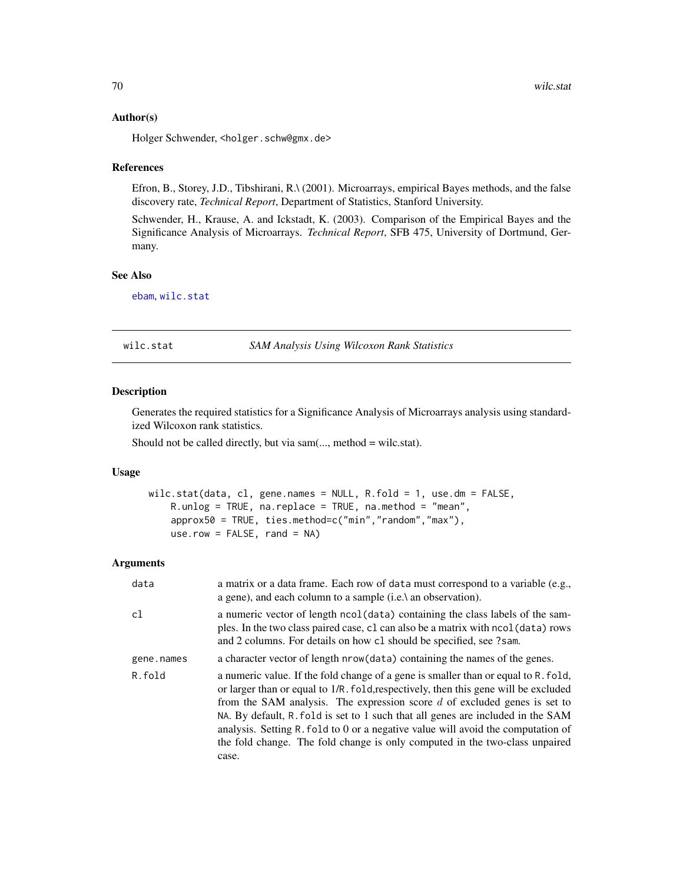### Author(s)

Holger Schwender, <holger.schw@gmx.de>

### References

Efron, B., Storey, J.D., Tibshirani, R.\ (2001). Microarrays, empirical Bayes methods, and the false discovery rate, *Technical Report*, Department of Statistics, Stanford University.

Schwender, H., Krause, A. and Ickstadt, K. (2003). Comparison of the Empirical Bayes and the Significance Analysis of Microarrays. *Technical Report*, SFB 475, University of Dortmund, Germany.

### See Also

ebam, wilc.stat

---

## wilc.stat — *SAM Analysis Using Wilcoxon Rank Statistics*

### Description

Generates the required statistics for a Significance Analysis of Microarrays analysis using standardized Wilcoxon rank statistics.

Should not be called directly, but via sam(..., method = wilc.stat).

### Usage

```
wilc.stat(data, cl, gene.names = NULL, R.fold = 1, use.dm = FALSE,
    R.unlog = TRUE, na.replace = TRUE, na.method = "mean",
    approx50 = TRUE, ties.method=c("min","random","max"),
    use.row = FALSE, rand = NA)
```

### Arguments

| | |
|---|---|
| `data` | a matrix or a data frame. Each row of `data` must correspond to a variable (e.g., a gene), and each column to a sample (i.e.\ an observation). |
| `cl` | a numeric vector of length `ncol(data)` containing the class labels of the samples. In the two class paired case, `cl` can also be a matrix with `ncol(data)` rows and 2 columns. For details on how `cl` should be specified, see `?sam`. |
| `gene.names` | a character vector of length `nrow(data)` containing the names of the genes. |
| `R.fold` | a numeric value. If the fold change of a gene is smaller than or equal to `R.fold`, or larger than or equal to 1/`R.fold`,respectively, then this gene will be excluded from the SAM analysis. The expression score $d$ of excluded genes is set to `NA`. By default, `R.fold` is set to 1 such that all genes are included in the SAM analysis. Setting `R.fold` to 0 or a negative value will avoid the computation of the fold change. The fold change is only computed in the two-class unpaired case. |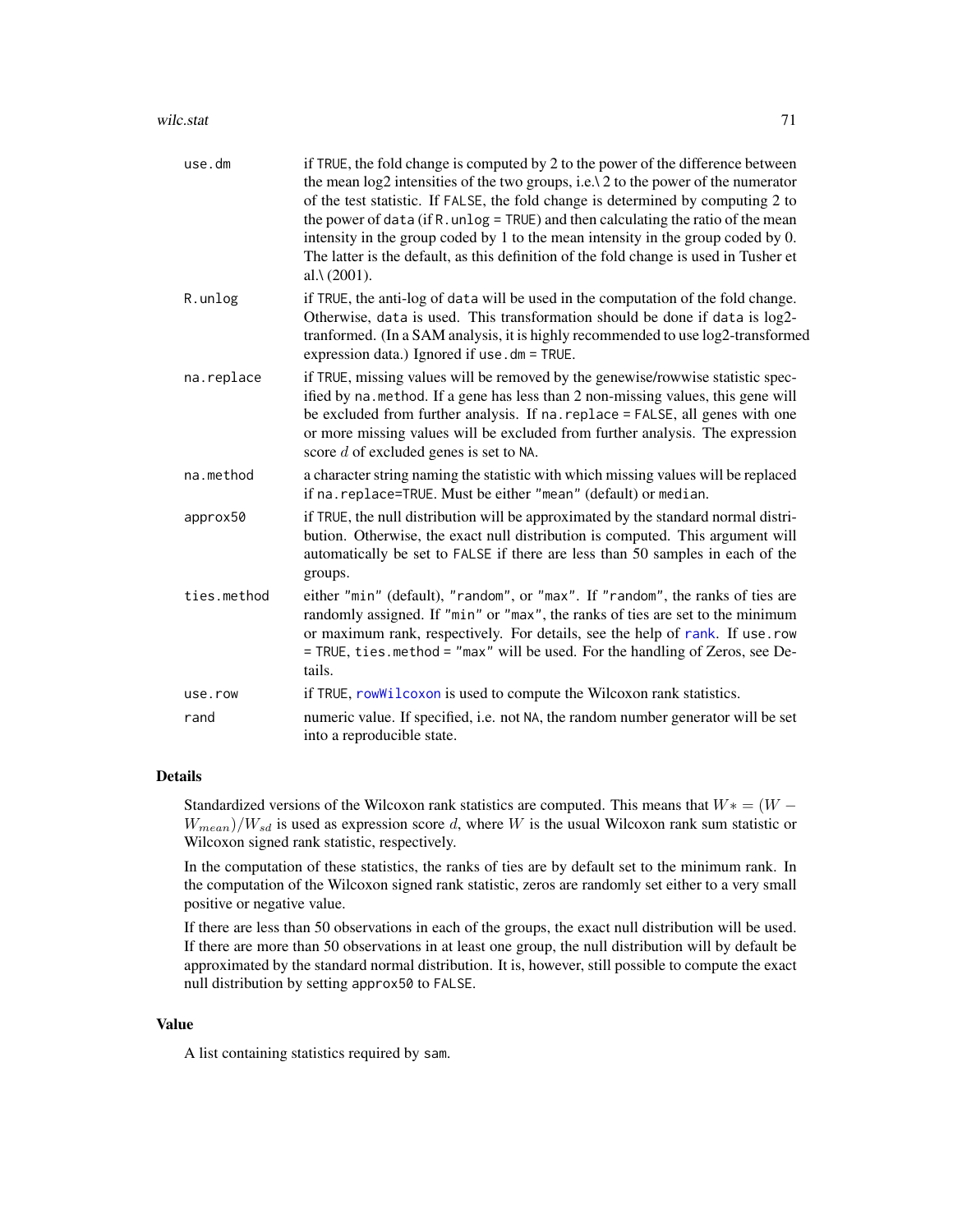| | |
|---|---|
| `use.dm` | if `TRUE`, the fold change is computed by 2 to the power of the difference between the mean log2 intensities of the two groups, i.e.\ 2 to the power of the numerator of the test statistic. If `FALSE`, the fold change is determined by computing 2 to the power of `data` (if `R.unlog = TRUE`) and then calculating the ratio of the mean intensity in the group coded by 1 to the mean intensity in the group coded by 0. The latter is the default, as this definition of the fold change is used in Tusher et al.\ (2001). |
| `R.unlog` | if `TRUE`, the anti-log of `data` will be used in the computation of the fold change. Otherwise, `data` is used. This transformation should be done if `data` is log2-tranformed. (In a SAM analysis, it is highly recommended to use log2-transformed expression data.) Ignored if `use.dm = TRUE`. |
| `na.replace` | if `TRUE`, missing values will be removed by the genewise/rowwise statistic specified by `na.method`. If a gene has less than 2 non-missing values, this gene will be excluded from further analysis. If `na.replace = FALSE`, all genes with one or more missing values will be excluded from further analysis. The expression score $d$ of excluded genes is set to `NA`. |
| `na.method` | a character string naming the statistic with which missing values will be replaced if `na.replace=TRUE`. Must be either `"mean"` (default) or `median`. |
| `approx50` | if `TRUE`, the null distribution will be approximated by the standard normal distribution. Otherwise, the exact null distribution is computed. This argument will automatically be set to `FALSE` if there are less than 50 samples in each of the groups. |
| `ties.method` | either `"min"` (default), `"random"`, or `"max"`. If `"random"`, the ranks of ties are randomly assigned. If `"min"` or `"max"`, the ranks of ties are set to the minimum or maximum rank, respectively. For details, see the help of `rank`. If `use.row = TRUE`, `ties.method = "max"` will be used. For the handling of Zeros, see Details. |
| `use.row` | if `TRUE`, `rowWilcoxon` is used to compute the Wilcoxon rank statistics. |
| `rand` | numeric value. If specified, i.e. not `NA`, the random number generator will be set into a reproducible state. |

## Details

Standardized versions of the Wilcoxon rank statistics are computed. This means that $W* = (W - W_{mean})/W_{sd}$ is used as expression score $d$, where $W$ is the usual Wilcoxon rank sum statistic or Wilcoxon signed rank statistic, respectively.

In the computation of these statistics, the ranks of ties are by default set to the minimum rank. In the computation of the Wilcoxon signed rank statistic, zeros are randomly set either to a very small positive or negative value.

If there are less than 50 observations in each of the groups, the exact null distribution will be used. If there are more than 50 observations in at least one group, the null distribution will by default be approximated by the standard normal distribution. It is, however, still possible to compute the exact null distribution by setting `approx50` to `FALSE`.

## Value

A list containing statistics required by `sam`.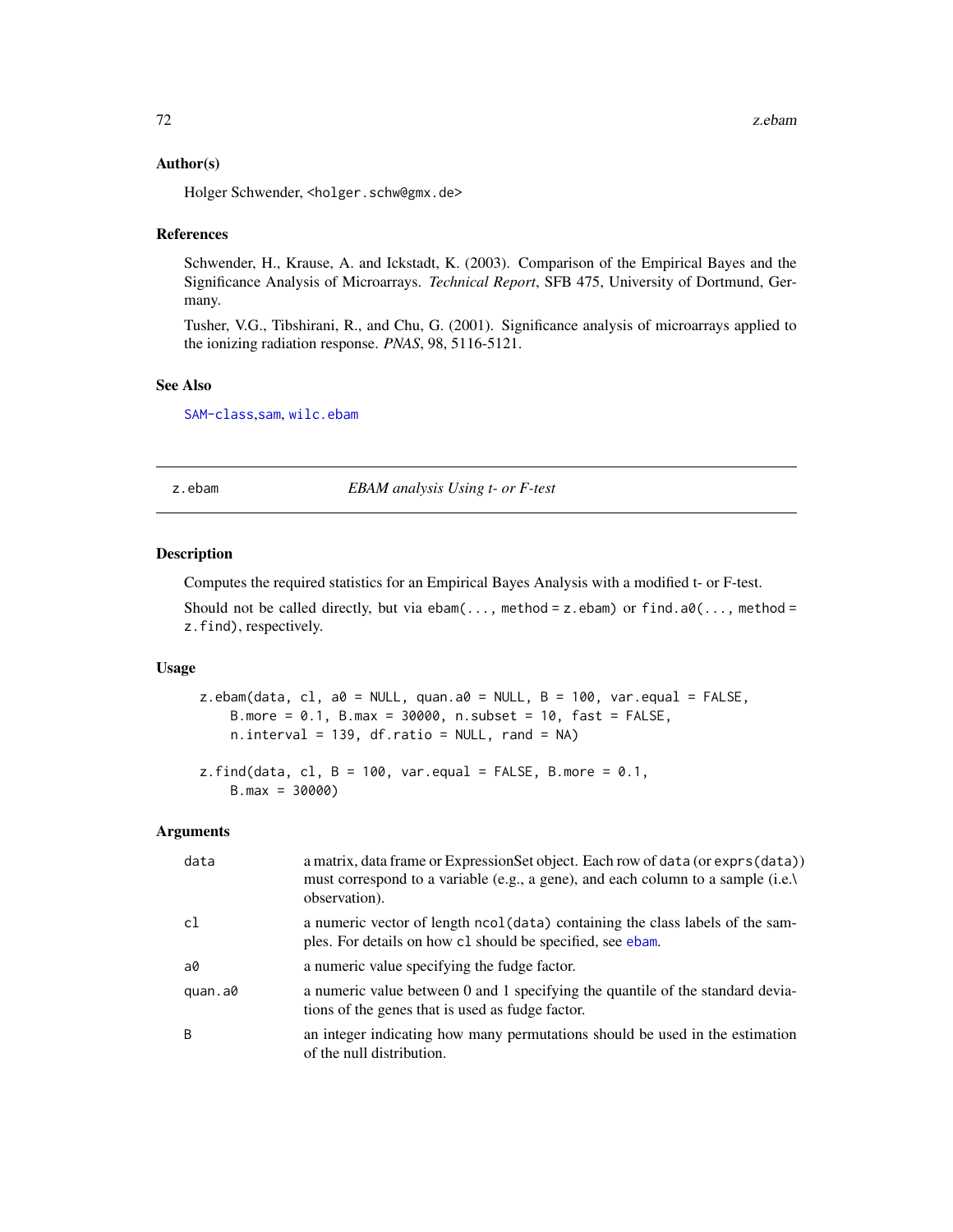## Author(s)

Holger Schwender, <holger.schw@gmx.de>

## References

Schwender, H., Krause, A. and Ickstadt, K. (2003). Comparison of the Empirical Bayes and the Significance Analysis of Microarrays. *Technical Report*, SFB 475, University of Dortmund, Germany.

Tusher, V.G., Tibshirani, R., and Chu, G. (2001). Significance analysis of microarrays applied to the ionizing radiation response. *PNAS*, 98, 5116-5121.

## See Also

SAM-class,sam, wilc.ebam

---

# z.ebam — *EBAM analysis Using t- or F-test*

## Description

Computes the required statistics for an Empirical Bayes Analysis with a modified t- or F-test.

Should not be called directly, but via `ebam(..., method = z.ebam)` or `find.a0(..., method = z.find)`, respectively.

## Usage

```
z.ebam(data, cl, a0 = NULL, quan.a0 = NULL, B = 100, var.equal = FALSE,
    B.more = 0.1, B.max = 30000, n.subset = 10, fast = FALSE,
    n.interval = 139, df.ratio = NULL, rand = NA)

z.find(data, cl, B = 100, var.equal = FALSE, B.more = 0.1,
    B.max = 30000)
```

## Arguments

| | |
|---|---|
| `data` | a matrix, data frame or ExpressionSet object. Each row of `data` (or `exprs(data)`) must correspond to a variable (e.g., a gene), and each column to a sample (i.e.\ observation). |
| `cl` | a numeric vector of length `ncol(data)` containing the class labels of the samples. For details on how `cl` should be specified, see `ebam`. |
| `a0` | a numeric value specifying the fudge factor. |
| `quan.a0` | a numeric value between 0 and 1 specifying the quantile of the standard deviations of the genes that is used as fudge factor. |
| `B` | an integer indicating how many permutations should be used in the estimation of the null distribution. |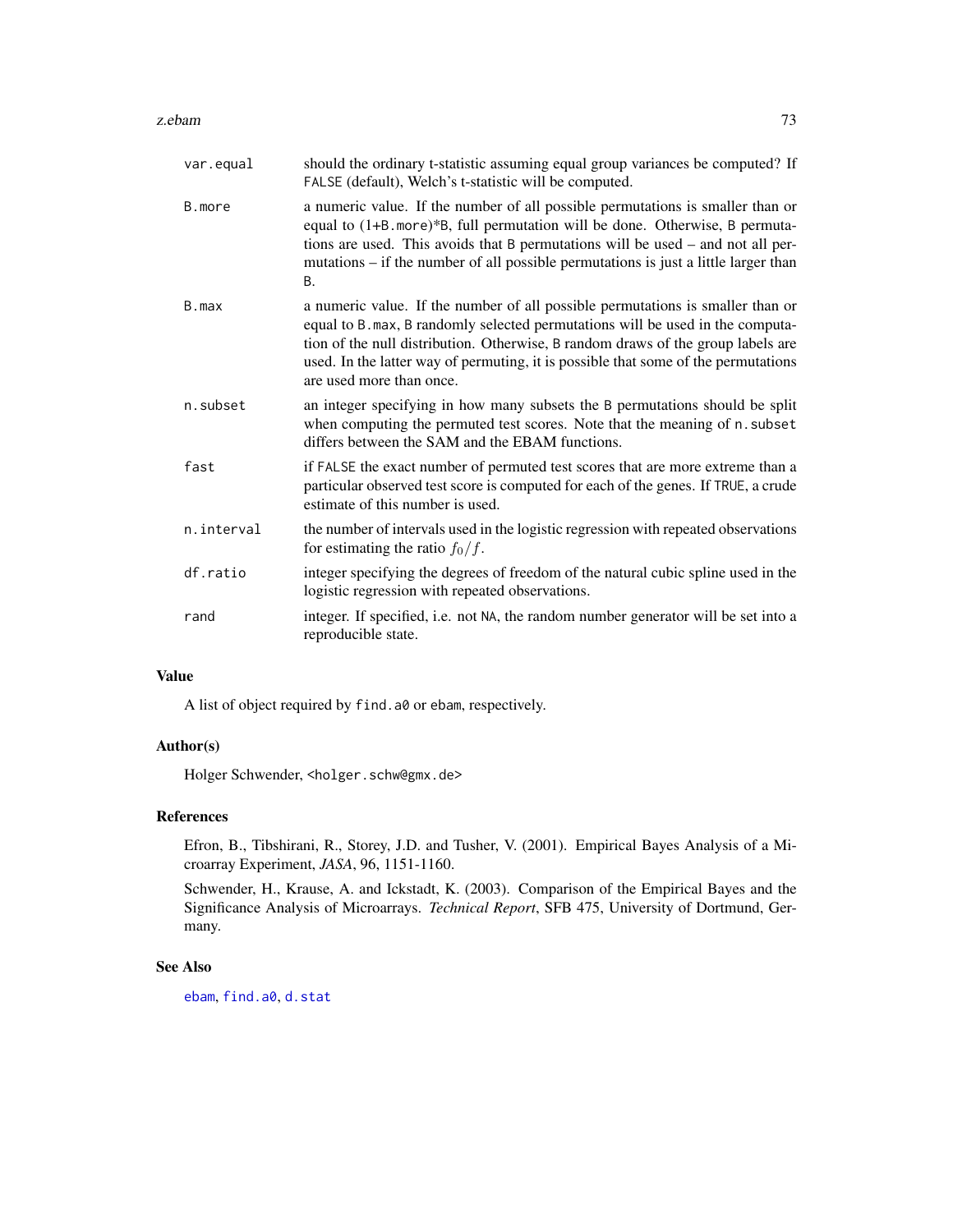| | |
|---|---|
| var.equal | should the ordinary t-statistic assuming equal group variances be computed? If FALSE (default), Welch's t-statistic will be computed. |
| B.more | a numeric value. If the number of all possible permutations is smaller than or equal to (1+B.more)*B, full permutation will be done. Otherwise, B permutations are used. This avoids that B permutations will be used – and not all permutations – if the number of all possible permutations is just a little larger than B. |
| B.max | a numeric value. If the number of all possible permutations is smaller than or equal to B.max, B randomly selected permutations will be used in the computation of the null distribution. Otherwise, B random draws of the group labels are used. In the latter way of permuting, it is possible that some of the permutations are used more than once. |
| n.subset | an integer specifying in how many subsets the B permutations should be split when computing the permuted test scores. Note that the meaning of n.subset differs between the SAM and the EBAM functions. |
| fast | if FALSE the exact number of permuted test scores that are more extreme than a particular observed test score is computed for each of the genes. If TRUE, a crude estimate of this number is used. |
| n.interval | the number of intervals used in the logistic regression with repeated observations for estimating the ratio $f_0/f$. |
| df.ratio | integer specifying the degrees of freedom of the natural cubic spline used in the logistic regression with repeated observations. |
| rand | integer. If specified, i.e. not NA, the random number generator will be set into a reproducible state. |

## Value

A list of object required by find.a0 or ebam, respectively.

## Author(s)

Holger Schwender, <holger.schw@gmx.de>

## References

Efron, B., Tibshirani, R., Storey, J.D. and Tusher, V. (2001). Empirical Bayes Analysis of a Microarray Experiment, *JASA*, 96, 1151-1160.

Schwender, H., Krause, A. and Ickstadt, K. (2003). Comparison of the Empirical Bayes and the Significance Analysis of Microarrays. *Technical Report*, SFB 475, University of Dortmund, Germany.

## See Also

ebam, find.a0, d.stat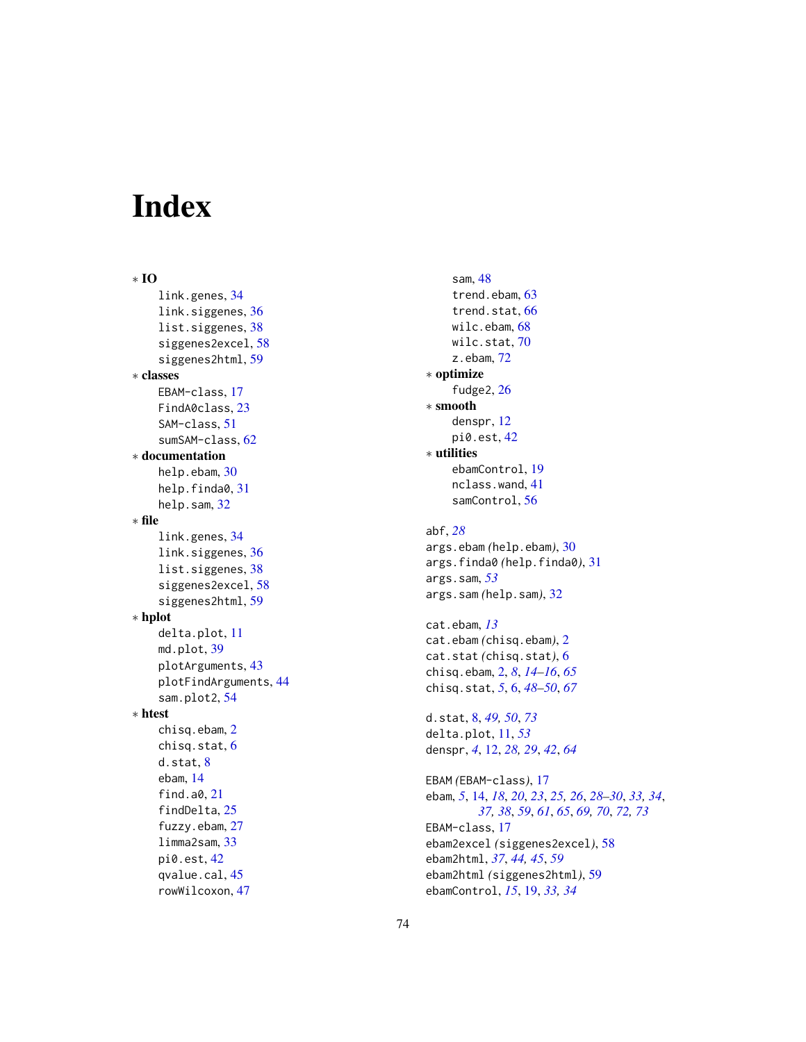# Index

∗ **IO**
- link.genes, 34
- link.siggenes, 36
- list.siggenes, 38
- siggenes2excel, 58
- siggenes2html, 59

∗ **classes**
- EBAM-class, 17
- FindA0class, 23
- SAM-class, 51
- sumSAM-class, 62

∗ **documentation**
- help.ebam, 30
- help.finda0, 31
- help.sam, 32

∗ **file**
- link.genes, 34
- link.siggenes, 36
- list.siggenes, 38
- siggenes2excel, 58
- siggenes2html, 59

∗ **hplot**
- delta.plot, 11
- md.plot, 39
- plotArguments, 43
- plotFindArguments, 44
- sam.plot2, 54

∗ **htest**
- chisq.ebam, 2
- chisq.stat, 6
- d.stat, 8
- ebam, 14
- find.a0, 21
- findDelta, 25
- fuzzy.ebam, 27
- limma2sam, 33
- pi0.est, 42
- qvalue.cal, 45
- rowWilcoxon, 47
- sam, 48
- trend.ebam, 63
- trend.stat, 66
- wilc.ebam, 68
- wilc.stat, 70
- z.ebam, 72

∗ **optimize**
- fudge2, 26

∗ **smooth**
- denspr, 12
- pi0.est, 42

∗ **utilities**
- ebamControl, 19
- nclass.wand, 41
- samControl, 56

abf, *28*
args.ebam *(*help.ebam*)*, 30
args.finda0 *(*help.finda0*)*, 31
args.sam, *53*
args.sam *(*help.sam*)*, 32

cat.ebam, *13*
cat.ebam *(*chisq.ebam*)*, 2
cat.stat *(*chisq.stat*)*, 6
chisq.ebam, 2, *8*, *14–16*, *65*
chisq.stat, *5*, 6, *48–50*, *67*

d.stat, 8, *49, 50*, *73*
delta.plot, 11, *53*
denspr, *4*, 12, *28, 29*, *42*, *64*

EBAM *(*EBAM-class*)*, 17
ebam, *5*, 14, *18*, *20*, *23*, *25, 26*, *28–30*, *33, 34*, *37, 38*, *59*, *61*, *65*, *69, 70*, *72, 73*
EBAM-class, 17
ebam2excel *(*siggenes2excel*)*, 58
ebam2html, *37*, *44, 45*, *59*
ebam2html *(*siggenes2html*)*, 59
ebamControl, *15*, 19, *33, 34*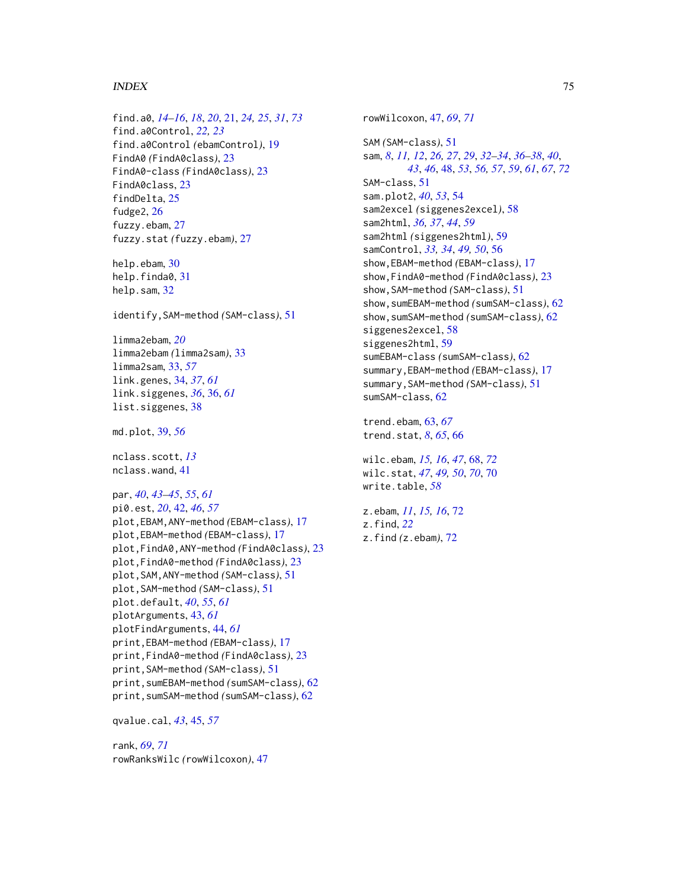find.a0, *14–16*, *18*, *20*, 21, *24, 25*, *31*, *73*
find.a0Control, *22, 23*
find.a0Control *(*ebamControl*)*, 19
FindA0 *(*FindA0class*)*, 23
FindA0-class *(*FindA0class*)*, 23
FindA0class, 23
findDelta, 25
fudge2, 26
fuzzy.ebam, 27
fuzzy.stat *(*fuzzy.ebam*)*, 27

help.ebam, 30
help.finda0, 31
help.sam, 32

identify,SAM-method *(*SAM-class*)*, 51

limma2ebam, *20*
limma2ebam *(*limma2sam*)*, 33
limma2sam, 33, *57*
link.genes, 34, *37*, *61*
link.siggenes, *36*, 36, *61*
list.siggenes, 38

md.plot, 39, *56*

nclass.scott, *13*
nclass.wand, 41

par, *40*, *43–45*, *55*, *61*
pi0.est, *20*, 42, *46*, *57*
plot,EBAM,ANY-method *(*EBAM-class*)*, 17
plot,EBAM-method *(*EBAM-class*)*, 17
plot,FindA0,ANY-method *(*FindA0class*)*, 23
plot,FindA0-method *(*FindA0class*)*, 23
plot,SAM,ANY-method *(*SAM-class*)*, 51
plot,SAM-method *(*SAM-class*)*, 51
plot.default, *40*, *55*, *61*
plotArguments, 43, *61*
plotFindArguments, 44, *61*
print,EBAM-method *(*EBAM-class*)*, 17
print,FindA0-method *(*FindA0class*)*, 23
print,SAM-method *(*SAM-class*)*, 51
print,sumEBAM-method *(*sumSAM-class*)*, 62
print,sumSAM-method *(*sumSAM-class*)*, 62

qvalue.cal, *43*, 45, *57*

rank, *69*, *71*
rowRanksWilc *(*rowWilcoxon*)*, 47
rowWilcoxon, 47, *69*, *71*

SAM *(*SAM-class*)*, 51
sam, *8*, *11, 12*, *26, 27*, *29*, *32–34*, *36–38*, *40*, *43*, *46*, 48, *53*, *56, 57*, *59*, *61*, *67*, *72*
SAM-class, 51
sam.plot2, *40*, *53*, 54
sam2excel *(*siggenes2excel*)*, 58
sam2html, *36, 37*, *44*, *59*
sam2html *(*siggenes2html*)*, 59
samControl, *33, 34*, *49, 50*, 56
show,EBAM-method *(*EBAM-class*)*, 17
show,FindA0-method *(*FindA0class*)*, 23
show,SAM-method *(*SAM-class*)*, 51
show,sumEBAM-method *(*sumSAM-class*)*, 62
show,sumSAM-method *(*sumSAM-class*)*, 62
siggenes2excel, 58
siggenes2html, 59
sumEBAM-class *(*sumSAM-class*)*, 62
summary,EBAM-method *(*EBAM-class*)*, 17
summary,SAM-method *(*SAM-class*)*, 51
sumSAM-class, 62

trend.ebam, 63, *67*
trend.stat, *8*, *65*, 66

wilc.ebam, *15, 16*, *47*, 68, *72*
wilc.stat, *47*, *49, 50*, *70*, 70
write.table, *58*

z.ebam, *11*, *15, 16*, 72
z.find, *22*
z.find *(*z.ebam*)*, 72